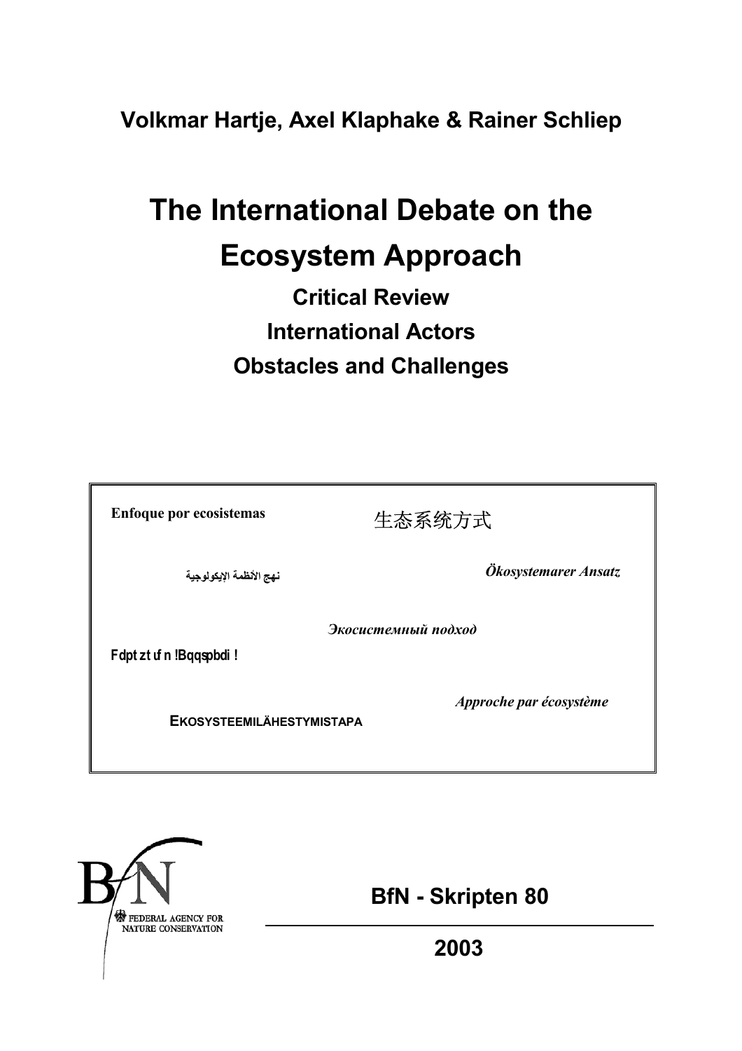**Volkmar Hartje, Axel Klaphake & Rainer Schliep**

# The International Debate on the Ecosystem Approach

## Critical Review

## International Actors

## Obstacles and Challenges

**Enfoque por ecosistemas**

生态系统方式

**نهج الأنظمة الإيكولوجية**

***Ökosystemarer Ansatz***

***Экосистемный подход***

**Fdpt zt tf n !Bqqspbdi !**

***Approche par écosystème***

**EKOSYSTEEMILÄHESTYMISTAPA**

FEDERAL AGENCY FOR NATURE CONSERVATION

**BfN - Skripten 80**

**2003**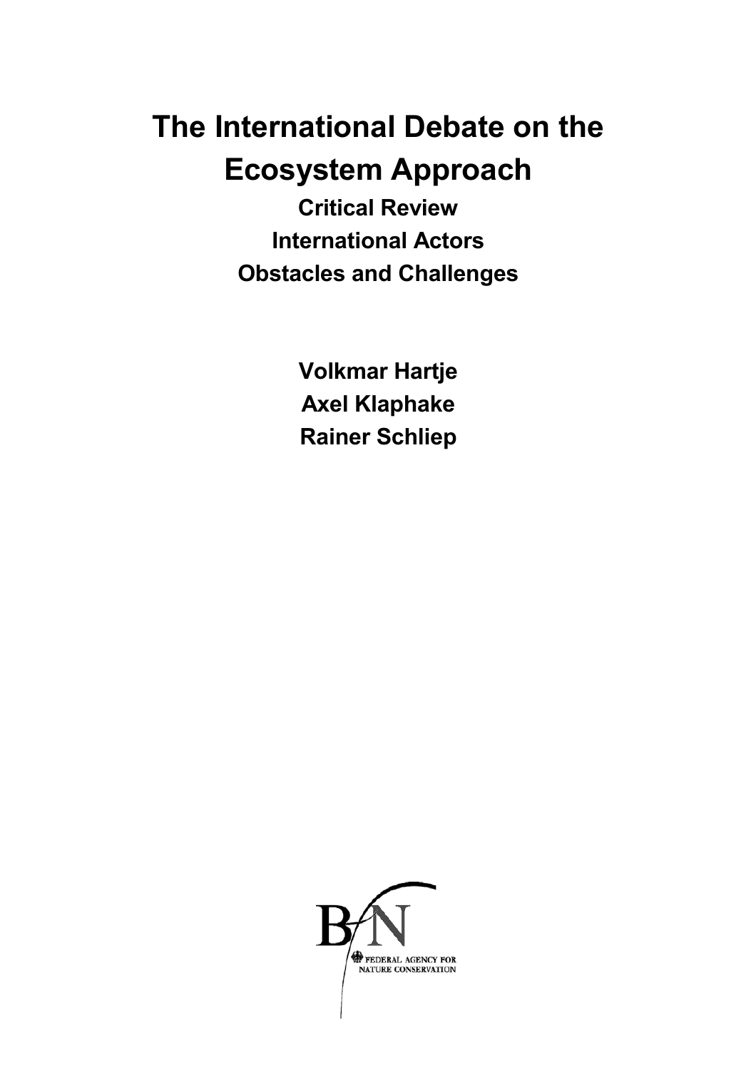# The International Debate on the Ecosystem Approach

**Critical Review**

**International Actors**

**Obstacles and Challenges**

**Volkmar Hartje**

**Axel Klaphake**

**Rainer Schliep**

BfN

FEDERAL AGENCY FOR NATURE CONSERVATION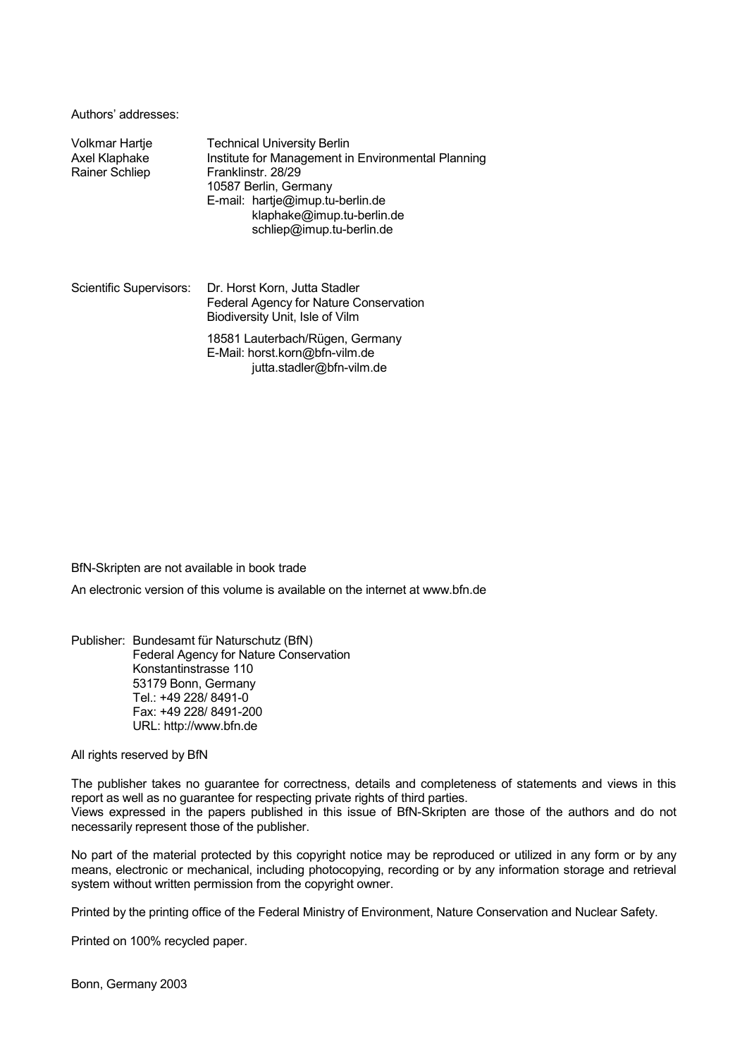Authors' addresses:

| | |
|---|---|
| Volkmar Hartje<br>Axel Klaphake<br>Rainer Schliep | Technical University Berlin<br>Institute for Management in Environmental Planning<br>Franklinstr. 28/29<br>10587 Berlin, Germany<br>E-mail: hartje@imup.tu-berlin.de<br>klaphake@imup.tu-berlin.de<br>schliep@imup.tu-berlin.de |
| Scientific Supervisors: | Dr. Horst Korn, Jutta Stadler<br>Federal Agency for Nature Conservation<br>Biodiversity Unit, Isle of Vilm<br><br>18581 Lauterbach/Rügen, Germany<br>E-Mail: horst.korn@bfn-vilm.de<br>jutta.stadler@bfn-vilm.de |

BfN-Skripten are not available in book trade

An electronic version of this volume is available on the internet at www.bfn.de

Publisher: Bundesamt für Naturschutz (BfN)
Federal Agency for Nature Conservation
Konstantinstrasse 110
53179 Bonn, Germany
Tel.: +49 228/ 8491-0
Fax: +49 228/ 8491-200
URL: http://www.bfn.de

All rights reserved by BfN

The publisher takes no guarantee for correctness, details and completeness of statements and views in this report as well as no guarantee for respecting private rights of third parties.
Views expressed in the papers published in this issue of BfN-Skripten are those of the authors and do not necessarily represent those of the publisher.

No part of the material protected by this copyright notice may be reproduced or utilized in any form or by any means, electronic or mechanical, including photocopying, recording or by any information storage and retrieval system without written permission from the copyright owner.

Printed by the printing office of the Federal Ministry of Environment, Nature Conservation and Nuclear Safety.

Printed on 100% recycled paper.

Bonn, Germany 2003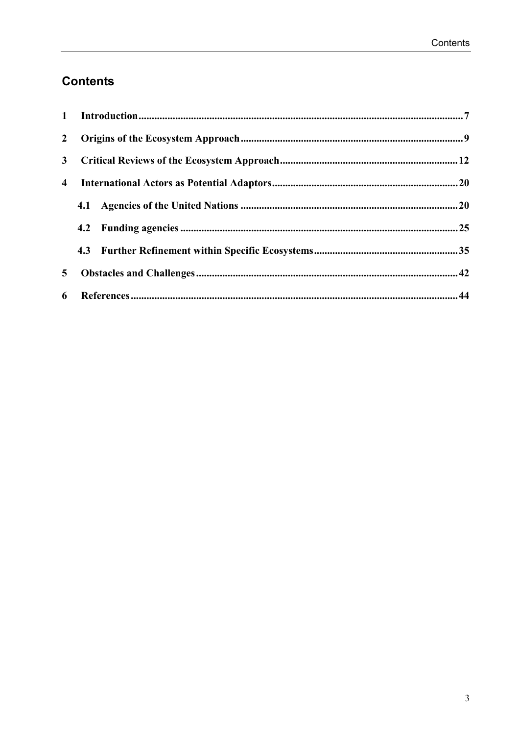# Contents

1 Introduction ........................................................................................................................... 7

2 Origins of the Ecosystem Approach .................................................................................... 9

3 Critical Reviews of the Ecosystem Approach .................................................................... 12

4 International Actors as Potential Adaptors ....................................................................... 20

4.1 Agencies of the United Nations ................................................................................... 20

4.2 Funding agencies ......................................................................................................... 25

4.3 Further Refinement within Specific Ecosystems ....................................................... 35

5 Obstacles and Challenges .................................................................................................... 42

6 References ........................................................................................................................... 44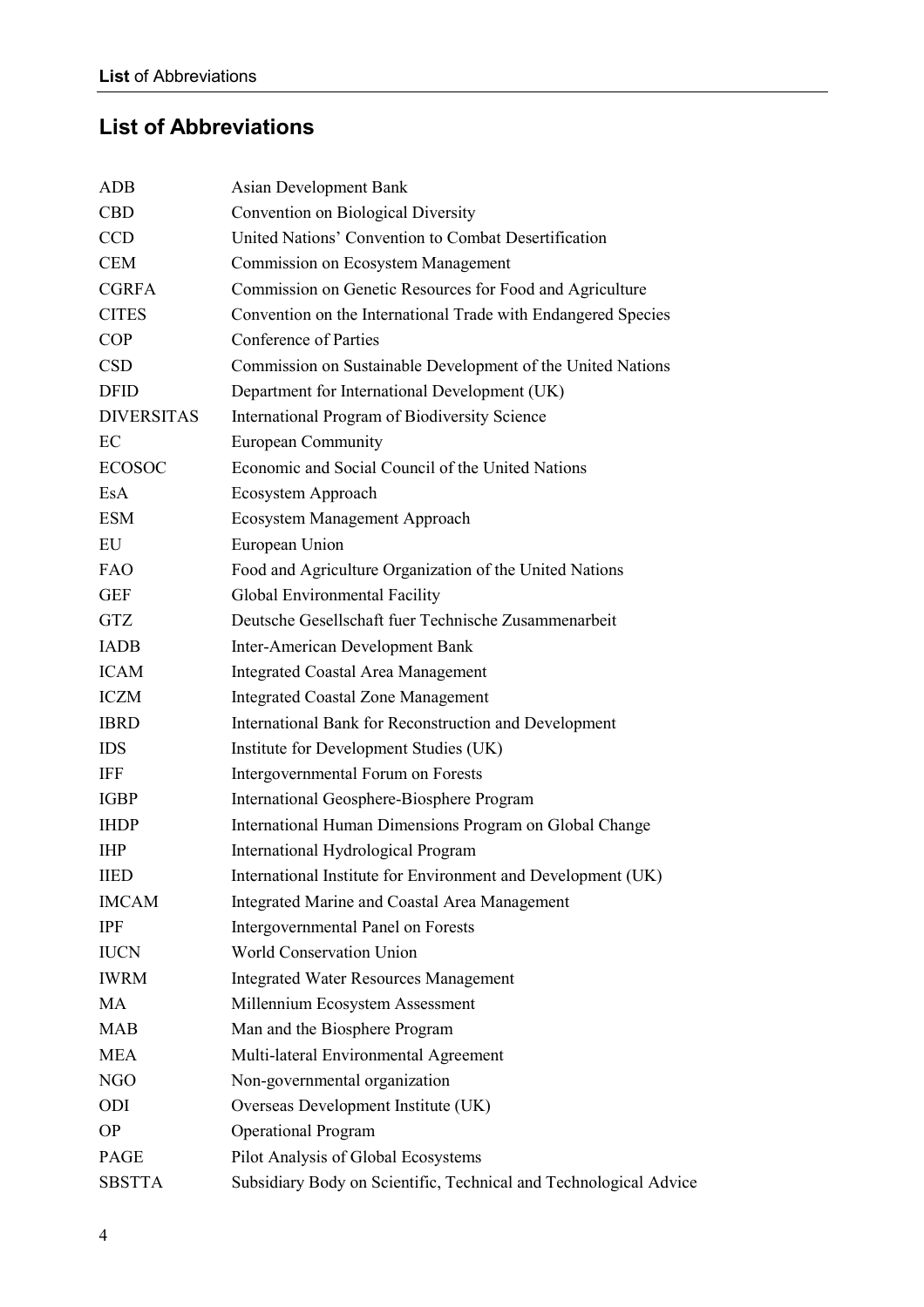## List of Abbreviations

| | |
|---|---|
| ADB | Asian Development Bank |
| CBD | Convention on Biological Diversity |
| CCD | United Nations' Convention to Combat Desertification |
| CEM | Commission on Ecosystem Management |
| CGRFA | Commission on Genetic Resources for Food and Agriculture |
| CITES | Convention on the International Trade with Endangered Species |
| COP | Conference of Parties |
| CSD | Commission on Sustainable Development of the United Nations |
| DFID | Department for International Development (UK) |
| DIVERSITAS | International Program of Biodiversity Science |
| EC | European Community |
| ECOSOC | Economic and Social Council of the United Nations |
| EsA | Ecosystem Approach |
| ESM | Ecosystem Management Approach |
| EU | European Union |
| FAO | Food and Agriculture Organization of the United Nations |
| GEF | Global Environmental Facility |
| GTZ | Deutsche Gesellschaft fuer Technische Zusammenarbeit |
| IADB | Inter-American Development Bank |
| ICAM | Integrated Coastal Area Management |
| ICZM | Integrated Coastal Zone Management |
| IBRD | International Bank for Reconstruction and Development |
| IDS | Institute for Development Studies (UK) |
| IFF | Intergovernmental Forum on Forests |
| IGBP | International Geosphere-Biosphere Program |
| IHDP | International Human Dimensions Program on Global Change |
| IHP | International Hydrological Program |
| IIED | International Institute for Environment and Development (UK) |
| IMCAM | Integrated Marine and Coastal Area Management |
| IPF | Intergovernmental Panel on Forests |
| IUCN | World Conservation Union |
| IWRM | Integrated Water Resources Management |
| MA | Millennium Ecosystem Assessment |
| MAB | Man and the Biosphere Program |
| MEA | Multi-lateral Environmental Agreement |
| NGO | Non-governmental organization |
| ODI | Overseas Development Institute (UK) |
| OP | Operational Program |
| PAGE | Pilot Analysis of Global Ecosystems |
| SBSTTA | Subsidiary Body on Scientific, Technical and Technological Advice |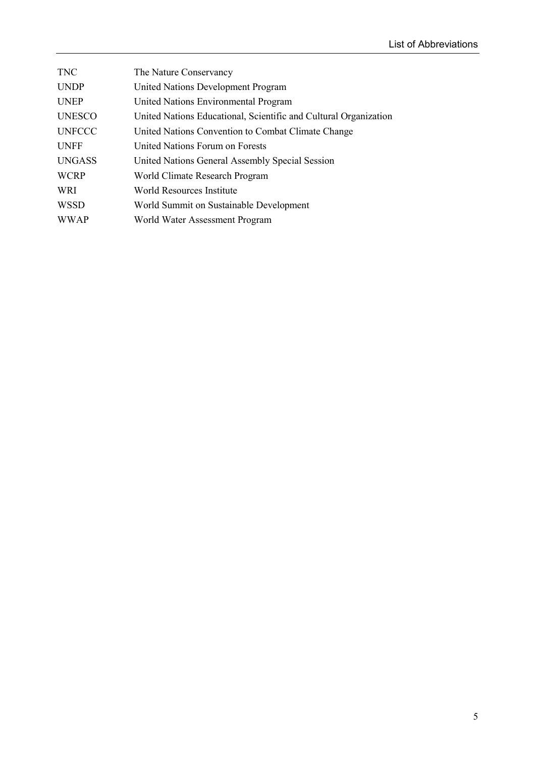| | |
|---|---|
| TNC | The Nature Conservancy |
| UNDP | United Nations Development Program |
| UNEP | United Nations Environmental Program |
| UNESCO | United Nations Educational, Scientific and Cultural Organization |
| UNFCCC | United Nations Convention to Combat Climate Change |
| UNFF | United Nations Forum on Forests |
| UNGASS | United Nations General Assembly Special Session |
| WCRP | World Climate Research Program |
| WRI | World Resources Institute |
| WSSD | World Summit on Sustainable Development |
| WWAP | World Water Assessment Program |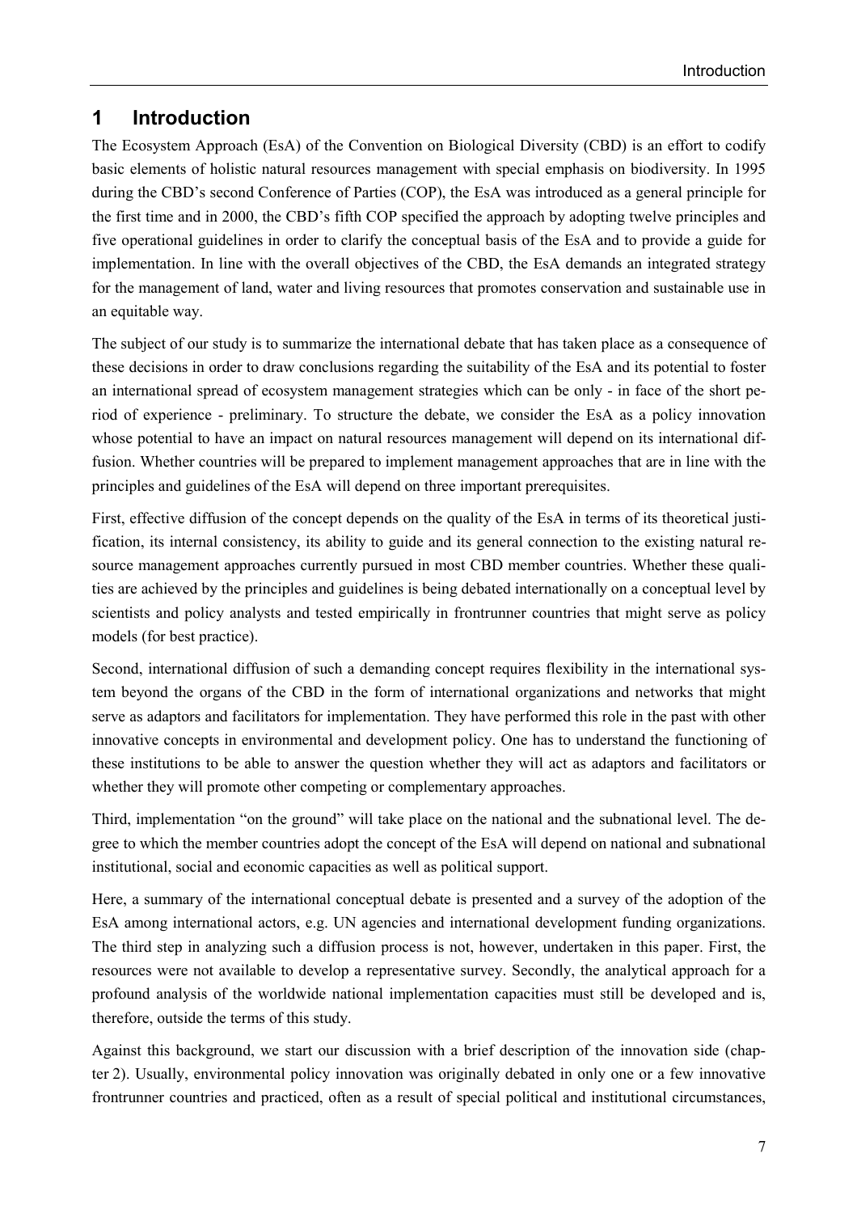# 1 Introduction

The Ecosystem Approach (EsA) of the Convention on Biological Diversity (CBD) is an effort to codify basic elements of holistic natural resources management with special emphasis on biodiversity. In 1995 during the CBD's second Conference of Parties (COP), the EsA was introduced as a general principle for the first time and in 2000, the CBD's fifth COP specified the approach by adopting twelve principles and five operational guidelines in order to clarify the conceptual basis of the EsA and to provide a guide for implementation. In line with the overall objectives of the CBD, the EsA demands an integrated strategy for the management of land, water and living resources that promotes conservation and sustainable use in an equitable way.

The subject of our study is to summarize the international debate that has taken place as a consequence of these decisions in order to draw conclusions regarding the suitability of the EsA and its potential to foster an international spread of ecosystem management strategies which can be only - in face of the short period of experience - preliminary. To structure the debate, we consider the EsA as a policy innovation whose potential to have an impact on natural resources management will depend on its international diffusion. Whether countries will be prepared to implement management approaches that are in line with the principles and guidelines of the EsA will depend on three important prerequisites.

First, effective diffusion of the concept depends on the quality of the EsA in terms of its theoretical justification, its internal consistency, its ability to guide and its general connection to the existing natural resource management approaches currently pursued in most CBD member countries. Whether these qualities are achieved by the principles and guidelines is being debated internationally on a conceptual level by scientists and policy analysts and tested empirically in frontrunner countries that might serve as policy models (for best practice).

Second, international diffusion of such a demanding concept requires flexibility in the international system beyond the organs of the CBD in the form of international organizations and networks that might serve as adaptors and facilitators for implementation. They have performed this role in the past with other innovative concepts in environmental and development policy. One has to understand the functioning of these institutions to be able to answer the question whether they will act as adaptors and facilitators or whether they will promote other competing or complementary approaches.

Third, implementation "on the ground" will take place on the national and the subnational level. The degree to which the member countries adopt the concept of the EsA will depend on national and subnational institutional, social and economic capacities as well as political support.

Here, a summary of the international conceptual debate is presented and a survey of the adoption of the EsA among international actors, e.g. UN agencies and international development funding organizations. The third step in analyzing such a diffusion process is not, however, undertaken in this paper. First, the resources were not available to develop a representative survey. Secondly, the analytical approach for a profound analysis of the worldwide national implementation capacities must still be developed and is, therefore, outside the terms of this study.

Against this background, we start our discussion with a brief description of the innovation side (chapter 2). Usually, environmental policy innovation was originally debated in only one or a few innovative frontrunner countries and practiced, often as a result of special political and institutional circumstances,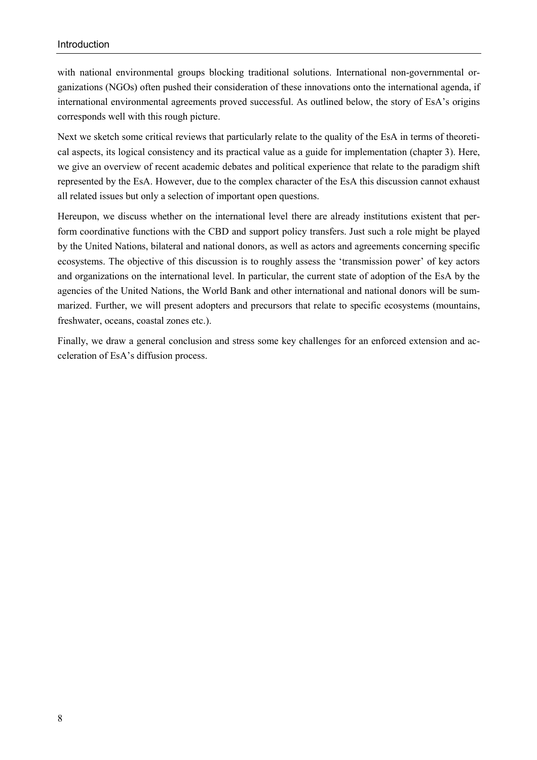with national environmental groups blocking traditional solutions. International non-governmental organizations (NGOs) often pushed their consideration of these innovations onto the international agenda, if international environmental agreements proved successful. As outlined below, the story of EsA's origins corresponds well with this rough picture.

Next we sketch some critical reviews that particularly relate to the quality of the EsA in terms of theoretical aspects, its logical consistency and its practical value as a guide for implementation (chapter 3). Here, we give an overview of recent academic debates and political experience that relate to the paradigm shift represented by the EsA. However, due to the complex character of the EsA this discussion cannot exhaust all related issues but only a selection of important open questions.

Hereupon, we discuss whether on the international level there are already institutions existent that perform coordinative functions with the CBD and support policy transfers. Just such a role might be played by the United Nations, bilateral and national donors, as well as actors and agreements concerning specific ecosystems. The objective of this discussion is to roughly assess the 'transmission power' of key actors and organizations on the international level. In particular, the current state of adoption of the EsA by the agencies of the United Nations, the World Bank and other international and national donors will be summarized. Further, we will present adopters and precursors that relate to specific ecosystems (mountains, freshwater, oceans, coastal zones etc.).

Finally, we draw a general conclusion and stress some key challenges for an enforced extension and acceleration of EsA's diffusion process.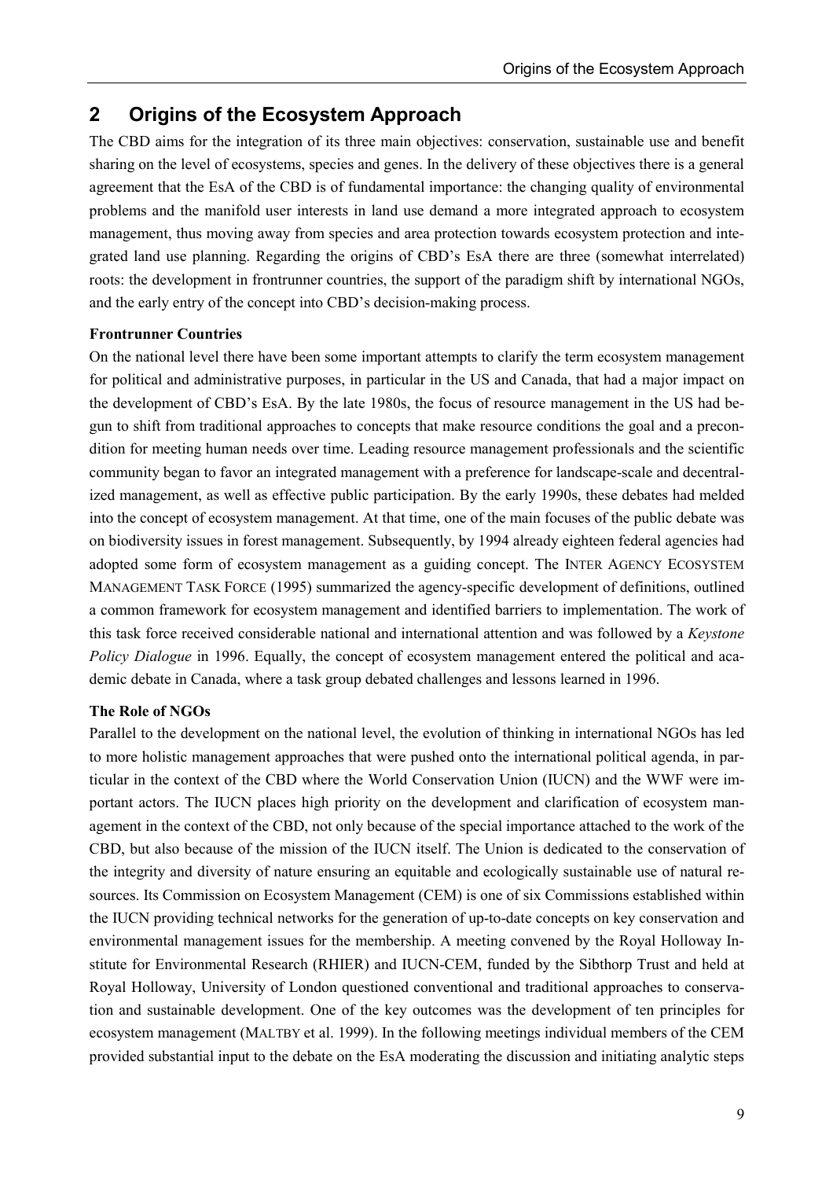# 2 Origins of the Ecosystem Approach

The CBD aims for the integration of its three main objectives: conservation, sustainable use and benefit sharing on the level of ecosystems, species and genes. In the delivery of these objectives there is a general agreement that the EsA of the CBD is of fundamental importance: the changing quality of environmental problems and the manifold user interests in land use demand a more integrated approach to ecosystem management, thus moving away from species and area protection towards ecosystem protection and integrated land use planning. Regarding the origins of CBD's EsA there are three (somewhat interrelated) roots: the development in frontrunner countries, the support of the paradigm shift by international NGOs, and the early entry of the concept into CBD's decision-making process.

**Frontrunner Countries**

On the national level there have been some important attempts to clarify the term ecosystem management for political and administrative purposes, in particular in the US and Canada, that had a major impact on the development of CBD's EsA. By the late 1980s, the focus of resource management in the US had begun to shift from traditional approaches to concepts that make resource conditions the goal and a precondition for meeting human needs over time. Leading resource management professionals and the scientific community began to favor an integrated management with a preference for landscape-scale and decentralized management, as well as effective public participation. By the early 1990s, these debates had melded into the concept of ecosystem management. At that time, one of the main focuses of the public debate was on biodiversity issues in forest management. Subsequently, by 1994 already eighteen federal agencies had adopted some form of ecosystem management as a guiding concept. The INTER AGENCY ECOSYSTEM MANAGEMENT TASK FORCE (1995) summarized the agency-specific development of definitions, outlined a common framework for ecosystem management and identified barriers to implementation. The work of this task force received considerable national and international attention and was followed by a *Keystone Policy Dialogue* in 1996. Equally, the concept of ecosystem management entered the political and academic debate in Canada, where a task group debated challenges and lessons learned in 1996.

**The Role of NGOs**

Parallel to the development on the national level, the evolution of thinking in international NGOs has led to more holistic management approaches that were pushed onto the international political agenda, in particular in the context of the CBD where the World Conservation Union (IUCN) and the WWF were important actors. The IUCN places high priority on the development and clarification of ecosystem management in the context of the CBD, not only because of the special importance attached to the work of the CBD, but also because of the mission of the IUCN itself. The Union is dedicated to the conservation of the integrity and diversity of nature ensuring an equitable and ecologically sustainable use of natural resources. Its Commission on Ecosystem Management (CEM) is one of six Commissions established within the IUCN providing technical networks for the generation of up-to-date concepts on key conservation and environmental management issues for the membership. A meeting convened by the Royal Holloway Institute for Environmental Research (RHIER) and IUCN-CEM, funded by the Sibthorp Trust and held at Royal Holloway, University of London questioned conventional and traditional approaches to conservation and sustainable development. One of the key outcomes was the development of ten principles for ecosystem management (MALTBY et al. 1999). In the following meetings individual members of the CEM provided substantial input to the debate on the EsA moderating the discussion and initiating analytic steps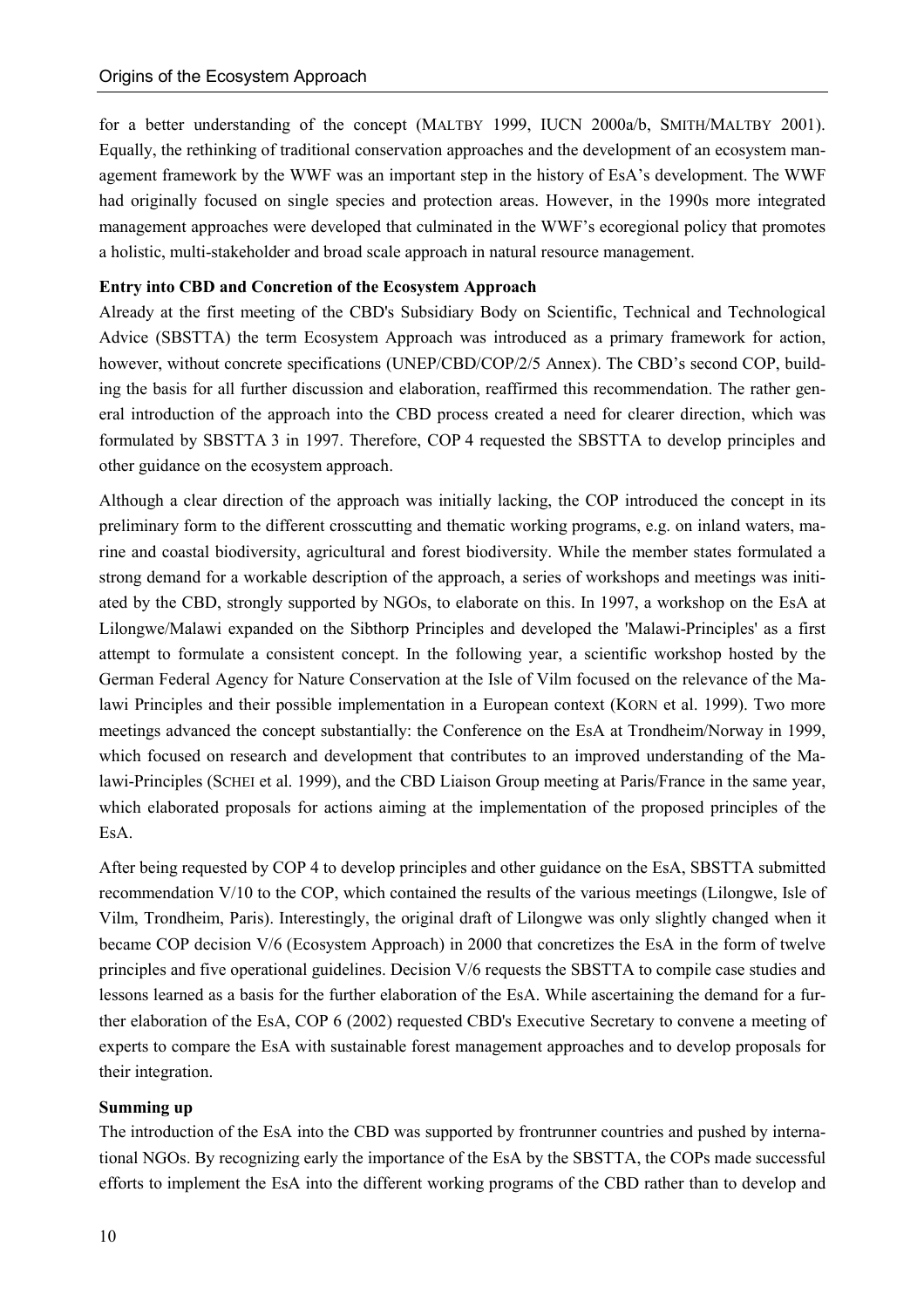for a better understanding of the concept (MALTBY 1999, IUCN 2000a/b, SMITH/MALTBY 2001). Equally, the rethinking of traditional conservation approaches and the development of an ecosystem management framework by the WWF was an important step in the history of EsA's development. The WWF had originally focused on single species and protection areas. However, in the 1990s more integrated management approaches were developed that culminated in the WWF's ecoregional policy that promotes a holistic, multi-stakeholder and broad scale approach in natural resource management.

**Entry into CBD and Concretion of the Ecosystem Approach**

Already at the first meeting of the CBD's Subsidiary Body on Scientific, Technical and Technological Advice (SBSTTA) the term Ecosystem Approach was introduced as a primary framework for action, however, without concrete specifications (UNEP/CBD/COP/2/5 Annex). The CBD's second COP, building the basis for all further discussion and elaboration, reaffirmed this recommendation. The rather general introduction of the approach into the CBD process created a need for clearer direction, which was formulated by SBSTTA 3 in 1997. Therefore, COP 4 requested the SBSTTA to develop principles and other guidance on the ecosystem approach.

Although a clear direction of the approach was initially lacking, the COP introduced the concept in its preliminary form to the different crosscutting and thematic working programs, e.g. on inland waters, marine and coastal biodiversity, agricultural and forest biodiversity. While the member states formulated a strong demand for a workable description of the approach, a series of workshops and meetings was initiated by the CBD, strongly supported by NGOs, to elaborate on this. In 1997, a workshop on the EsA at Lilongwe/Malawi expanded on the Sibthorp Principles and developed the 'Malawi-Principles' as a first attempt to formulate a consistent concept. In the following year, a scientific workshop hosted by the German Federal Agency for Nature Conservation at the Isle of Vilm focused on the relevance of the Malawi Principles and their possible implementation in a European context (KORN et al. 1999). Two more meetings advanced the concept substantially: the Conference on the EsA at Trondheim/Norway in 1999, which focused on research and development that contributes to an improved understanding of the Malawi-Principles (SCHEI et al. 1999), and the CBD Liaison Group meeting at Paris/France in the same year, which elaborated proposals for actions aiming at the implementation of the proposed principles of the EsA.

After being requested by COP 4 to develop principles and other guidance on the EsA, SBSTTA submitted recommendation V/10 to the COP, which contained the results of the various meetings (Lilongwe, Isle of Vilm, Trondheim, Paris). Interestingly, the original draft of Lilongwe was only slightly changed when it became COP decision V/6 (Ecosystem Approach) in 2000 that concretizes the EsA in the form of twelve principles and five operational guidelines. Decision V/6 requests the SBSTTA to compile case studies and lessons learned as a basis for the further elaboration of the EsA. While ascertaining the demand for a further elaboration of the EsA, COP 6 (2002) requested CBD's Executive Secretary to convene a meeting of experts to compare the EsA with sustainable forest management approaches and to develop proposals for their integration.

**Summing up**

The introduction of the EsA into the CBD was supported by frontrunner countries and pushed by international NGOs. By recognizing early the importance of the EsA by the SBSTTA, the COPs made successful efforts to implement the EsA into the different working programs of the CBD rather than to develop and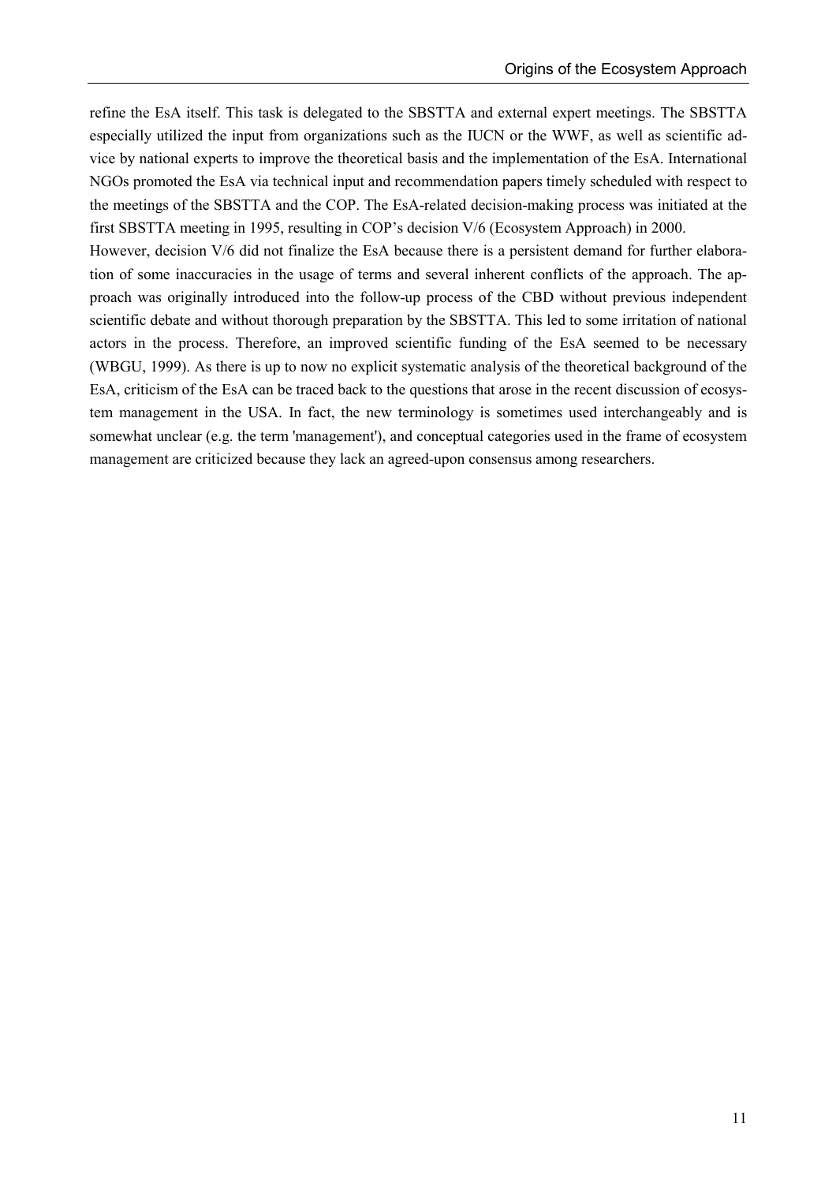refine the EsA itself. This task is delegated to the SBSTTA and external expert meetings. The SBSTTA especially utilized the input from organizations such as the IUCN or the WWF, as well as scientific advice by national experts to improve the theoretical basis and the implementation of the EsA. International NGOs promoted the EsA via technical input and recommendation papers timely scheduled with respect to the meetings of the SBSTTA and the COP. The EsA-related decision-making process was initiated at the first SBSTTA meeting in 1995, resulting in COP's decision V/6 (Ecosystem Approach) in 2000.

However, decision V/6 did not finalize the EsA because there is a persistent demand for further elaboration of some inaccuracies in the usage of terms and several inherent conflicts of the approach. The approach was originally introduced into the follow-up process of the CBD without previous independent scientific debate and without thorough preparation by the SBSTTA. This led to some irritation of national actors in the process. Therefore, an improved scientific funding of the EsA seemed to be necessary (WBGU, 1999). As there is up to now no explicit systematic analysis of the theoretical background of the EsA, criticism of the EsA can be traced back to the questions that arose in the recent discussion of ecosystem management in the USA. In fact, the new terminology is sometimes used interchangeably and is somewhat unclear (e.g. the term 'management'), and conceptual categories used in the frame of ecosystem management are criticized because they lack an agreed-upon consensus among researchers.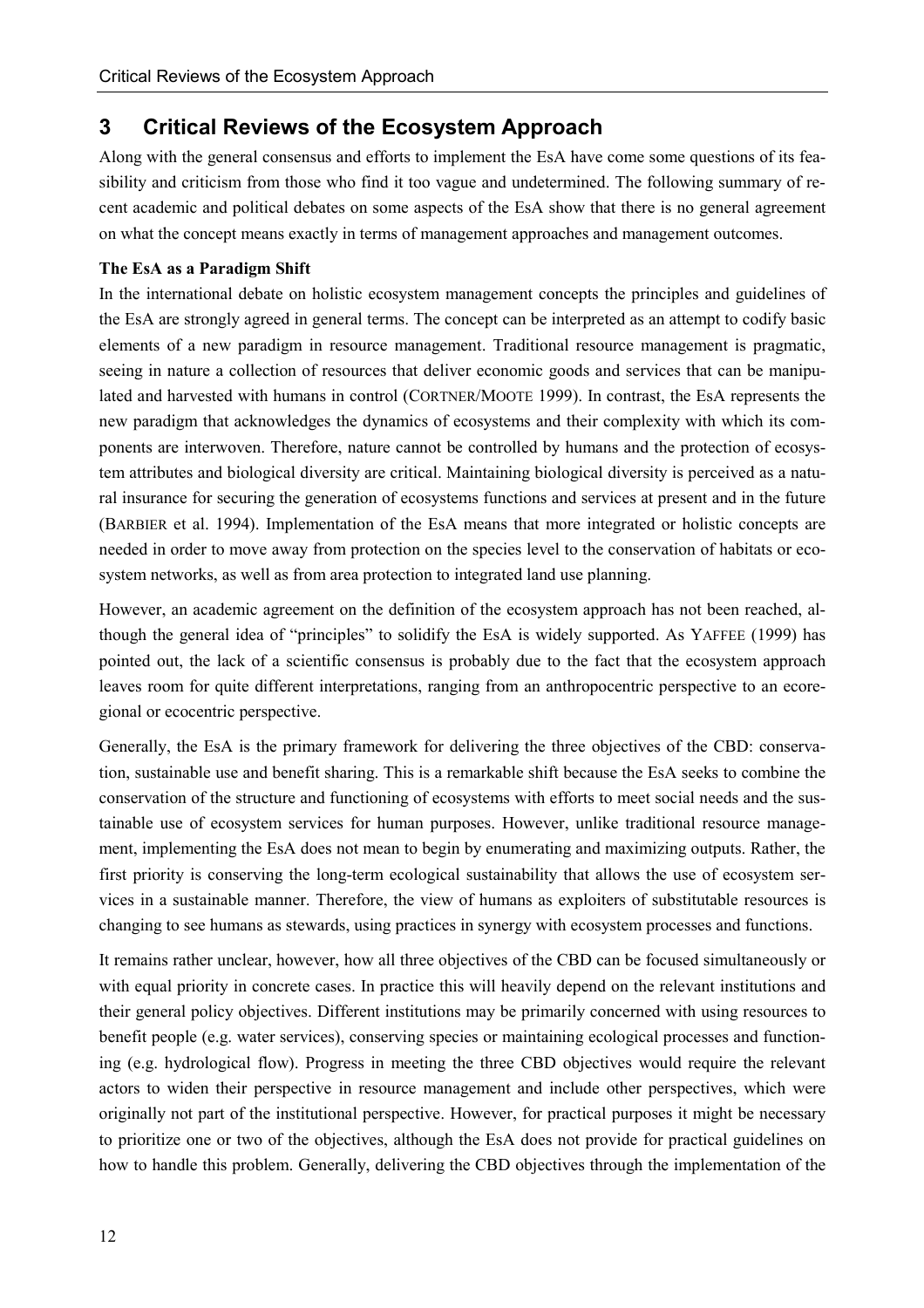## 3 Critical Reviews of the Ecosystem Approach

Along with the general consensus and efforts to implement the EsA have come some questions of its feasibility and criticism from those who find it too vague and undetermined. The following summary of recent academic and political debates on some aspects of the EsA show that there is no general agreement on what the concept means exactly in terms of management approaches and management outcomes.

**The EsA as a Paradigm Shift**

In the international debate on holistic ecosystem management concepts the principles and guidelines of the EsA are strongly agreed in general terms. The concept can be interpreted as an attempt to codify basic elements of a new paradigm in resource management. Traditional resource management is pragmatic, seeing in nature a collection of resources that deliver economic goods and services that can be manipulated and harvested with humans in control (CORTNER/MOOTE 1999). In contrast, the EsA represents the new paradigm that acknowledges the dynamics of ecosystems and their complexity with which its components are interwoven. Therefore, nature cannot be controlled by humans and the protection of ecosystem attributes and biological diversity are critical. Maintaining biological diversity is perceived as a natural insurance for securing the generation of ecosystems functions and services at present and in the future (BARBIER et al. 1994). Implementation of the EsA means that more integrated or holistic concepts are needed in order to move away from protection on the species level to the conservation of habitats or ecosystem networks, as well as from area protection to integrated land use planning.

However, an academic agreement on the definition of the ecosystem approach has not been reached, although the general idea of "principles" to solidify the EsA is widely supported. As YAFFEE (1999) has pointed out, the lack of a scientific consensus is probably due to the fact that the ecosystem approach leaves room for quite different interpretations, ranging from an anthropocentric perspective to an ecoregional or ecocentric perspective.

Generally, the EsA is the primary framework for delivering the three objectives of the CBD: conservation, sustainable use and benefit sharing. This is a remarkable shift because the EsA seeks to combine the conservation of the structure and functioning of ecosystems with efforts to meet social needs and the sustainable use of ecosystem services for human purposes. However, unlike traditional resource management, implementing the EsA does not mean to begin by enumerating and maximizing outputs. Rather, the first priority is conserving the long-term ecological sustainability that allows the use of ecosystem services in a sustainable manner. Therefore, the view of humans as exploiters of substitutable resources is changing to see humans as stewards, using practices in synergy with ecosystem processes and functions.

It remains rather unclear, however, how all three objectives of the CBD can be focused simultaneously or with equal priority in concrete cases. In practice this will heavily depend on the relevant institutions and their general policy objectives. Different institutions may be primarily concerned with using resources to benefit people (e.g. water services), conserving species or maintaining ecological processes and functioning (e.g. hydrological flow). Progress in meeting the three CBD objectives would require the relevant actors to widen their perspective in resource management and include other perspectives, which were originally not part of the institutional perspective. However, for practical purposes it might be necessary to prioritize one or two of the objectives, although the EsA does not provide for practical guidelines on how to handle this problem. Generally, delivering the CBD objectives through the implementation of the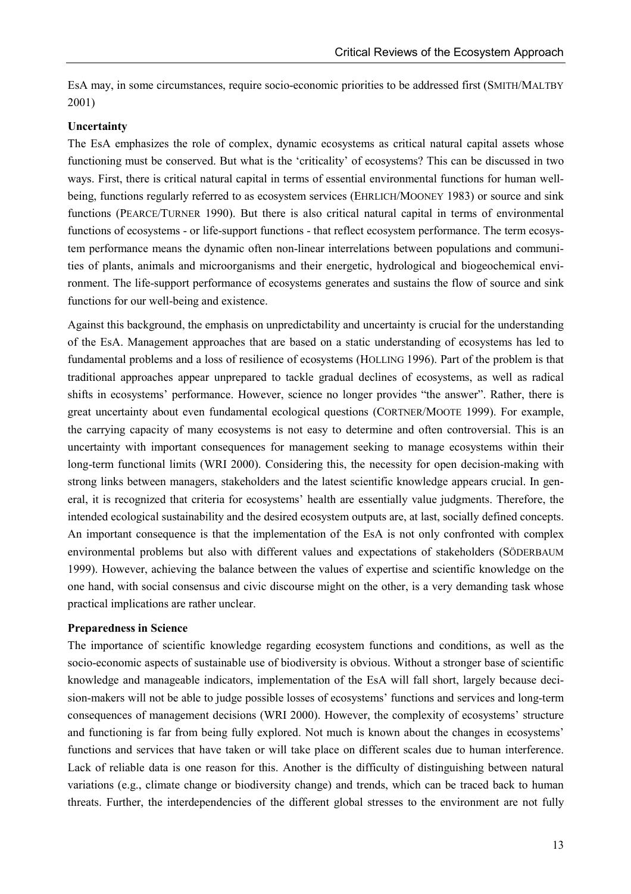EsA may, in some circumstances, require socio-economic priorities to be addressed first (SMITH/MALTBY 2001)

**Uncertainty**

The EsA emphasizes the role of complex, dynamic ecosystems as critical natural capital assets whose functioning must be conserved. But what is the 'criticality' of ecosystems? This can be discussed in two ways. First, there is critical natural capital in terms of essential environmental functions for human well-being, functions regularly referred to as ecosystem services (EHRLICH/MOONEY 1983) or source and sink functions (PEARCE/TURNER 1990). But there is also critical natural capital in terms of environmental functions of ecosystems - or life-support functions - that reflect ecosystem performance. The term ecosystem performance means the dynamic often non-linear interrelations between populations and communities of plants, animals and microorganisms and their energetic, hydrological and biogeochemical environment. The life-support performance of ecosystems generates and sustains the flow of source and sink functions for our well-being and existence.

Against this background, the emphasis on unpredictability and uncertainty is crucial for the understanding of the EsA. Management approaches that are based on a static understanding of ecosystems has led to fundamental problems and a loss of resilience of ecosystems (HOLLING 1996). Part of the problem is that traditional approaches appear unprepared to tackle gradual declines of ecosystems, as well as radical shifts in ecosystems' performance. However, science no longer provides "the answer". Rather, there is great uncertainty about even fundamental ecological questions (CORTNER/MOOTE 1999). For example, the carrying capacity of many ecosystems is not easy to determine and often controversial. This is an uncertainty with important consequences for management seeking to manage ecosystems within their long-term functional limits (WRI 2000). Considering this, the necessity for open decision-making with strong links between managers, stakeholders and the latest scientific knowledge appears crucial. In general, it is recognized that criteria for ecosystems' health are essentially value judgments. Therefore, the intended ecological sustainability and the desired ecosystem outputs are, at last, socially defined concepts. An important consequence is that the implementation of the EsA is not only confronted with complex environmental problems but also with different values and expectations of stakeholders (SÖDERBAUM 1999). However, achieving the balance between the values of expertise and scientific knowledge on the one hand, with social consensus and civic discourse might on the other, is a very demanding task whose practical implications are rather unclear.

**Preparedness in Science**

The importance of scientific knowledge regarding ecosystem functions and conditions, as well as the socio-economic aspects of sustainable use of biodiversity is obvious. Without a stronger base of scientific knowledge and manageable indicators, implementation of the EsA will fall short, largely because decision-makers will not be able to judge possible losses of ecosystems' functions and services and long-term consequences of management decisions (WRI 2000). However, the complexity of ecosystems' structure and functioning is far from being fully explored. Not much is known about the changes in ecosystems' functions and services that have taken or will take place on different scales due to human interference. Lack of reliable data is one reason for this. Another is the difficulty of distinguishing between natural variations (e.g., climate change or biodiversity change) and trends, which can be traced back to human threats. Further, the interdependencies of the different global stresses to the environment are not fully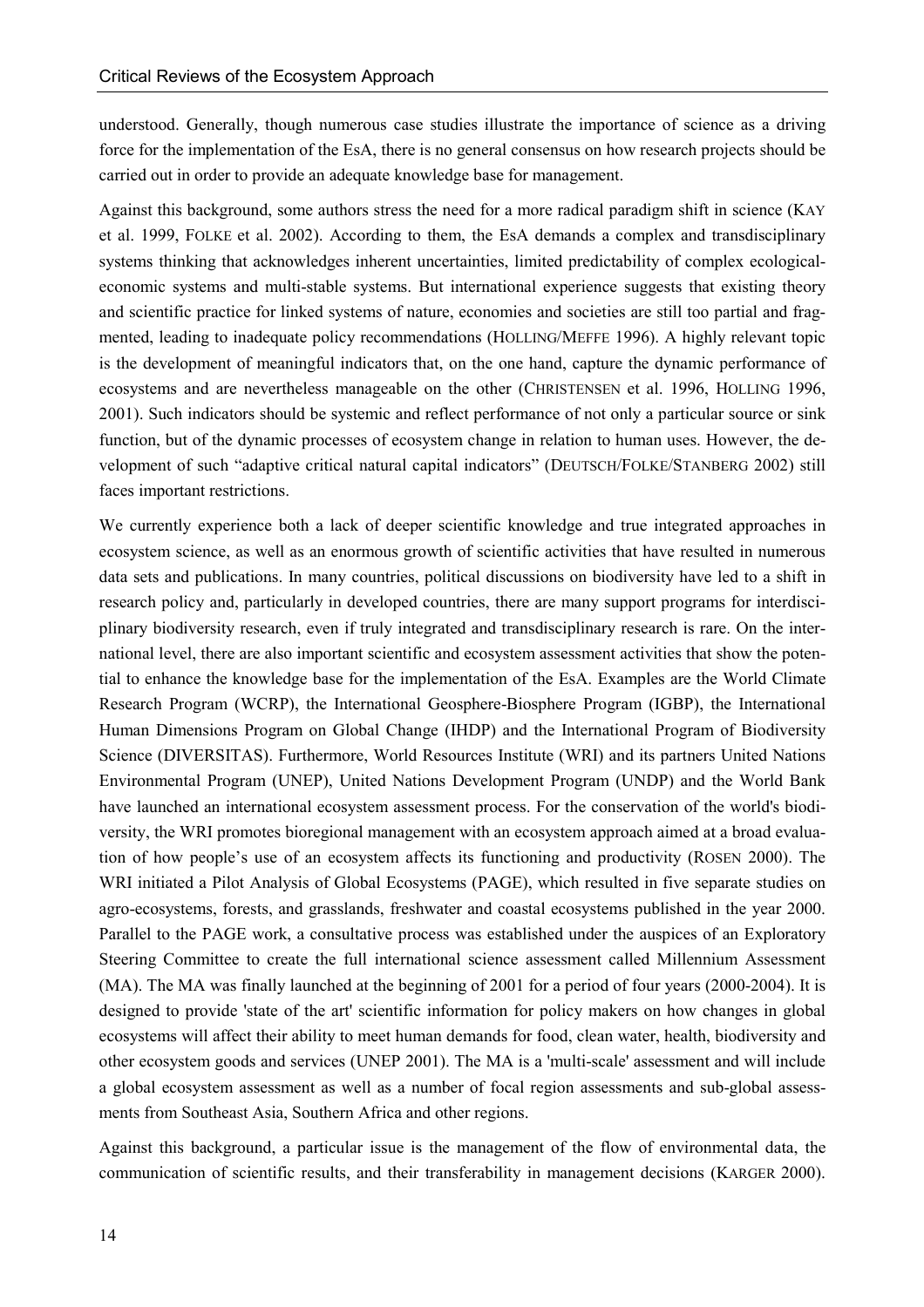understood. Generally, though numerous case studies illustrate the importance of science as a driving force for the implementation of the EsA, there is no general consensus on how research projects should be carried out in order to provide an adequate knowledge base for management.

Against this background, some authors stress the need for a more radical paradigm shift in science (KAY et al. 1999, FOLKE et al. 2002). According to them, the EsA demands a complex and transdisciplinary systems thinking that acknowledges inherent uncertainties, limited predictability of complex ecological-economic systems and multi-stable systems. But international experience suggests that existing theory and scientific practice for linked systems of nature, economies and societies are still too partial and fragmented, leading to inadequate policy recommendations (HOLLING/MEFFE 1996). A highly relevant topic is the development of meaningful indicators that, on the one hand, capture the dynamic performance of ecosystems and are nevertheless manageable on the other (CHRISTENSEN et al. 1996, HOLLING 1996, 2001). Such indicators should be systemic and reflect performance of not only a particular source or sink function, but of the dynamic processes of ecosystem change in relation to human uses. However, the development of such "adaptive critical natural capital indicators" (DEUTSCH/FOLKE/STANBERG 2002) still faces important restrictions.

We currently experience both a lack of deeper scientific knowledge and true integrated approaches in ecosystem science, as well as an enormous growth of scientific activities that have resulted in numerous data sets and publications. In many countries, political discussions on biodiversity have led to a shift in research policy and, particularly in developed countries, there are many support programs for interdisciplinary biodiversity research, even if truly integrated and transdisciplinary research is rare. On the international level, there are also important scientific and ecosystem assessment activities that show the potential to enhance the knowledge base for the implementation of the EsA. Examples are the World Climate Research Program (WCRP), the International Geosphere-Biosphere Program (IGBP), the International Human Dimensions Program on Global Change (IHDP) and the International Program of Biodiversity Science (DIVERSITAS). Furthermore, World Resources Institute (WRI) and its partners United Nations Environmental Program (UNEP), United Nations Development Program (UNDP) and the World Bank have launched an international ecosystem assessment process. For the conservation of the world's biodiversity, the WRI promotes bioregional management with an ecosystem approach aimed at a broad evaluation of how people's use of an ecosystem affects its functioning and productivity (ROSEN 2000). The WRI initiated a Pilot Analysis of Global Ecosystems (PAGE), which resulted in five separate studies on agro-ecosystems, forests, and grasslands, freshwater and coastal ecosystems published in the year 2000. Parallel to the PAGE work, a consultative process was established under the auspices of an Exploratory Steering Committee to create the full international science assessment called Millennium Assessment (MA). The MA was finally launched at the beginning of 2001 for a period of four years (2000-2004). It is designed to provide 'state of the art' scientific information for policy makers on how changes in global ecosystems will affect their ability to meet human demands for food, clean water, health, biodiversity and other ecosystem goods and services (UNEP 2001). The MA is a 'multi-scale' assessment and will include a global ecosystem assessment as well as a number of focal region assessments and sub-global assessments from Southeast Asia, Southern Africa and other regions.

Against this background, a particular issue is the management of the flow of environmental data, the communication of scientific results, and their transferability in management decisions (KARGER 2000).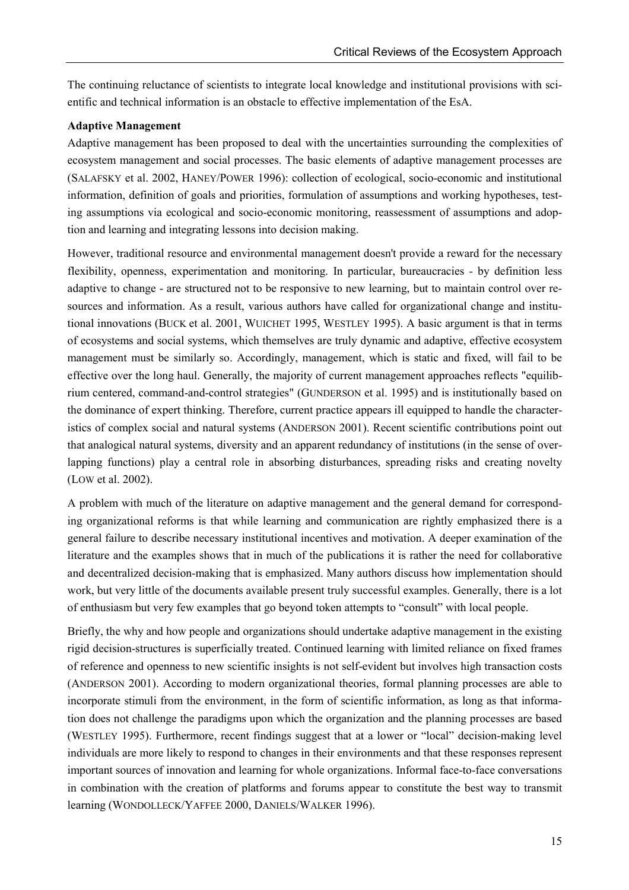The continuing reluctance of scientists to integrate local knowledge and institutional provisions with scientific and technical information is an obstacle to effective implementation of the EsA.

**Adaptive Management**

Adaptive management has been proposed to deal with the uncertainties surrounding the complexities of ecosystem management and social processes. The basic elements of adaptive management processes are (SALAFSKY et al. 2002, HANEY/POWER 1996): collection of ecological, socio-economic and institutional information, definition of goals and priorities, formulation of assumptions and working hypotheses, testing assumptions via ecological and socio-economic monitoring, reassessment of assumptions and adoption and learning and integrating lessons into decision making.

However, traditional resource and environmental management doesn't provide a reward for the necessary flexibility, openness, experimentation and monitoring. In particular, bureaucracies - by definition less adaptive to change - are structured not to be responsive to new learning, but to maintain control over resources and information. As a result, various authors have called for organizational change and institutional innovations (BUCK et al. 2001, WUICHET 1995, WESTLEY 1995). A basic argument is that in terms of ecosystems and social systems, which themselves are truly dynamic and adaptive, effective ecosystem management must be similarly so. Accordingly, management, which is static and fixed, will fail to be effective over the long haul. Generally, the majority of current management approaches reflects "equilibrium centered, command-and-control strategies" (GUNDERSON et al. 1995) and is institutionally based on the dominance of expert thinking. Therefore, current practice appears ill equipped to handle the characteristics of complex social and natural systems (ANDERSON 2001). Recent scientific contributions point out that analogical natural systems, diversity and an apparent redundancy of institutions (in the sense of overlapping functions) play a central role in absorbing disturbances, spreading risks and creating novelty (LOW et al. 2002).

A problem with much of the literature on adaptive management and the general demand for corresponding organizational reforms is that while learning and communication are rightly emphasized there is a general failure to describe necessary institutional incentives and motivation. A deeper examination of the literature and the examples shows that in much of the publications it is rather the need for collaborative and decentralized decision-making that is emphasized. Many authors discuss how implementation should work, but very little of the documents available present truly successful examples. Generally, there is a lot of enthusiasm but very few examples that go beyond token attempts to "consult" with local people.

Briefly, the why and how people and organizations should undertake adaptive management in the existing rigid decision-structures is superficially treated. Continued learning with limited reliance on fixed frames of reference and openness to new scientific insights is not self-evident but involves high transaction costs (ANDERSON 2001). According to modern organizational theories, formal planning processes are able to incorporate stimuli from the environment, in the form of scientific information, as long as that information does not challenge the paradigms upon which the organization and the planning processes are based (WESTLEY 1995). Furthermore, recent findings suggest that at a lower or "local" decision-making level individuals are more likely to respond to changes in their environments and that these responses represent important sources of innovation and learning for whole organizations. Informal face-to-face conversations in combination with the creation of platforms and forums appear to constitute the best way to transmit learning (WONDOLLECK/YAFFEE 2000, DANIELS/WALKER 1996).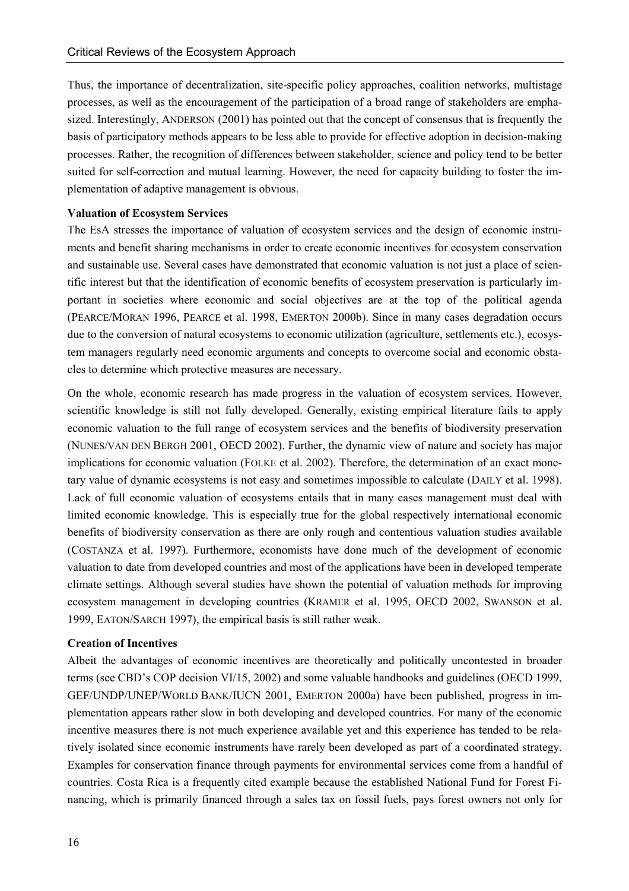Thus, the importance of decentralization, site-specific policy approaches, coalition networks, multistage processes, as well as the encouragement of the participation of a broad range of stakeholders are emphasized. Interestingly, ANDERSON (2001) has pointed out that the concept of consensus that is frequently the basis of participatory methods appears to be less able to provide for effective adoption in decision-making processes. Rather, the recognition of differences between stakeholder, science and policy tend to be better suited for self-correction and mutual learning. However, the need for capacity building to foster the implementation of adaptive management is obvious.

**Valuation of Ecosystem Services**

The EsA stresses the importance of valuation of ecosystem services and the design of economic instruments and benefit sharing mechanisms in order to create economic incentives for ecosystem conservation and sustainable use. Several cases have demonstrated that economic valuation is not just a place of scientific interest but that the identification of economic benefits of ecosystem preservation is particularly important in societies where economic and social objectives are at the top of the political agenda (PEARCE/MORAN 1996, PEARCE et al. 1998, EMERTON 2000b). Since in many cases degradation occurs due to the conversion of natural ecosystems to economic utilization (agriculture, settlements etc.), ecosystem managers regularly need economic arguments and concepts to overcome social and economic obstacles to determine which protective measures are necessary.

On the whole, economic research has made progress in the valuation of ecosystem services. However, scientific knowledge is still not fully developed. Generally, existing empirical literature fails to apply economic valuation to the full range of ecosystem services and the benefits of biodiversity preservation (NUNES/VAN DEN BERGH 2001, OECD 2002). Further, the dynamic view of nature and society has major implications for economic valuation (FOLKE et al. 2002). Therefore, the determination of an exact monetary value of dynamic ecosystems is not easy and sometimes impossible to calculate (DAILY et al. 1998). Lack of full economic valuation of ecosystems entails that in many cases management must deal with limited economic knowledge. This is especially true for the global respectively international economic benefits of biodiversity conservation as there are only rough and contentious valuation studies available (COSTANZA et al. 1997). Furthermore, economists have done much of the development of economic valuation to date from developed countries and most of the applications have been in developed temperate climate settings. Although several studies have shown the potential of valuation methods for improving ecosystem management in developing countries (KRAMER et al. 1995, OECD 2002, SWANSON et al. 1999, EATON/SARCH 1997), the empirical basis is still rather weak.

**Creation of Incentives**

Albeit the advantages of economic incentives are theoretically and politically uncontested in broader terms (see CBD's COP decision VI/15, 2002) and some valuable handbooks and guidelines (OECD 1999, GEF/UNDP/UNEP/WORLD BANK/IUCN 2001, EMERTON 2000a) have been published, progress in implementation appears rather slow in both developing and developed countries. For many of the economic incentive measures there is not much experience available yet and this experience has tended to be relatively isolated since economic instruments have rarely been developed as part of a coordinated strategy. Examples for conservation finance through payments for environmental services come from a handful of countries. Costa Rica is a frequently cited example because the established National Fund for Forest Financing, which is primarily financed through a sales tax on fossil fuels, pays forest owners not only for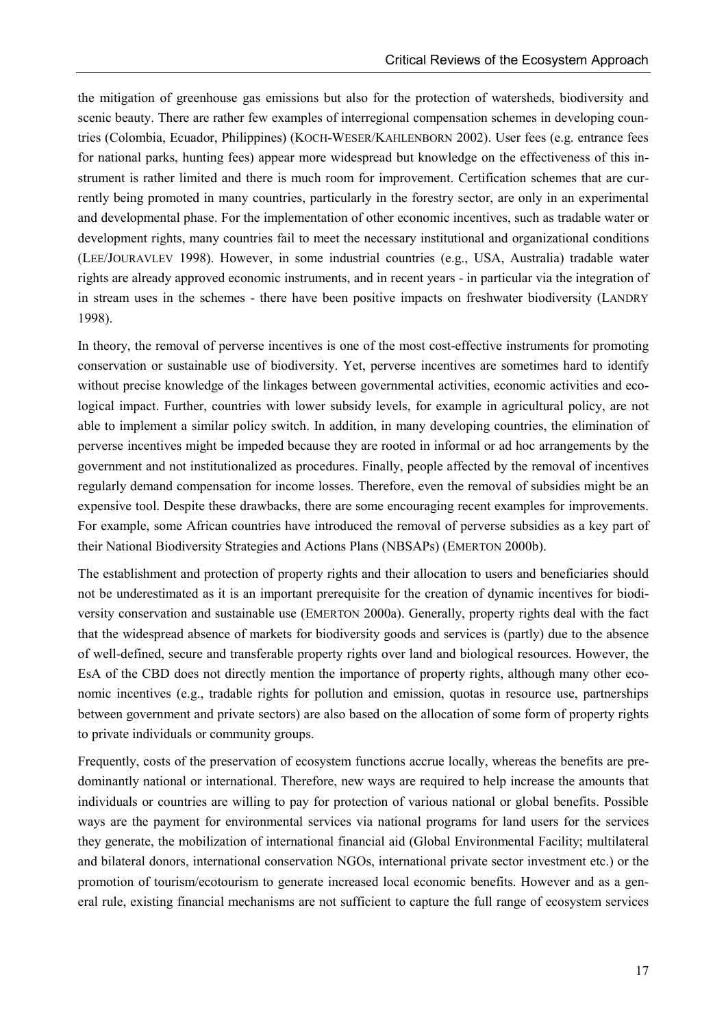the mitigation of greenhouse gas emissions but also for the protection of watersheds, biodiversity and scenic beauty. There are rather few examples of interregional compensation schemes in developing countries (Colombia, Ecuador, Philippines) (KOCH-WESER/KAHLENBORN 2002). User fees (e.g. entrance fees for national parks, hunting fees) appear more widespread but knowledge on the effectiveness of this instrument is rather limited and there is much room for improvement. Certification schemes that are currently being promoted in many countries, particularly in the forestry sector, are only in an experimental and developmental phase. For the implementation of other economic incentives, such as tradable water or development rights, many countries fail to meet the necessary institutional and organizational conditions (LEE/JOURAVLEV 1998). However, in some industrial countries (e.g., USA, Australia) tradable water rights are already approved economic instruments, and in recent years - in particular via the integration of in stream uses in the schemes - there have been positive impacts on freshwater biodiversity (LANDRY 1998).

In theory, the removal of perverse incentives is one of the most cost-effective instruments for promoting conservation or sustainable use of biodiversity. Yet, perverse incentives are sometimes hard to identify without precise knowledge of the linkages between governmental activities, economic activities and ecological impact. Further, countries with lower subsidy levels, for example in agricultural policy, are not able to implement a similar policy switch. In addition, in many developing countries, the elimination of perverse incentives might be impeded because they are rooted in informal or ad hoc arrangements by the government and not institutionalized as procedures. Finally, people affected by the removal of incentives regularly demand compensation for income losses. Therefore, even the removal of subsidies might be an expensive tool. Despite these drawbacks, there are some encouraging recent examples for improvements. For example, some African countries have introduced the removal of perverse subsidies as a key part of their National Biodiversity Strategies and Actions Plans (NBSAPs) (EMERTON 2000b).

The establishment and protection of property rights and their allocation to users and beneficiaries should not be underestimated as it is an important prerequisite for the creation of dynamic incentives for biodiversity conservation and sustainable use (EMERTON 2000a). Generally, property rights deal with the fact that the widespread absence of markets for biodiversity goods and services is (partly) due to the absence of well-defined, secure and transferable property rights over land and biological resources. However, the EsA of the CBD does not directly mention the importance of property rights, although many other economic incentives (e.g., tradable rights for pollution and emission, quotas in resource use, partnerships between government and private sectors) are also based on the allocation of some form of property rights to private individuals or community groups.

Frequently, costs of the preservation of ecosystem functions accrue locally, whereas the benefits are predominantly national or international. Therefore, new ways are required to help increase the amounts that individuals or countries are willing to pay for protection of various national or global benefits. Possible ways are the payment for environmental services via national programs for land users for the services they generate, the mobilization of international financial aid (Global Environmental Facility; multilateral and bilateral donors, international conservation NGOs, international private sector investment etc.) or the promotion of tourism/ecotourism to generate increased local economic benefits. However and as a general rule, existing financial mechanisms are not sufficient to capture the full range of ecosystem services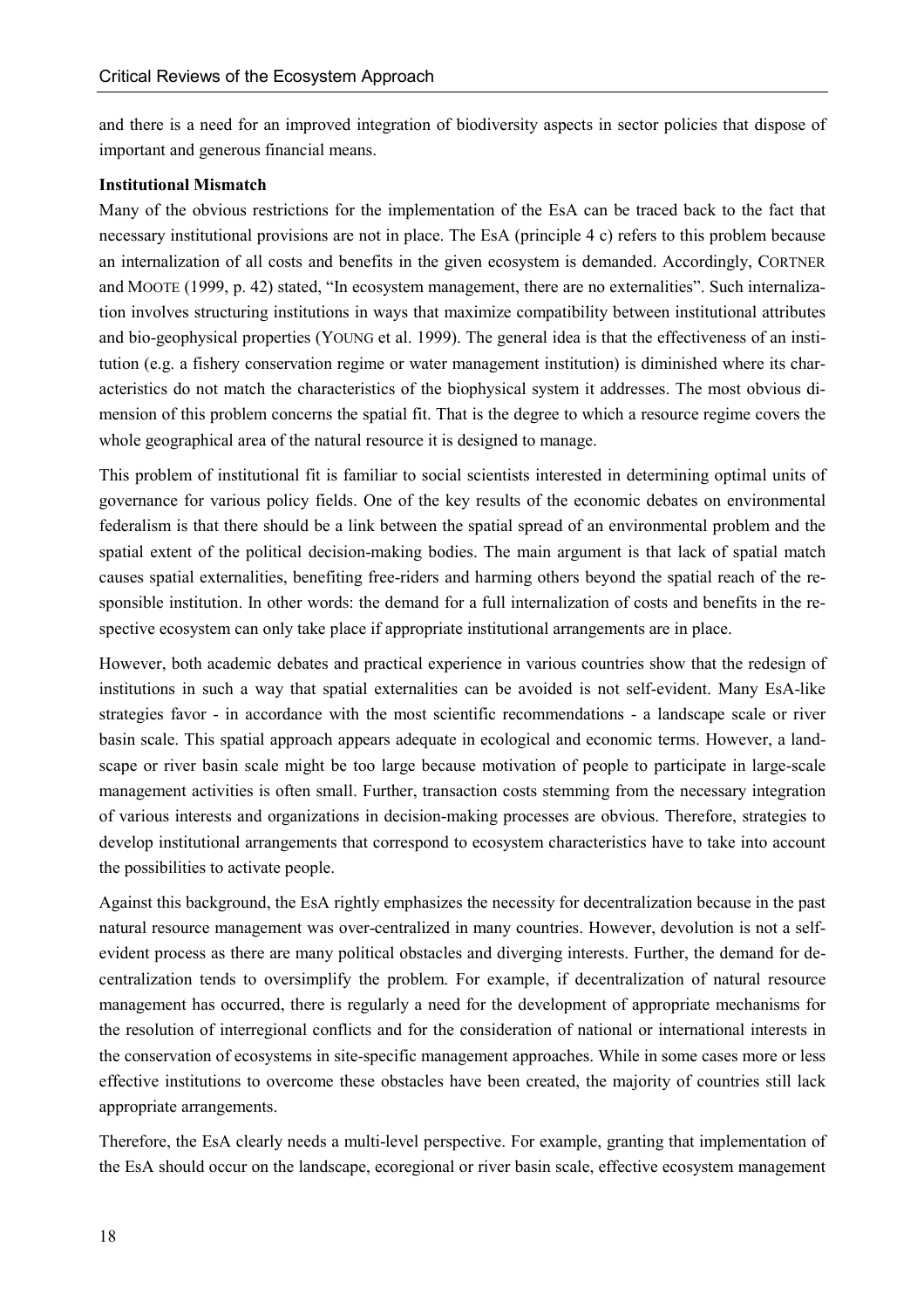and there is a need for an improved integration of biodiversity aspects in sector policies that dispose of important and generous financial means.

**Institutional Mismatch**

Many of the obvious restrictions for the implementation of the EsA can be traced back to the fact that necessary institutional provisions are not in place. The EsA (principle 4 c) refers to this problem because an internalization of all costs and benefits in the given ecosystem is demanded. Accordingly, CORTNER and MOOTE (1999, p. 42) stated, "In ecosystem management, there are no externalities". Such internalization involves structuring institutions in ways that maximize compatibility between institutional attributes and bio-geophysical properties (YOUNG et al. 1999). The general idea is that the effectiveness of an institution (e.g. a fishery conservation regime or water management institution) is diminished where its characteristics do not match the characteristics of the biophysical system it addresses. The most obvious dimension of this problem concerns the spatial fit. That is the degree to which a resource regime covers the whole geographical area of the natural resource it is designed to manage.

This problem of institutional fit is familiar to social scientists interested in determining optimal units of governance for various policy fields. One of the key results of the economic debates on environmental federalism is that there should be a link between the spatial spread of an environmental problem and the spatial extent of the political decision-making bodies. The main argument is that lack of spatial match causes spatial externalities, benefiting free-riders and harming others beyond the spatial reach of the responsible institution. In other words: the demand for a full internalization of costs and benefits in the respective ecosystem can only take place if appropriate institutional arrangements are in place.

However, both academic debates and practical experience in various countries show that the redesign of institutions in such a way that spatial externalities can be avoided is not self-evident. Many EsA-like strategies favor - in accordance with the most scientific recommendations - a landscape scale or river basin scale. This spatial approach appears adequate in ecological and economic terms. However, a landscape or river basin scale might be too large because motivation of people to participate in large-scale management activities is often small. Further, transaction costs stemming from the necessary integration of various interests and organizations in decision-making processes are obvious. Therefore, strategies to develop institutional arrangements that correspond to ecosystem characteristics have to take into account the possibilities to activate people.

Against this background, the EsA rightly emphasizes the necessity for decentralization because in the past natural resource management was over-centralized in many countries. However, devolution is not a self-evident process as there are many political obstacles and diverging interests. Further, the demand for decentralization tends to oversimplify the problem. For example, if decentralization of natural resource management has occurred, there is regularly a need for the development of appropriate mechanisms for the resolution of interregional conflicts and for the consideration of national or international interests in the conservation of ecosystems in site-specific management approaches. While in some cases more or less effective institutions to overcome these obstacles have been created, the majority of countries still lack appropriate arrangements.

Therefore, the EsA clearly needs a multi-level perspective. For example, granting that implementation of the EsA should occur on the landscape, ecoregional or river basin scale, effective ecosystem management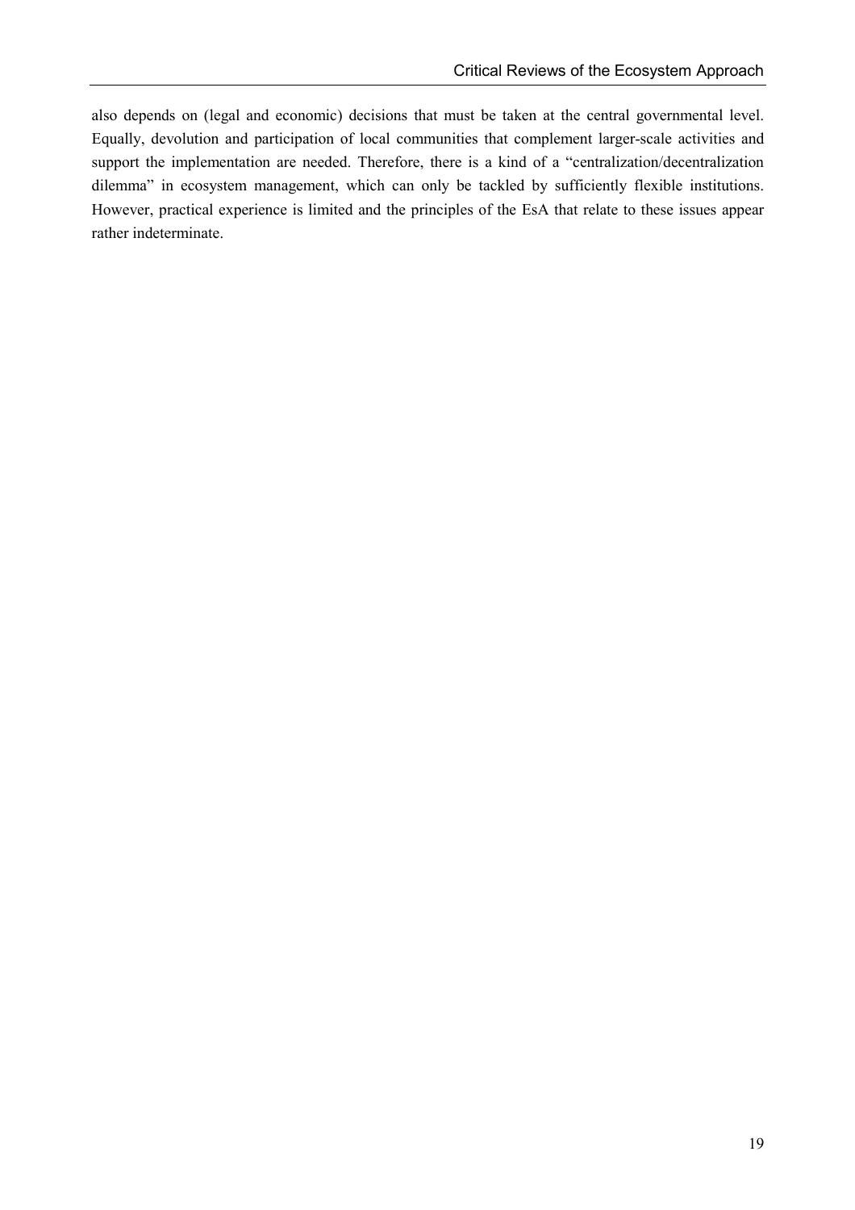also depends on (legal and economic) decisions that must be taken at the central governmental level. Equally, devolution and participation of local communities that complement larger-scale activities and support the implementation are needed. Therefore, there is a kind of a "centralization/decentralization dilemma" in ecosystem management, which can only be tackled by sufficiently flexible institutions. However, practical experience is limited and the principles of the EsA that relate to these issues appear rather indeterminate.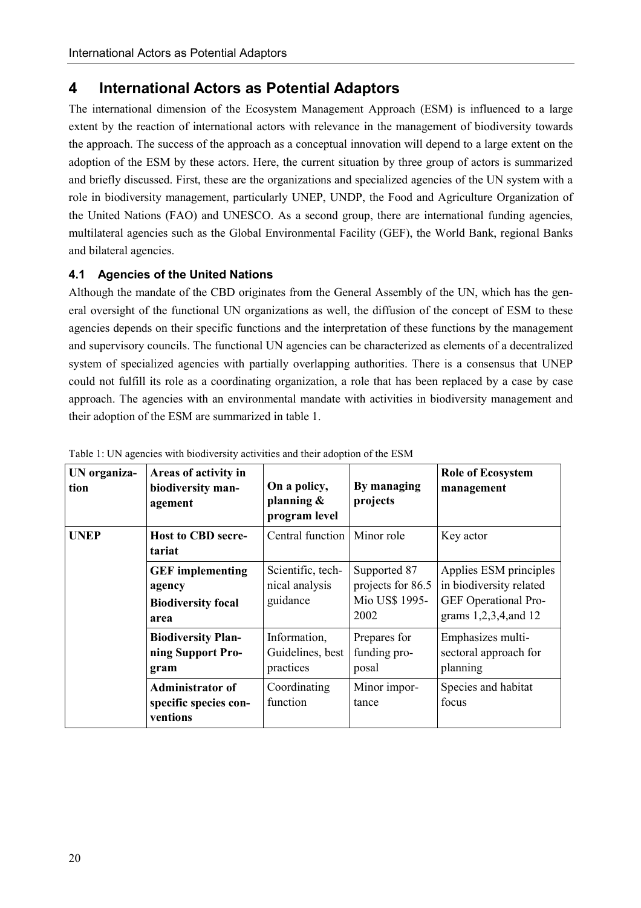# 4 International Actors as Potential Adaptors

The international dimension of the Ecosystem Management Approach (ESM) is influenced to a large extent by the reaction of international actors with relevance in the management of biodiversity towards the approach. The success of the approach as a conceptual innovation will depend to a large extent on the adoption of the ESM by these actors. Here, the current situation by three group of actors is summarized and briefly discussed. First, these are the organizations and specialized agencies of the UN system with a role in biodiversity management, particularly UNEP, UNDP, the Food and Agriculture Organization of the United Nations (FAO) and UNESCO. As a second group, there are international funding agencies, multilateral agencies such as the Global Environmental Facility (GEF), the World Bank, regional Banks and bilateral agencies.

## 4.1 Agencies of the United Nations

Although the mandate of the CBD originates from the General Assembly of the UN, which has the general oversight of the functional UN organizations as well, the diffusion of the concept of ESM to these agencies depends on their specific functions and the interpretation of these functions by the management and supervisory councils. The functional UN agencies can be characterized as elements of a decentralized system of specialized agencies with partially overlapping authorities. There is a consensus that UNEP could not fulfill its role as a coordinating organization, a role that has been replaced by a case by case approach. The agencies with an environmental mandate with activities in biodiversity management and their adoption of the ESM are summarized in table 1.

Table 1: UN agencies with biodiversity activities and their adoption of the ESM

| UN organization | Areas of activity in biodiversity management | On a policy, planning & program level | By managing projects | Role of Ecosystem management |
|---|---|---|---|---|
| **UNEP** | **Host to CBD secretariat** | Central function | Minor role | Key actor |
| | **GEF implementing agency** **Biodiversity focal area** | Scientific, technical analysis guidance | Supported 87 projects for 86.5 Mio US$ 1995-2002 | Applies ESM principles in biodiversity related GEF Operational Programs 1,2,3,4,and 12 |
| | **Biodiversity Planning Support Program** | Information, Guidelines, best practices | Prepares for funding proposal | Emphasizes multi-sectoral approach for planning |
| | **Administrator of specific species conventions** | Coordinating function | Minor importance | Species and habitat focus |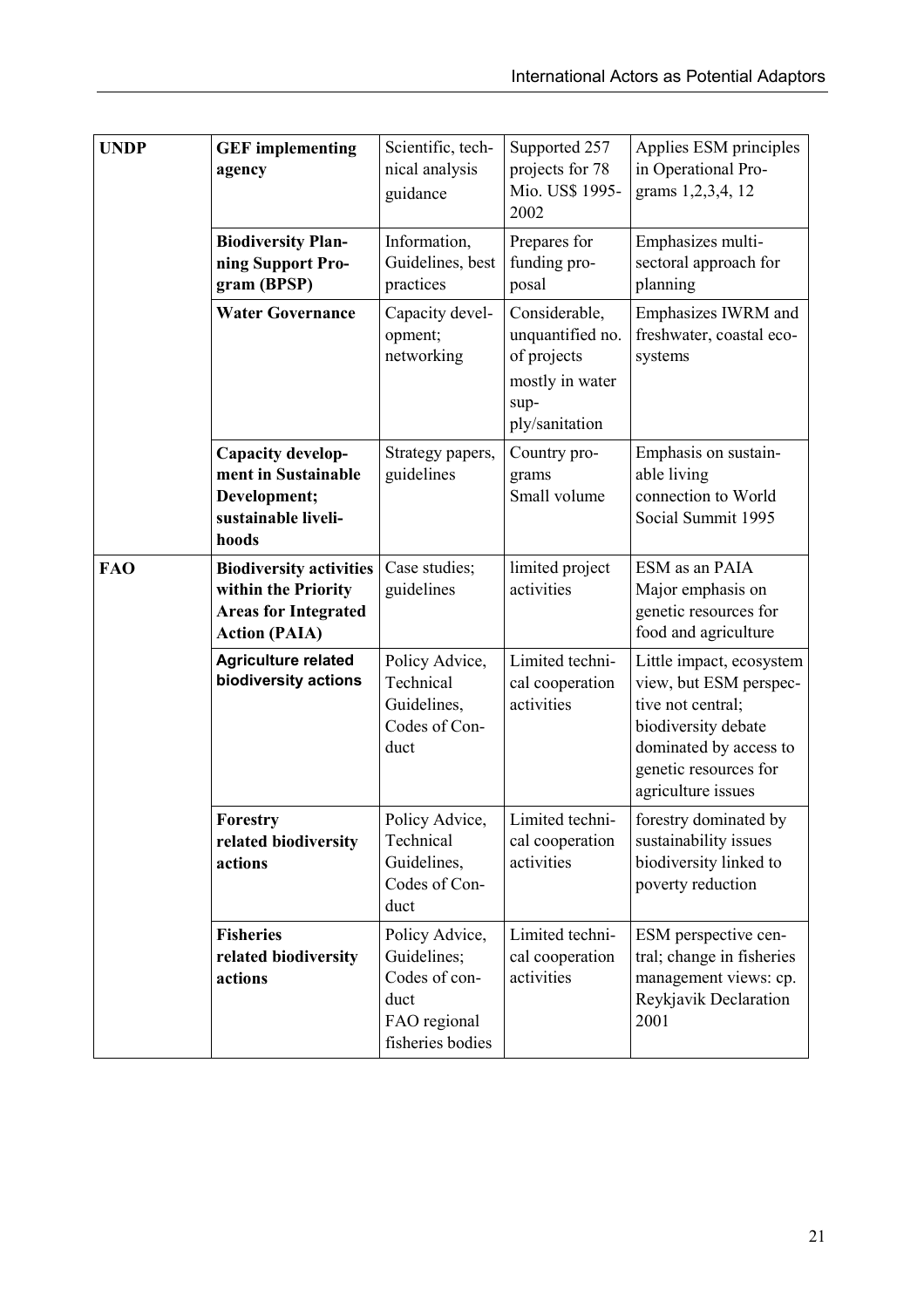| | | | | |
|---|---|---|---|---|
| **UNDP** | **GEF implementing agency** | Scientific, technical analysis guidance | Supported 257 projects for 78 Mio. US$ 1995-2002 | Applies ESM principles in Operational Programs 1,2,3,4, 12 |
| | **Biodiversity Planning Support Program (BPSP)** | Information, Guidelines, best practices | Prepares for funding proposal | Emphasizes multi-sectoral approach for planning |
| | **Water Governance** | Capacity development; networking | Considerable, unquantified no. of projects mostly in water supply/sanitation | Emphasizes IWRM and freshwater, coastal ecosystems |
| | **Capacity development in Sustainable Development; sustainable livelihoods** | Strategy papers, guidelines | Country programs Small volume | Emphasis on sustainable living connection to World Social Summit 1995 |
| **FAO** | **Biodiversity activities within the Priority Areas for Integrated Action (PAIA)** | Case studies; guidelines | limited project activities | ESM as an PAIA Major emphasis on genetic resources for food and agriculture |
| | **Agriculture related biodiversity actions** | Policy Advice, Technical Guidelines, Codes of Conduct | Limited technical cooperation activities | Little impact, ecosystem view, but ESM perspective not central; biodiversity debate dominated by access to genetic resources for agriculture issues |
| | **Forestry related biodiversity actions** | Policy Advice, Technical Guidelines, Codes of Conduct | Limited technical cooperation activities | forestry dominated by sustainability issues biodiversity linked to poverty reduction |
| | **Fisheries related biodiversity actions** | Policy Advice, Guidelines; Codes of conduct FAO regional fisheries bodies | Limited technical cooperation activities | ESM perspective central; change in fisheries management views: cp. Reykjavik Declaration 2001 |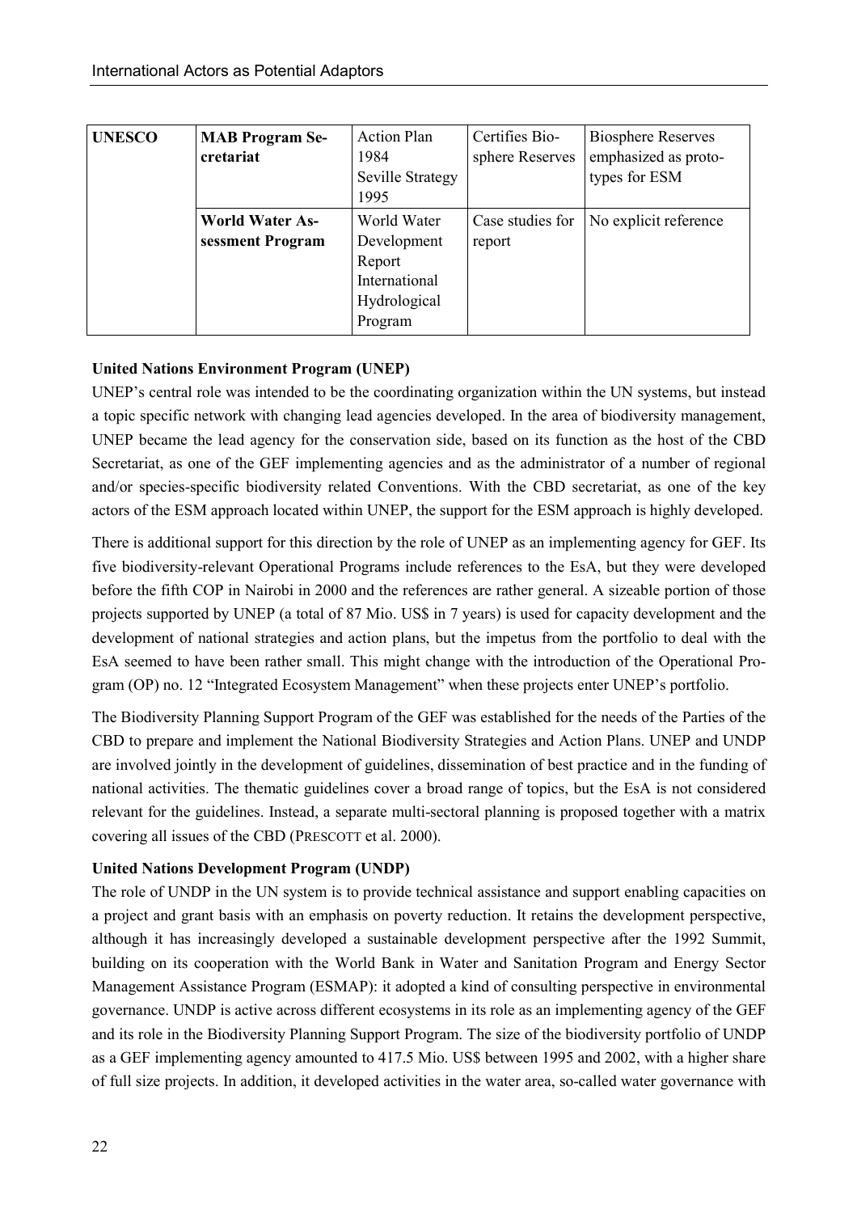| UNESCO | MAB Program Secretariat | Action Plan 1984 Seville Strategy 1995 | Certifies Biosphere Reserves | Biosphere Reserves emphasized as prototypes for ESM |
|---|---|---|---|---|
| | World Water Assessment Program | World Water Development Report International Hydrological Program | Case studies for report | No explicit reference |

**United Nations Environment Program (UNEP)**

UNEP's central role was intended to be the coordinating organization within the UN systems, but instead a topic specific network with changing lead agencies developed. In the area of biodiversity management, UNEP became the lead agency for the conservation side, based on its function as the host of the CBD Secretariat, as one of the GEF implementing agencies and as the administrator of a number of regional and/or species-specific biodiversity related Conventions. With the CBD secretariat, as one of the key actors of the ESM approach located within UNEP, the support for the ESM approach is highly developed.

There is additional support for this direction by the role of UNEP as an implementing agency for GEF. Its five biodiversity-relevant Operational Programs include references to the EsA, but they were developed before the fifth COP in Nairobi in 2000 and the references are rather general. A sizeable portion of those projects supported by UNEP (a total of 87 Mio. US$ in 7 years) is used for capacity development and the development of national strategies and action plans, but the impetus from the portfolio to deal with the EsA seemed to have been rather small. This might change with the introduction of the Operational Program (OP) no. 12 "Integrated Ecosystem Management" when these projects enter UNEP's portfolio.

The Biodiversity Planning Support Program of the GEF was established for the needs of the Parties of the CBD to prepare and implement the National Biodiversity Strategies and Action Plans. UNEP and UNDP are involved jointly in the development of guidelines, dissemination of best practice and in the funding of national activities. The thematic guidelines cover a broad range of topics, but the EsA is not considered relevant for the guidelines. Instead, a separate multi-sectoral planning is proposed together with a matrix covering all issues of the CBD (PRESCOTT et al. 2000).

**United Nations Development Program (UNDP)**

The role of UNDP in the UN system is to provide technical assistance and support enabling capacities on a project and grant basis with an emphasis on poverty reduction. It retains the development perspective, although it has increasingly developed a sustainable development perspective after the 1992 Summit, building on its cooperation with the World Bank in Water and Sanitation Program and Energy Sector Management Assistance Program (ESMAP): it adopted a kind of consulting perspective in environmental governance. UNDP is active across different ecosystems in its role as an implementing agency of the GEF and its role in the Biodiversity Planning Support Program. The size of the biodiversity portfolio of UNDP as a GEF implementing agency amounted to 417.5 Mio. US$ between 1995 and 2002, with a higher share of full size projects. In addition, it developed activities in the water area, so-called water governance with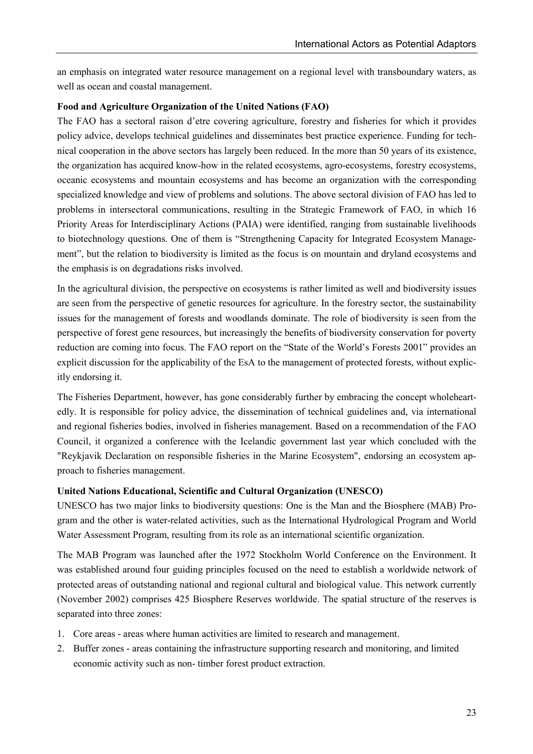an emphasis on integrated water resource management on a regional level with transboundary waters, as well as ocean and coastal management.

**Food and Agriculture Organization of the United Nations (FAO)**

The FAO has a sectoral raison d'etre covering agriculture, forestry and fisheries for which it provides policy advice, develops technical guidelines and disseminates best practice experience. Funding for technical cooperation in the above sectors has largely been reduced. In the more than 50 years of its existence, the organization has acquired know-how in the related ecosystems, agro-ecosystems, forestry ecosystems, oceanic ecosystems and mountain ecosystems and has become an organization with the corresponding specialized knowledge and view of problems and solutions. The above sectoral division of FAO has led to problems in intersectoral communications, resulting in the Strategic Framework of FAO, in which 16 Priority Areas for Interdisciplinary Actions (PAIA) were identified, ranging from sustainable livelihoods to biotechnology questions. One of them is "Strengthening Capacity for Integrated Ecosystem Management", but the relation to biodiversity is limited as the focus is on mountain and dryland ecosystems and the emphasis is on degradations risks involved.

In the agricultural division, the perspective on ecosystems is rather limited as well and biodiversity issues are seen from the perspective of genetic resources for agriculture. In the forestry sector, the sustainability issues for the management of forests and woodlands dominate. The role of biodiversity is seen from the perspective of forest gene resources, but increasingly the benefits of biodiversity conservation for poverty reduction are coming into focus. The FAO report on the "State of the World's Forests 2001" provides an explicit discussion for the applicability of the EsA to the management of protected forests, without explicitly endorsing it.

The Fisheries Department, however, has gone considerably further by embracing the concept wholeheartedly. It is responsible for policy advice, the dissemination of technical guidelines and, via international and regional fisheries bodies, involved in fisheries management. Based on a recommendation of the FAO Council, it organized a conference with the Icelandic government last year which concluded with the "Reykjavik Declaration on responsible fisheries in the Marine Ecosystem", endorsing an ecosystem approach to fisheries management.

**United Nations Educational, Scientific and Cultural Organization (UNESCO)**

UNESCO has two major links to biodiversity questions: One is the Man and the Biosphere (MAB) Program and the other is water-related activities, such as the International Hydrological Program and World Water Assessment Program, resulting from its role as an international scientific organization.

The MAB Program was launched after the 1972 Stockholm World Conference on the Environment. It was established around four guiding principles focused on the need to establish a worldwide network of protected areas of outstanding national and regional cultural and biological value. This network currently (November 2002) comprises 425 Biosphere Reserves worldwide. The spatial structure of the reserves is separated into three zones:

1. Core areas - areas where human activities are limited to research and management.
2. Buffer zones - areas containing the infrastructure supporting research and monitoring, and limited economic activity such as non- timber forest product extraction.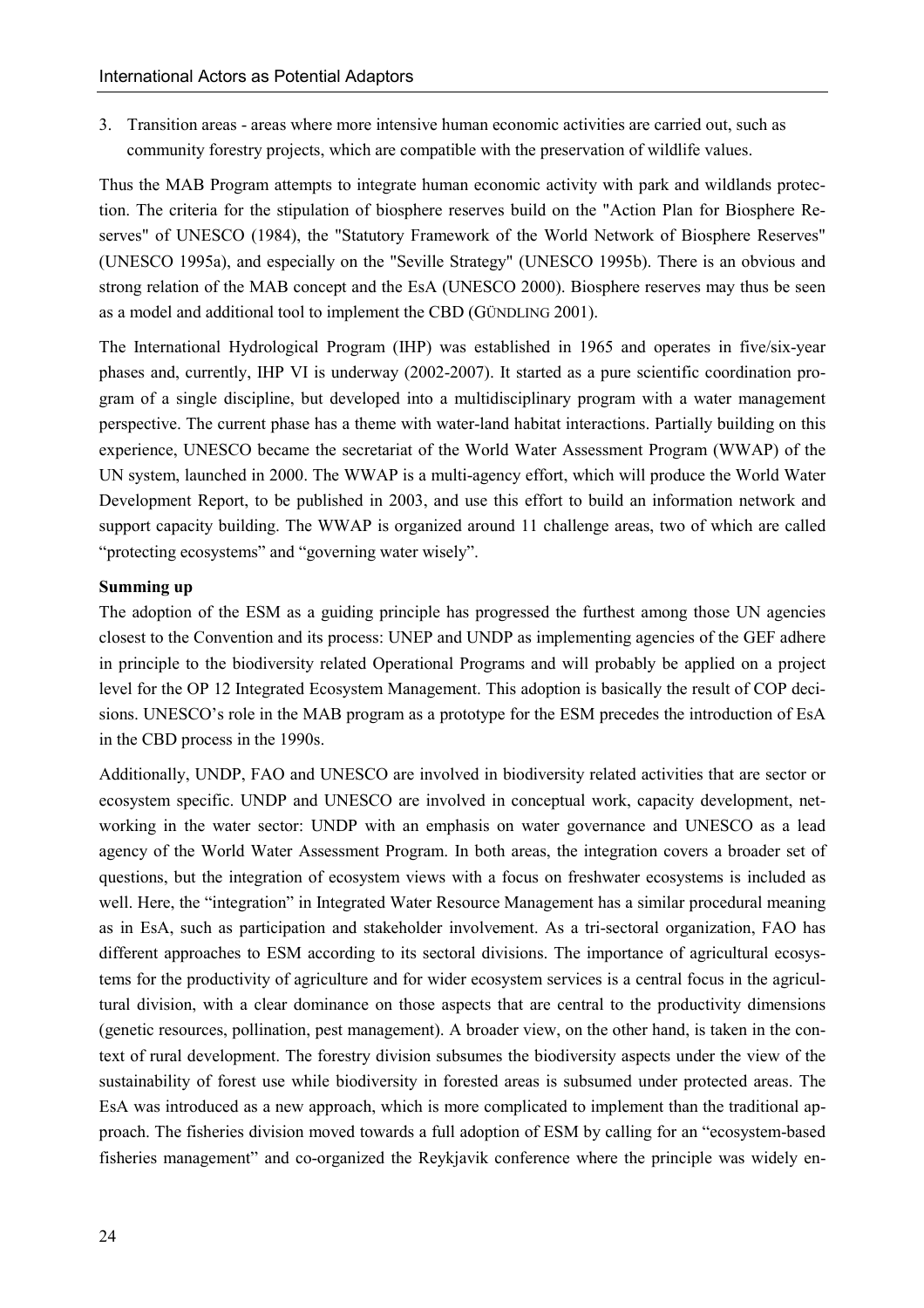3. Transition areas - areas where more intensive human economic activities are carried out, such as community forestry projects, which are compatible with the preservation of wildlife values.

Thus the MAB Program attempts to integrate human economic activity with park and wildlands protection. The criteria for the stipulation of biosphere reserves build on the "Action Plan for Biosphere Reserves" of UNESCO (1984), the "Statutory Framework of the World Network of Biosphere Reserves" (UNESCO 1995a), and especially on the "Seville Strategy" (UNESCO 1995b). There is an obvious and strong relation of the MAB concept and the EsA (UNESCO 2000). Biosphere reserves may thus be seen as a model and additional tool to implement the CBD (GÜNDLING 2001).

The International Hydrological Program (IHP) was established in 1965 and operates in five/six-year phases and, currently, IHP VI is underway (2002-2007). It started as a pure scientific coordination program of a single discipline, but developed into a multidisciplinary program with a water management perspective. The current phase has a theme with water-land habitat interactions. Partially building on this experience, UNESCO became the secretariat of the World Water Assessment Program (WWAP) of the UN system, launched in 2000. The WWAP is a multi-agency effort, which will produce the World Water Development Report, to be published in 2003, and use this effort to build an information network and support capacity building. The WWAP is organized around 11 challenge areas, two of which are called "protecting ecosystems" and "governing water wisely".

**Summing up**

The adoption of the ESM as a guiding principle has progressed the furthest among those UN agencies closest to the Convention and its process: UNEP and UNDP as implementing agencies of the GEF adhere in principle to the biodiversity related Operational Programs and will probably be applied on a project level for the OP 12 Integrated Ecosystem Management. This adoption is basically the result of COP decisions. UNESCO's role in the MAB program as a prototype for the ESM precedes the introduction of EsA in the CBD process in the 1990s.

Additionally, UNDP, FAO and UNESCO are involved in biodiversity related activities that are sector or ecosystem specific. UNDP and UNESCO are involved in conceptual work, capacity development, networking in the water sector: UNDP with an emphasis on water governance and UNESCO as a lead agency of the World Water Assessment Program. In both areas, the integration covers a broader set of questions, but the integration of ecosystem views with a focus on freshwater ecosystems is included as well. Here, the "integration" in Integrated Water Resource Management has a similar procedural meaning as in EsA, such as participation and stakeholder involvement. As a tri-sectoral organization, FAO has different approaches to ESM according to its sectoral divisions. The importance of agricultural ecosystems for the productivity of agriculture and for wider ecosystem services is a central focus in the agricultural division, with a clear dominance on those aspects that are central to the productivity dimensions (genetic resources, pollination, pest management). A broader view, on the other hand, is taken in the context of rural development. The forestry division subsumes the biodiversity aspects under the view of the sustainability of forest use while biodiversity in forested areas is subsumed under protected areas. The EsA was introduced as a new approach, which is more complicated to implement than the traditional approach. The fisheries division moved towards a full adoption of ESM by calling for an "ecosystem-based fisheries management" and co-organized the Reykjavik conference where the principle was widely en-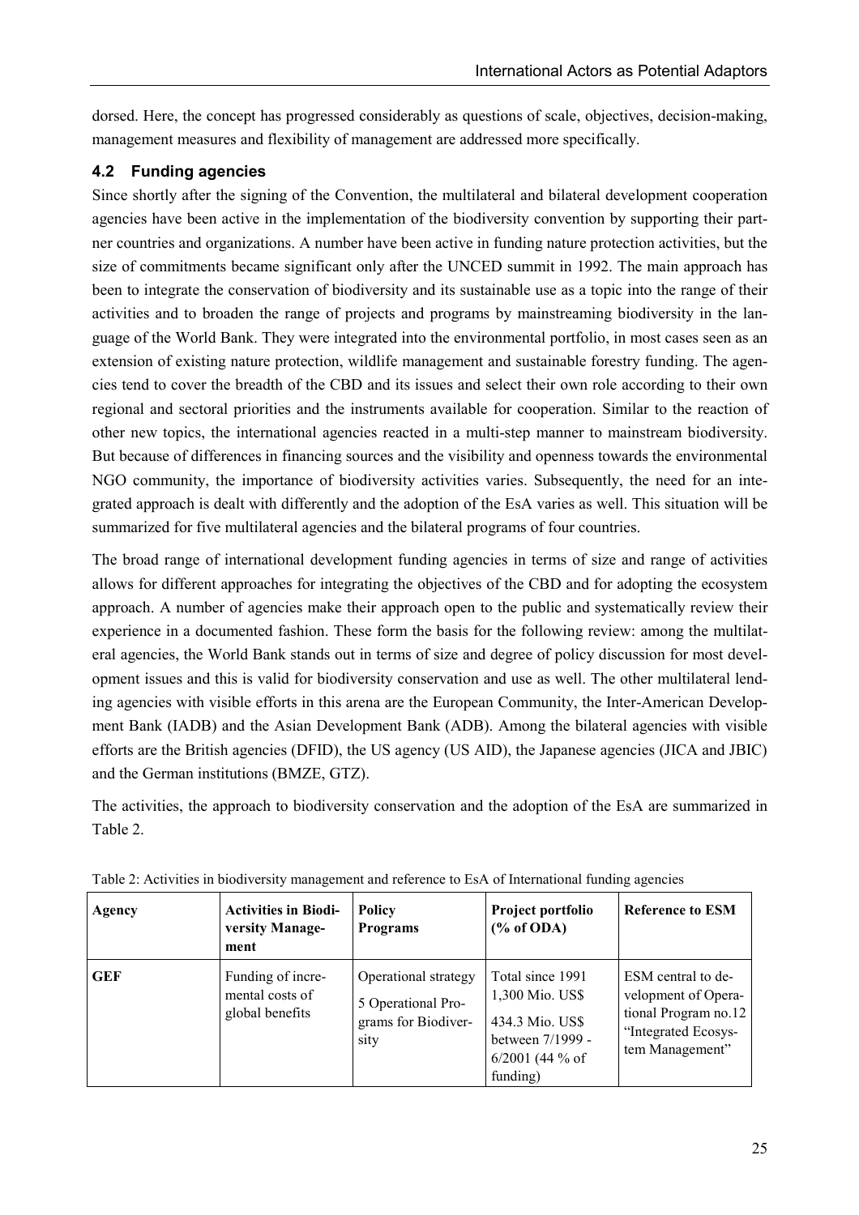dorsed. Here, the concept has progressed considerably as questions of scale, objectives, decision-making, management measures and flexibility of management are addressed more specifically.

### 4.2 Funding agencies

Since shortly after the signing of the Convention, the multilateral and bilateral development cooperation agencies have been active in the implementation of the biodiversity convention by supporting their partner countries and organizations. A number have been active in funding nature protection activities, but the size of commitments became significant only after the UNCED summit in 1992. The main approach has been to integrate the conservation of biodiversity and its sustainable use as a topic into the range of their activities and to broaden the range of projects and programs by mainstreaming biodiversity in the language of the World Bank. They were integrated into the environmental portfolio, in most cases seen as an extension of existing nature protection, wildlife management and sustainable forestry funding. The agencies tend to cover the breadth of the CBD and its issues and select their own role according to their own regional and sectoral priorities and the instruments available for cooperation. Similar to the reaction of other new topics, the international agencies reacted in a multi-step manner to mainstream biodiversity. But because of differences in financing sources and the visibility and openness towards the environmental NGO community, the importance of biodiversity activities varies. Subsequently, the need for an integrated approach is dealt with differently and the adoption of the EsA varies as well. This situation will be summarized for five multilateral agencies and the bilateral programs of four countries.

The broad range of international development funding agencies in terms of size and range of activities allows for different approaches for integrating the objectives of the CBD and for adopting the ecosystem approach. A number of agencies make their approach open to the public and systematically review their experience in a documented fashion. These form the basis for the following review: among the multilateral agencies, the World Bank stands out in terms of size and degree of policy discussion for most development issues and this is valid for biodiversity conservation and use as well. The other multilateral lending agencies with visible efforts in this arena are the European Community, the Inter-American Development Bank (IADB) and the Asian Development Bank (ADB). Among the bilateral agencies with visible efforts are the British agencies (DFID), the US agency (US AID), the Japanese agencies (JICA and JBIC) and the German institutions (BMZE, GTZ).

The activities, the approach to biodiversity conservation and the adoption of the EsA are summarized in Table 2.

Table 2: Activities in biodiversity management and reference to EsA of International funding agencies

| Agency | Activities in Biodiversity Management | Policy Programs | Project portfolio (% of ODA) | Reference to ESM |
|---|---|---|---|---|
| **GEF** | Funding of incremental costs of global benefits | Operational strategy<br>5 Operational Programs for Biodiversity | Total since 1991 1,300 Mio. US$<br>434.3 Mio. US$ between 7/1999 - 6/2001 (44 % of funding) | ESM central to development of Operational Program no.12 "Integrated Ecosystem Management" |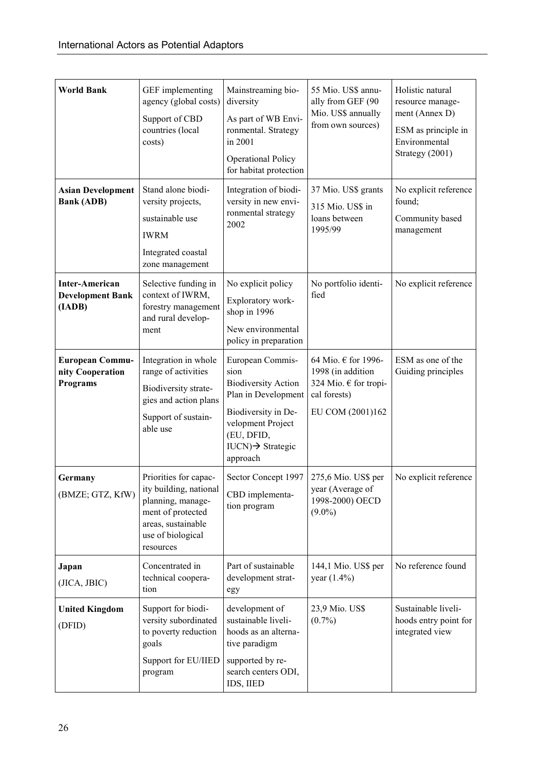| **World Bank** | GEF implementing agency (global costs)<br>Support of CBD countries (local costs) | Mainstreaming biodiversity<br>As part of WB Environmental. Strategy in 2001<br>Operational Policy for habitat protection | 55 Mio. US$ annually from GEF (90 Mio. US$ annually from own sources) | Holistic natural resource management (Annex D)<br>ESM as principle in Environmental Strategy (2001) |
|---|---|---|---|---|
| **Asian Development Bank (ADB)** | Stand alone biodiversity projects,<br>sustainable use<br>IWRM<br>Integrated coastal zone management | Integration of biodiversity in new environmental strategy 2002 | 37 Mio. US$ grants<br>315 Mio. US$ in loans between 1995/99 | No explicit reference found;<br>Community based management |
| **Inter-American Development Bank (IADB)** | Selective funding in context of IWRM, forestry management and rural development | No explicit policy<br>Exploratory workshop in 1996<br>New environmental policy in preparation | No portfolio identified | No explicit reference |
| **European Community Cooperation Programs** | Integration in whole range of activities<br>Biodiversity strategies and action plans<br>Support of sustainable use | European Commission Biodiversity Action Plan in Development<br>Biodiversity in Development Project (EU, DFID, IUCN)→ Strategic approach | 64 Mio. € for 1996-1998 (in addition 324 Mio. € for tropical forests)<br>EU COM (2001)162 | ESM as one of the Guiding principles |
| **Germany** (BMZE; GTZ, KfW) | Priorities for capacity building, national planning, management of protected areas, sustainable use of biological resources | Sector Concept 1997<br>CBD implementation program | 275,6 Mio. US$ per year (Average of 1998-2000) OECD (9.0%) | No explicit reference |
| **Japan** (JICA, JBIC) | Concentrated in technical cooperation | Part of sustainable development strategy | 144,1 Mio. US$ per year (1.4%) | No reference found |
| **United Kingdom** (DFID) | Support for biodiversity subordinated to poverty reduction goals<br>Support for EU/IIED program | development of sustainable livelihoods as an alternative paradigm<br>supported by research centers ODI, IDS, IIED | 23,9 Mio. US$ (0.7%) | Sustainable livelihoods entry point for integrated view |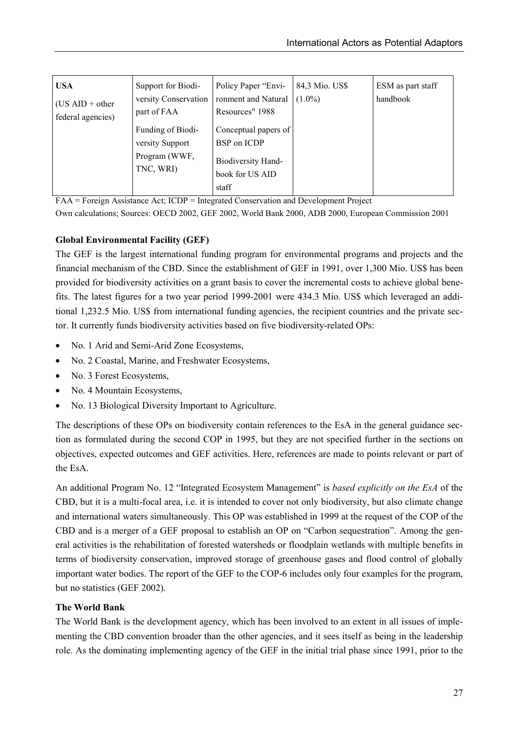| USA (US AID + other federal agencies) | Support for Biodiversity Conservation part of FAA<br>Funding of Biodiversity Support Program (WWF, TNC, WRI) | Policy Paper "Environment and Natural Resources" 1988<br>Conceptual papers of BSP on ICDP<br>Biodiversity Handbook for US AID staff | 84,3 Mio. US$ (1.0%) | ESM as part staff handbook |
|---|---|---|---|---|

FAA = Foreign Assistance Act; ICDP = Integrated Conservation and Development Project

Own calculations; Sources: OECD 2002, GEF 2002, World Bank 2000, ADB 2000, European Commission 2001

**Global Environmental Facility (GEF)**

The GEF is the largest international funding program for environmental programs and projects and the financial mechanism of the CBD. Since the establishment of GEF in 1991, over 1,300 Mio. US$ has been provided for biodiversity activities on a grant basis to cover the incremental costs to achieve global benefits. The latest figures for a two year period 1999-2001 were 434.3 Mio. US$ which leveraged an additional 1,232.5 Mio. US$ from international funding agencies, the recipient countries and the private sector. It currently funds biodiversity activities based on five biodiversity-related OPs:

- No. 1 Arid and Semi-Arid Zone Ecosystems,
- No. 2 Coastal, Marine, and Freshwater Ecosystems,
- No. 3 Forest Ecosystems,
- No. 4 Mountain Ecosystems,
- No. 13 Biological Diversity Important to Agriculture.

The descriptions of these OPs on biodiversity contain references to the EsA in the general guidance section as formulated during the second COP in 1995, but they are not specified further in the sections on objectives, expected outcomes and GEF activities. Here, references are made to points relevant or part of the EsA.

An additional Program No. 12 "Integrated Ecosystem Management" is *based explicitly on the EsA* of the CBD, but it is a multi-focal area, i.e. it is intended to cover not only biodiversity, but also climate change and international waters simultaneously. This OP was established in 1999 at the request of the COP of the CBD and is a merger of a GEF proposal to establish an OP on "Carbon sequestration". Among the general activities is the rehabilitation of forested watersheds or floodplain wetlands with multiple benefits in terms of biodiversity conservation, improved storage of greenhouse gases and flood control of globally important water bodies. The report of the GEF to the COP-6 includes only four examples for the program, but no statistics (GEF 2002).

**The World Bank**

The World Bank is the development agency, which has been involved to an extent in all issues of implementing the CBD convention broader than the other agencies, and it sees itself as being in the leadership role. As the dominating implementing agency of the GEF in the initial trial phase since 1991, prior to the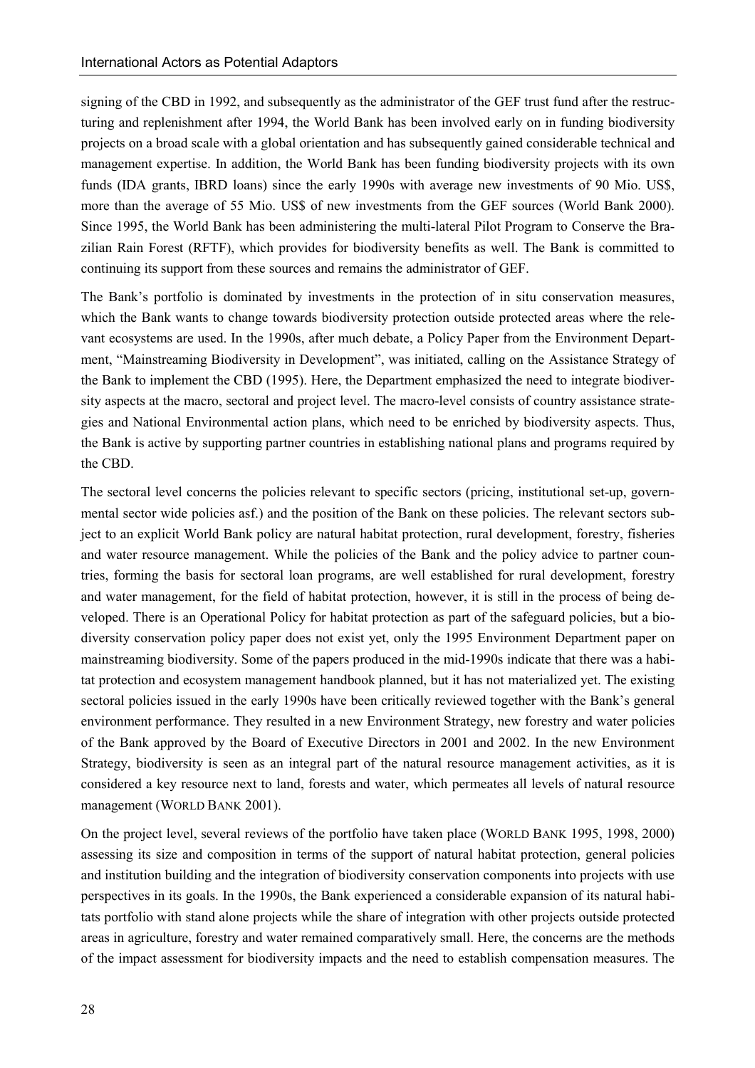signing of the CBD in 1992, and subsequently as the administrator of the GEF trust fund after the restructuring and replenishment after 1994, the World Bank has been involved early on in funding biodiversity projects on a broad scale with a global orientation and has subsequently gained considerable technical and management expertise. In addition, the World Bank has been funding biodiversity projects with its own funds (IDA grants, IBRD loans) since the early 1990s with average new investments of 90 Mio. US$, more than the average of 55 Mio. US$ of new investments from the GEF sources (World Bank 2000). Since 1995, the World Bank has been administering the multi-lateral Pilot Program to Conserve the Brazilian Rain Forest (RFTF), which provides for biodiversity benefits as well. The Bank is committed to continuing its support from these sources and remains the administrator of GEF.

The Bank's portfolio is dominated by investments in the protection of in situ conservation measures, which the Bank wants to change towards biodiversity protection outside protected areas where the relevant ecosystems are used. In the 1990s, after much debate, a Policy Paper from the Environment Department, "Mainstreaming Biodiversity in Development", was initiated, calling on the Assistance Strategy of the Bank to implement the CBD (1995). Here, the Department emphasized the need to integrate biodiversity aspects at the macro, sectoral and project level. The macro-level consists of country assistance strategies and National Environmental action plans, which need to be enriched by biodiversity aspects. Thus, the Bank is active by supporting partner countries in establishing national plans and programs required by the CBD.

The sectoral level concerns the policies relevant to specific sectors (pricing, institutional set-up, governmental sector wide policies asf.) and the position of the Bank on these policies. The relevant sectors subject to an explicit World Bank policy are natural habitat protection, rural development, forestry, fisheries and water resource management. While the policies of the Bank and the policy advice to partner countries, forming the basis for sectoral loan programs, are well established for rural development, forestry and water management, for the field of habitat protection, however, it is still in the process of being developed. There is an Operational Policy for habitat protection as part of the safeguard policies, but a biodiversity conservation policy paper does not exist yet, only the 1995 Environment Department paper on mainstreaming biodiversity. Some of the papers produced in the mid-1990s indicate that there was a habitat protection and ecosystem management handbook planned, but it has not materialized yet. The existing sectoral policies issued in the early 1990s have been critically reviewed together with the Bank's general environment performance. They resulted in a new Environment Strategy, new forestry and water policies of the Bank approved by the Board of Executive Directors in 2001 and 2002. In the new Environment Strategy, biodiversity is seen as an integral part of the natural resource management activities, as it is considered a key resource next to land, forests and water, which permeates all levels of natural resource management (World Bank 2001).

On the project level, several reviews of the portfolio have taken place (World Bank 1995, 1998, 2000) assessing its size and composition in terms of the support of natural habitat protection, general policies and institution building and the integration of biodiversity conservation components into projects with use perspectives in its goals. In the 1990s, the Bank experienced a considerable expansion of its natural habitats portfolio with stand alone projects while the share of integration with other projects outside protected areas in agriculture, forestry and water remained comparatively small. Here, the concerns are the methods of the impact assessment for biodiversity impacts and the need to establish compensation measures. The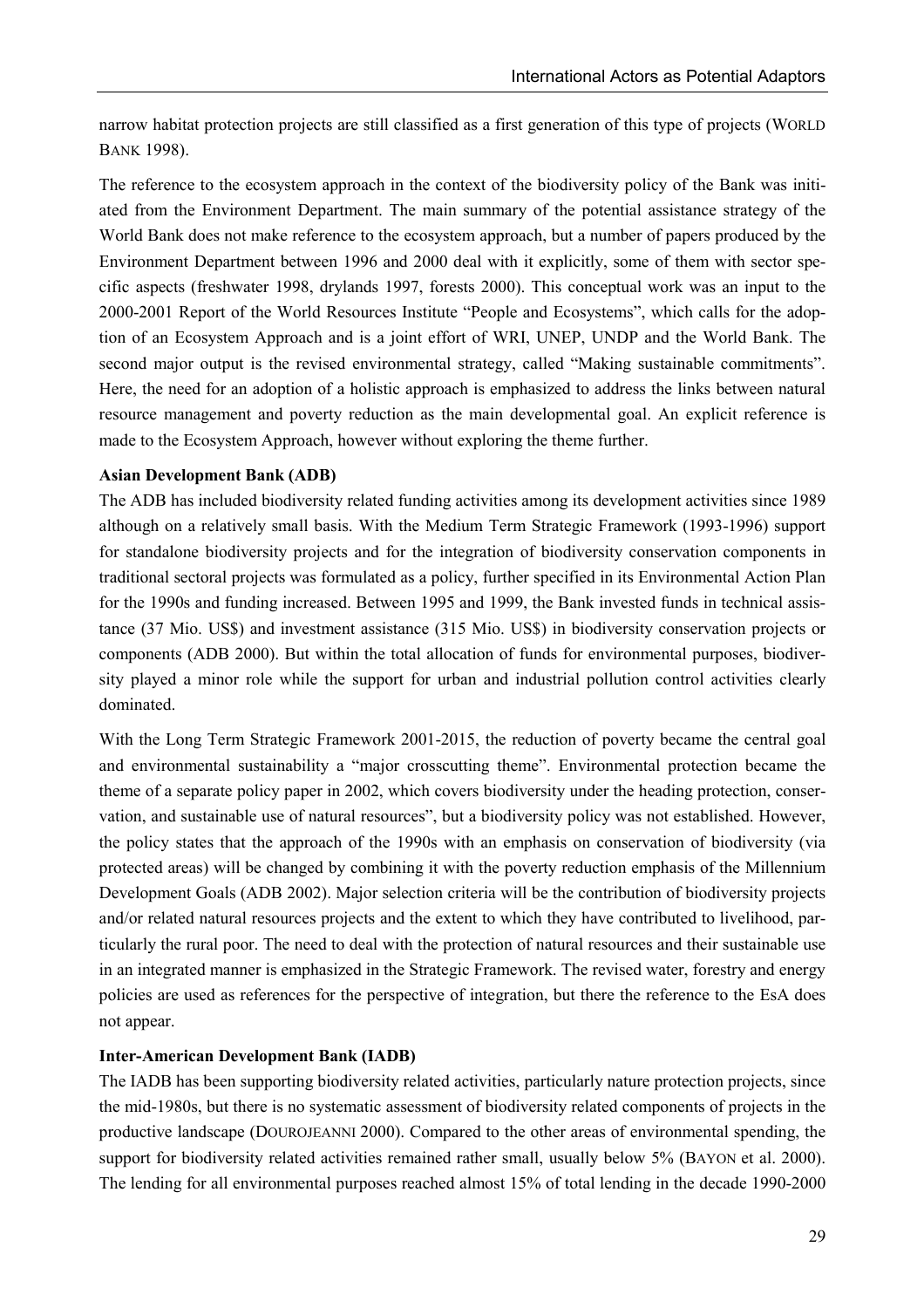narrow habitat protection projects are still classified as a first generation of this type of projects (WORLD BANK 1998).

The reference to the ecosystem approach in the context of the biodiversity policy of the Bank was initiated from the Environment Department. The main summary of the potential assistance strategy of the World Bank does not make reference to the ecosystem approach, but a number of papers produced by the Environment Department between 1996 and 2000 deal with it explicitly, some of them with sector specific aspects (freshwater 1998, drylands 1997, forests 2000). This conceptual work was an input to the 2000-2001 Report of the World Resources Institute "People and Ecosystems", which calls for the adoption of an Ecosystem Approach and is a joint effort of WRI, UNEP, UNDP and the World Bank. The second major output is the revised environmental strategy, called "Making sustainable commitments". Here, the need for an adoption of a holistic approach is emphasized to address the links between natural resource management and poverty reduction as the main developmental goal. An explicit reference is made to the Ecosystem Approach, however without exploring the theme further.

**Asian Development Bank (ADB)**

The ADB has included biodiversity related funding activities among its development activities since 1989 although on a relatively small basis. With the Medium Term Strategic Framework (1993-1996) support for standalone biodiversity projects and for the integration of biodiversity conservation components in traditional sectoral projects was formulated as a policy, further specified in its Environmental Action Plan for the 1990s and funding increased. Between 1995 and 1999, the Bank invested funds in technical assistance (37 Mio. US$) and investment assistance (315 Mio. US$) in biodiversity conservation projects or components (ADB 2000). But within the total allocation of funds for environmental purposes, biodiversity played a minor role while the support for urban and industrial pollution control activities clearly dominated.

With the Long Term Strategic Framework 2001-2015, the reduction of poverty became the central goal and environmental sustainability a "major crosscutting theme". Environmental protection became the theme of a separate policy paper in 2002, which covers biodiversity under the heading protection, conservation, and sustainable use of natural resources", but a biodiversity policy was not established. However, the policy states that the approach of the 1990s with an emphasis on conservation of biodiversity (via protected areas) will be changed by combining it with the poverty reduction emphasis of the Millennium Development Goals (ADB 2002). Major selection criteria will be the contribution of biodiversity projects and/or related natural resources projects and the extent to which they have contributed to livelihood, particularly the rural poor. The need to deal with the protection of natural resources and their sustainable use in an integrated manner is emphasized in the Strategic Framework. The revised water, forestry and energy policies are used as references for the perspective of integration, but there the reference to the EsA does not appear.

**Inter-American Development Bank (IADB)**

The IADB has been supporting biodiversity related activities, particularly nature protection projects, since the mid-1980s, but there is no systematic assessment of biodiversity related components of projects in the productive landscape (DOUROJEANNI 2000). Compared to the other areas of environmental spending, the support for biodiversity related activities remained rather small, usually below 5% (BAYON et al. 2000). The lending for all environmental purposes reached almost 15% of total lending in the decade 1990-2000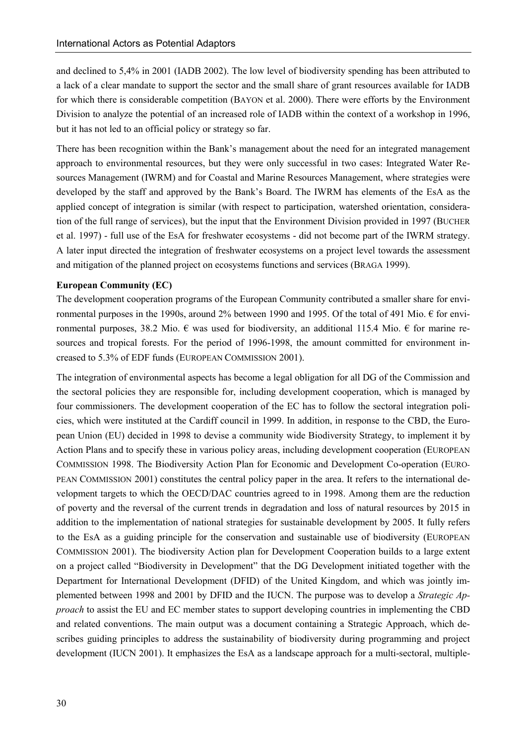and declined to 5,4% in 2001 (IADB 2002). The low level of biodiversity spending has been attributed to a lack of a clear mandate to support the sector and the small share of grant resources available for IADB for which there is considerable competition (BAYON et al. 2000). There were efforts by the Environment Division to analyze the potential of an increased role of IADB within the context of a workshop in 1996, but it has not led to an official policy or strategy so far.

There has been recognition within the Bank's management about the need for an integrated management approach to environmental resources, but they were only successful in two cases: Integrated Water Resources Management (IWRM) and for Coastal and Marine Resources Management, where strategies were developed by the staff and approved by the Bank's Board. The IWRM has elements of the EsA as the applied concept of integration is similar (with respect to participation, watershed orientation, consideration of the full range of services), but the input that the Environment Division provided in 1997 (BUCHER et al. 1997) - full use of the EsA for freshwater ecosystems - did not become part of the IWRM strategy. A later input directed the integration of freshwater ecosystems on a project level towards the assessment and mitigation of the planned project on ecosystems functions and services (BRAGA 1999).

**European Community (EC)**

The development cooperation programs of the European Community contributed a smaller share for environmental purposes in the 1990s, around 2% between 1990 and 1995. Of the total of 491 Mio. € for environmental purposes, 38.2 Mio. € was used for biodiversity, an additional 115.4 Mio. € for marine resources and tropical forests. For the period of 1996-1998, the amount committed for environment increased to 5.3% of EDF funds (EUROPEAN COMMISSION 2001).

The integration of environmental aspects has become a legal obligation for all DG of the Commission and the sectoral policies they are responsible for, including development cooperation, which is managed by four commissioners. The development cooperation of the EC has to follow the sectoral integration policies, which were instituted at the Cardiff council in 1999. In addition, in response to the CBD, the European Union (EU) decided in 1998 to devise a community wide Biodiversity Strategy, to implement it by Action Plans and to specify these in various policy areas, including development cooperation (EUROPEAN COMMISSION 1998. The Biodiversity Action Plan for Economic and Development Co-operation (EUROPEAN COMMISSION 2001) constitutes the central policy paper in the area. It refers to the international development targets to which the OECD/DAC countries agreed to in 1998. Among them are the reduction of poverty and the reversal of the current trends in degradation and loss of natural resources by 2015 in addition to the implementation of national strategies for sustainable development by 2005. It fully refers to the EsA as a guiding principle for the conservation and sustainable use of biodiversity (EUROPEAN COMMISSION 2001). The biodiversity Action plan for Development Cooperation builds to a large extent on a project called "Biodiversity in Development" that the DG Development initiated together with the Department for International Development (DFID) of the United Kingdom, and which was jointly implemented between 1998 and 2001 by DFID and the IUCN. The purpose was to develop a *Strategic Approach* to assist the EU and EC member states to support developing countries in implementing the CBD and related conventions. The main output was a document containing a Strategic Approach, which describes guiding principles to address the sustainability of biodiversity during programming and project development (IUCN 2001). It emphasizes the EsA as a landscape approach for a multi-sectoral, multiple-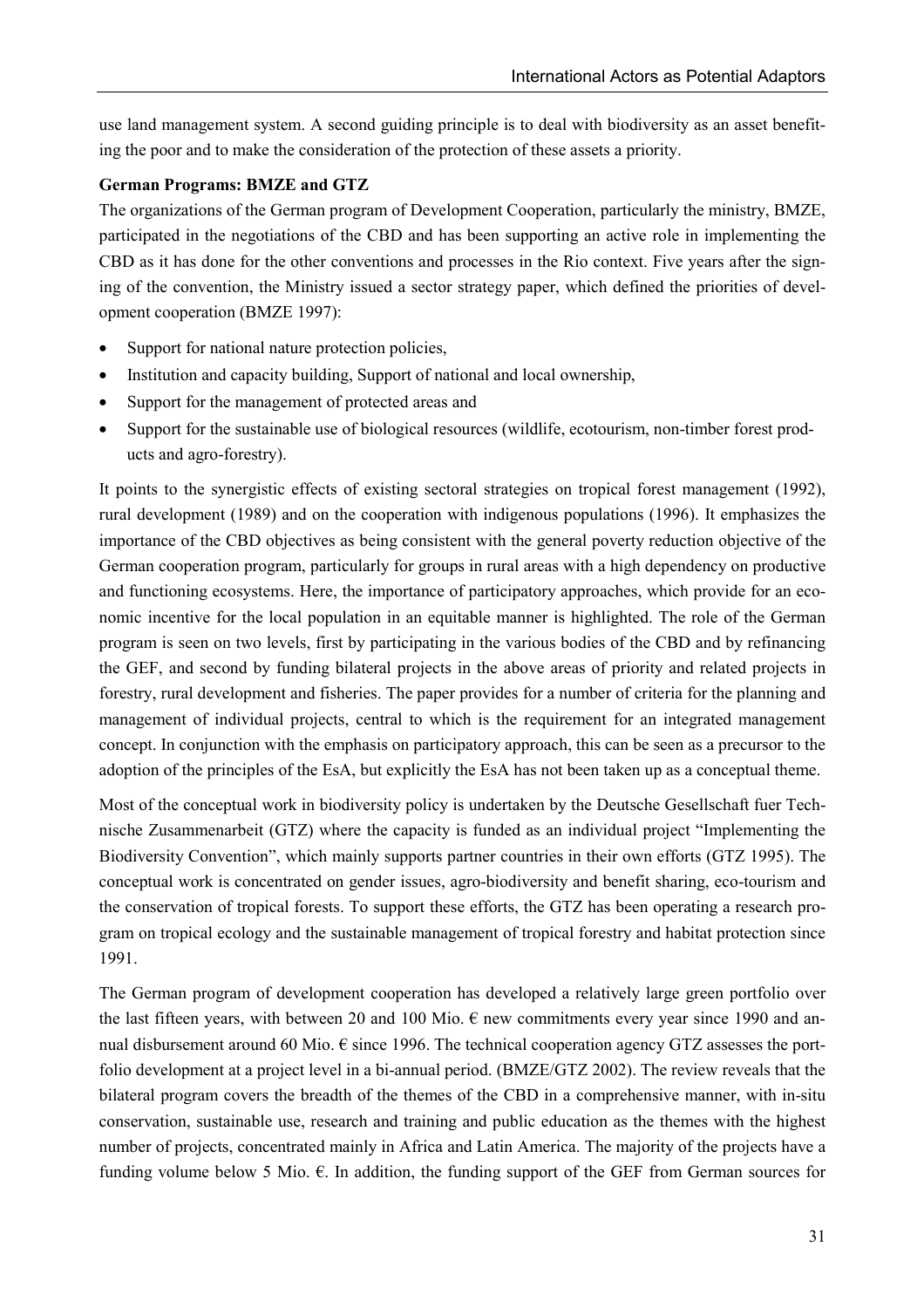use land management system. A second guiding principle is to deal with biodiversity as an asset benefiting the poor and to make the consideration of the protection of these assets a priority.

**German Programs: BMZE and GTZ**

The organizations of the German program of Development Cooperation, particularly the ministry, BMZE, participated in the negotiations of the CBD and has been supporting an active role in implementing the CBD as it has done for the other conventions and processes in the Rio context. Five years after the signing of the convention, the Ministry issued a sector strategy paper, which defined the priorities of development cooperation (BMZE 1997):

- Support for national nature protection policies,
- Institution and capacity building, Support of national and local ownership,
- Support for the management of protected areas and
- Support for the sustainable use of biological resources (wildlife, ecotourism, non-timber forest products and agro-forestry).

It points to the synergistic effects of existing sectoral strategies on tropical forest management (1992), rural development (1989) and on the cooperation with indigenous populations (1996). It emphasizes the importance of the CBD objectives as being consistent with the general poverty reduction objective of the German cooperation program, particularly for groups in rural areas with a high dependency on productive and functioning ecosystems. Here, the importance of participatory approaches, which provide for an economic incentive for the local population in an equitable manner is highlighted. The role of the German program is seen on two levels, first by participating in the various bodies of the CBD and by refinancing the GEF, and second by funding bilateral projects in the above areas of priority and related projects in forestry, rural development and fisheries. The paper provides for a number of criteria for the planning and management of individual projects, central to which is the requirement for an integrated management concept. In conjunction with the emphasis on participatory approach, this can be seen as a precursor to the adoption of the principles of the EsA, but explicitly the EsA has not been taken up as a conceptual theme.

Most of the conceptual work in biodiversity policy is undertaken by the Deutsche Gesellschaft fuer Technische Zusammenarbeit (GTZ) where the capacity is funded as an individual project "Implementing the Biodiversity Convention", which mainly supports partner countries in their own efforts (GTZ 1995). The conceptual work is concentrated on gender issues, agro-biodiversity and benefit sharing, eco-tourism and the conservation of tropical forests. To support these efforts, the GTZ has been operating a research program on tropical ecology and the sustainable management of tropical forestry and habitat protection since 1991.

The German program of development cooperation has developed a relatively large green portfolio over the last fifteen years, with between 20 and 100 Mio. € new commitments every year since 1990 and annual disbursement around 60 Mio. € since 1996. The technical cooperation agency GTZ assesses the portfolio development at a project level in a bi-annual period. (BMZE/GTZ 2002). The review reveals that the bilateral program covers the breadth of the themes of the CBD in a comprehensive manner, with in-situ conservation, sustainable use, research and training and public education as the themes with the highest number of projects, concentrated mainly in Africa and Latin America. The majority of the projects have a funding volume below 5 Mio. €. In addition, the funding support of the GEF from German sources for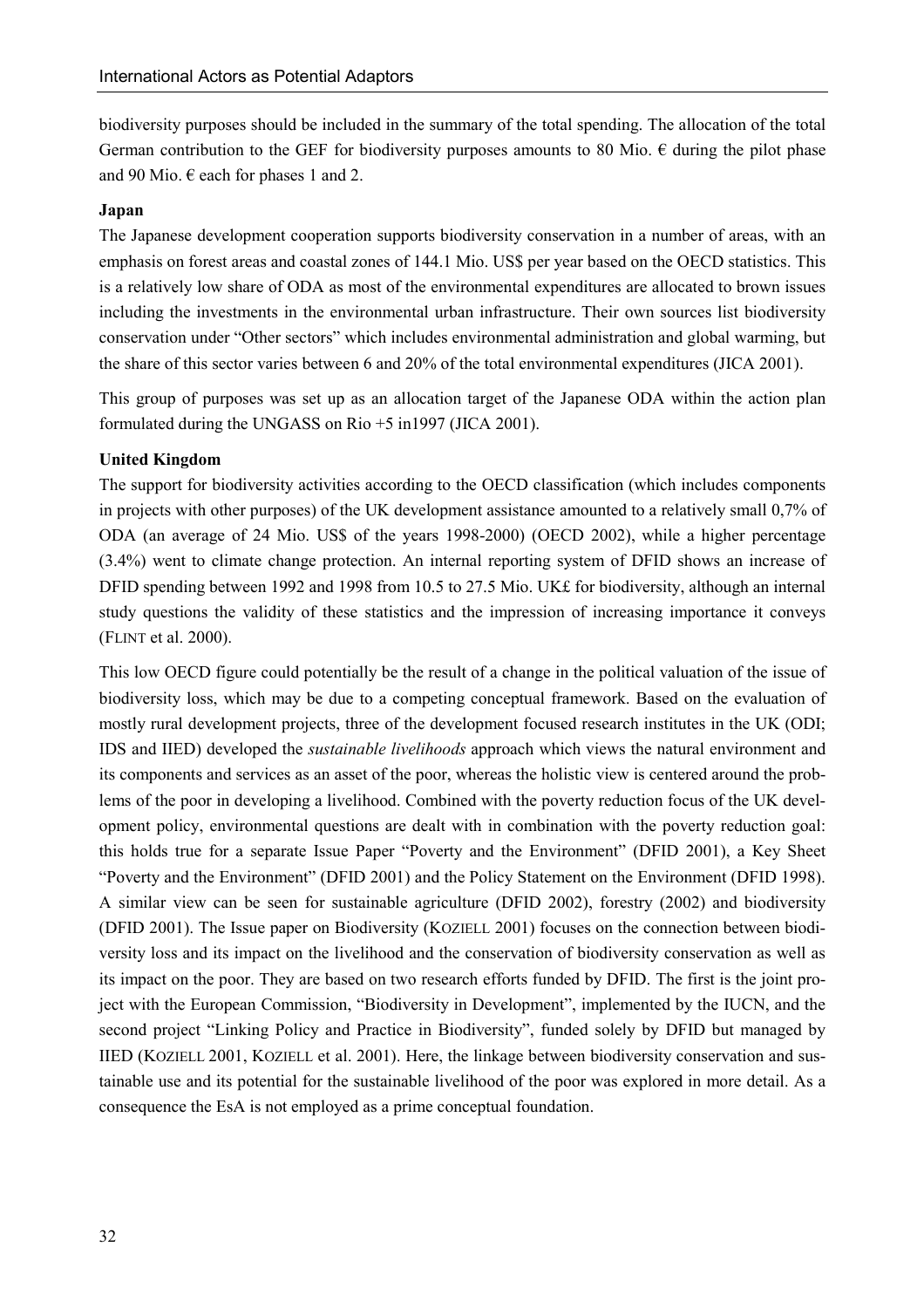biodiversity purposes should be included in the summary of the total spending. The allocation of the total German contribution to the GEF for biodiversity purposes amounts to 80 Mio. € during the pilot phase and 90 Mio. € each for phases 1 and 2.

**Japan**

The Japanese development cooperation supports biodiversity conservation in a number of areas, with an emphasis on forest areas and coastal zones of 144.1 Mio. US$ per year based on the OECD statistics. This is a relatively low share of ODA as most of the environmental expenditures are allocated to brown issues including the investments in the environmental urban infrastructure. Their own sources list biodiversity conservation under "Other sectors" which includes environmental administration and global warming, but the share of this sector varies between 6 and 20% of the total environmental expenditures (JICA 2001).

This group of purposes was set up as an allocation target of the Japanese ODA within the action plan formulated during the UNGASS on Rio +5 in1997 (JICA 2001).

**United Kingdom**

The support for biodiversity activities according to the OECD classification (which includes components in projects with other purposes) of the UK development assistance amounted to a relatively small 0,7% of ODA (an average of 24 Mio. US$ of the years 1998-2000) (OECD 2002), while a higher percentage (3.4%) went to climate change protection. An internal reporting system of DFID shows an increase of DFID spending between 1992 and 1998 from 10.5 to 27.5 Mio. UK£ for biodiversity, although an internal study questions the validity of these statistics and the impression of increasing importance it conveys (FLINT et al. 2000).

This low OECD figure could potentially be the result of a change in the political valuation of the issue of biodiversity loss, which may be due to a competing conceptual framework. Based on the evaluation of mostly rural development projects, three of the development focused research institutes in the UK (ODI; IDS and IIED) developed the *sustainable livelihoods* approach which views the natural environment and its components and services as an asset of the poor, whereas the holistic view is centered around the problems of the poor in developing a livelihood. Combined with the poverty reduction focus of the UK development policy, environmental questions are dealt with in combination with the poverty reduction goal: this holds true for a separate Issue Paper "Poverty and the Environment" (DFID 2001), a Key Sheet "Poverty and the Environment" (DFID 2001) and the Policy Statement on the Environment (DFID 1998). A similar view can be seen for sustainable agriculture (DFID 2002), forestry (2002) and biodiversity (DFID 2001). The Issue paper on Biodiversity (KOZIELL 2001) focuses on the connection between biodiversity loss and its impact on the livelihood and the conservation of biodiversity conservation as well as its impact on the poor. They are based on two research efforts funded by DFID. The first is the joint project with the European Commission, "Biodiversity in Development", implemented by the IUCN, and the second project "Linking Policy and Practice in Biodiversity", funded solely by DFID but managed by IIED (KOZIELL 2001, KOZIELL et al. 2001). Here, the linkage between biodiversity conservation and sustainable use and its potential for the sustainable livelihood of the poor was explored in more detail. As a consequence the EsA is not employed as a prime conceptual foundation.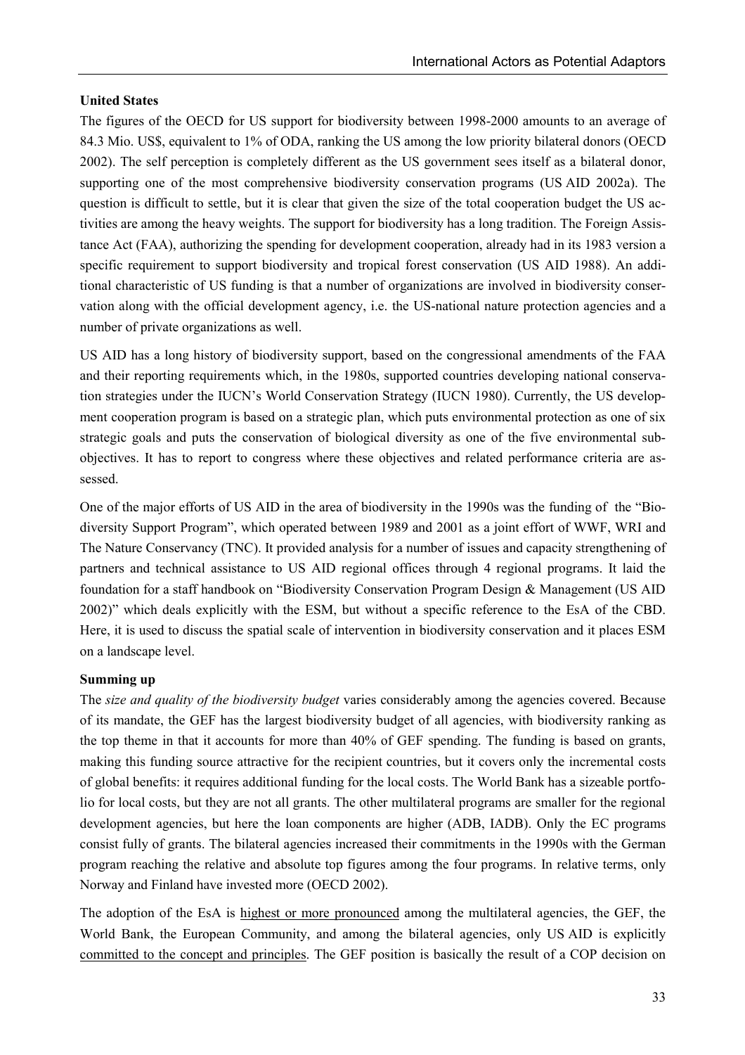**United States**

The figures of the OECD for US support for biodiversity between 1998-2000 amounts to an average of 84.3 Mio. US$, equivalent to 1% of ODA, ranking the US among the low priority bilateral donors (OECD 2002). The self perception is completely different as the US government sees itself as a bilateral donor, supporting one of the most comprehensive biodiversity conservation programs (US AID 2002a). The question is difficult to settle, but it is clear that given the size of the total cooperation budget the US activities are among the heavy weights. The support for biodiversity has a long tradition. The Foreign Assistance Act (FAA), authorizing the spending for development cooperation, already had in its 1983 version a specific requirement to support biodiversity and tropical forest conservation (US AID 1988). An additional characteristic of US funding is that a number of organizations are involved in biodiversity conservation along with the official development agency, i.e. the US-national nature protection agencies and a number of private organizations as well.

US AID has a long history of biodiversity support, based on the congressional amendments of the FAA and their reporting requirements which, in the 1980s, supported countries developing national conservation strategies under the IUCN's World Conservation Strategy (IUCN 1980). Currently, the US development cooperation program is based on a strategic plan, which puts environmental protection as one of six strategic goals and puts the conservation of biological diversity as one of the five environmental subobjectives. It has to report to congress where these objectives and related performance criteria are assessed.

One of the major efforts of US AID in the area of biodiversity in the 1990s was the funding of the "Biodiversity Support Program", which operated between 1989 and 2001 as a joint effort of WWF, WRI and The Nature Conservancy (TNC). It provided analysis for a number of issues and capacity strengthening of partners and technical assistance to US AID regional offices through 4 regional programs. It laid the foundation for a staff handbook on "Biodiversity Conservation Program Design & Management (US AID 2002)" which deals explicitly with the ESM, but without a specific reference to the EsA of the CBD. Here, it is used to discuss the spatial scale of intervention in biodiversity conservation and it places ESM on a landscape level.

**Summing up**

The *size and quality of the biodiversity budget* varies considerably among the agencies covered. Because of its mandate, the GEF has the largest biodiversity budget of all agencies, with biodiversity ranking as the top theme in that it accounts for more than 40% of GEF spending. The funding is based on grants, making this funding source attractive for the recipient countries, but it covers only the incremental costs of global benefits: it requires additional funding for the local costs. The World Bank has a sizeable portfolio for local costs, but they are not all grants. The other multilateral programs are smaller for the regional development agencies, but here the loan components are higher (ADB, IADB). Only the EC programs consist fully of grants. The bilateral agencies increased their commitments in the 1990s with the German program reaching the relative and absolute top figures among the four programs. In relative terms, only Norway and Finland have invested more (OECD 2002).

The adoption of the EsA is highest or more pronounced among the multilateral agencies, the GEF, the World Bank, the European Community, and among the bilateral agencies, only US AID is explicitly committed to the concept and principles. The GEF position is basically the result of a COP decision on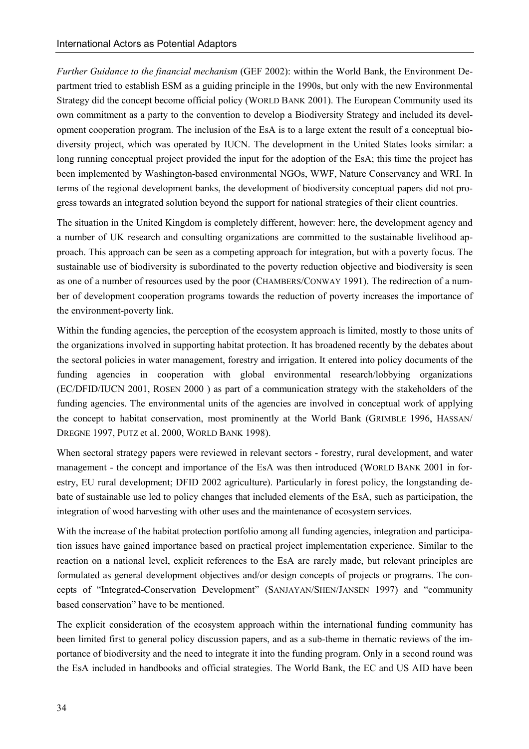*Further Guidance to the financial mechanism* (GEF 2002): within the World Bank, the Environment Department tried to establish ESM as a guiding principle in the 1990s, but only with the new Environmental Strategy did the concept become official policy (WORLD BANK 2001). The European Community used its own commitment as a party to the convention to develop a Biodiversity Strategy and included its development cooperation program. The inclusion of the EsA is to a large extent the result of a conceptual biodiversity project, which was operated by IUCN. The development in the United States looks similar: a long running conceptual project provided the input for the adoption of the EsA; this time the project has been implemented by Washington-based environmental NGOs, WWF, Nature Conservancy and WRI. In terms of the regional development banks, the development of biodiversity conceptual papers did not progress towards an integrated solution beyond the support for national strategies of their client countries.

The situation in the United Kingdom is completely different, however: here, the development agency and a number of UK research and consulting organizations are committed to the sustainable livelihood approach. This approach can be seen as a competing approach for integration, but with a poverty focus. The sustainable use of biodiversity is subordinated to the poverty reduction objective and biodiversity is seen as one of a number of resources used by the poor (CHAMBERS/CONWAY 1991). The redirection of a number of development cooperation programs towards the reduction of poverty increases the importance of the environment-poverty link.

Within the funding agencies, the perception of the ecosystem approach is limited, mostly to those units of the organizations involved in supporting habitat protection. It has broadened recently by the debates about the sectoral policies in water management, forestry and irrigation. It entered into policy documents of the funding agencies in cooperation with global environmental research/lobbying organizations (EC/DFID/IUCN 2001, ROSEN 2000 ) as part of a communication strategy with the stakeholders of the funding agencies. The environmental units of the agencies are involved in conceptual work of applying the concept to habitat conservation, most prominently at the World Bank (GRIMBLE 1996, HASSAN/ DREGNE 1997, PUTZ et al. 2000, WORLD BANK 1998).

When sectoral strategy papers were reviewed in relevant sectors - forestry, rural development, and water management - the concept and importance of the EsA was then introduced (WORLD BANK 2001 in forestry, EU rural development; DFID 2002 agriculture). Particularly in forest policy, the longstanding debate of sustainable use led to policy changes that included elements of the EsA, such as participation, the integration of wood harvesting with other uses and the maintenance of ecosystem services.

With the increase of the habitat protection portfolio among all funding agencies, integration and participation issues have gained importance based on practical project implementation experience. Similar to the reaction on a national level, explicit references to the EsA are rarely made, but relevant principles are formulated as general development objectives and/or design concepts of projects or programs. The concepts of "Integrated-Conservation Development" (SANJAYAN/SHEN/JANSEN 1997) and "community based conservation" have to be mentioned.

The explicit consideration of the ecosystem approach within the international funding community has been limited first to general policy discussion papers, and as a sub-theme in thematic reviews of the importance of biodiversity and the need to integrate it into the funding program. Only in a second round was the EsA included in handbooks and official strategies. The World Bank, the EC and US AID have been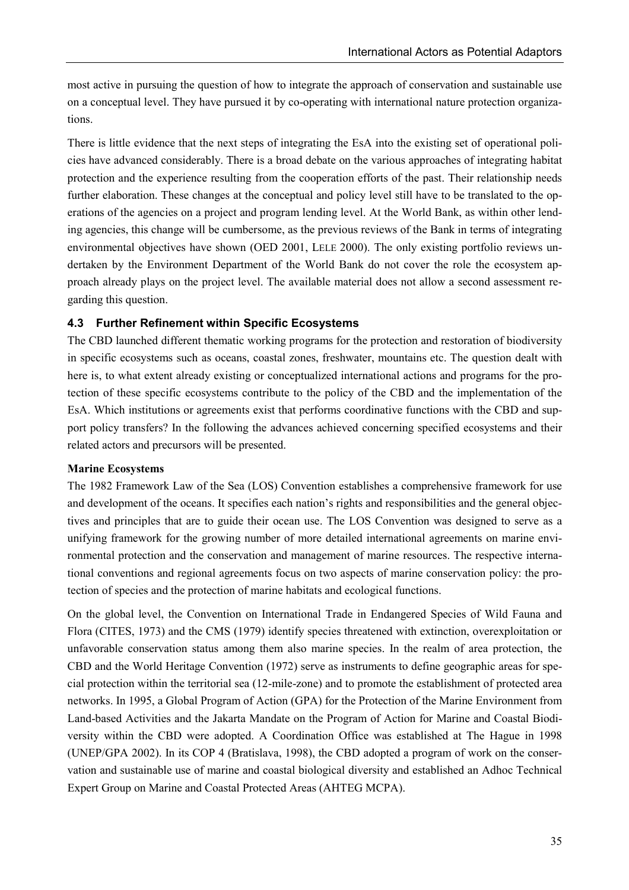most active in pursuing the question of how to integrate the approach of conservation and sustainable use on a conceptual level. They have pursued it by co-operating with international nature protection organizations.

There is little evidence that the next steps of integrating the EsA into the existing set of operational policies have advanced considerably. There is a broad debate on the various approaches of integrating habitat protection and the experience resulting from the cooperation efforts of the past. Their relationship needs further elaboration. These changes at the conceptual and policy level still have to be translated to the operations of the agencies on a project and program lending level. At the World Bank, as within other lending agencies, this change will be cumbersome, as the previous reviews of the Bank in terms of integrating environmental objectives have shown (OED 2001, LELE 2000). The only existing portfolio reviews undertaken by the Environment Department of the World Bank do not cover the role the ecosystem approach already plays on the project level. The available material does not allow a second assessment regarding this question.

### 4.3 Further Refinement within Specific Ecosystems

The CBD launched different thematic working programs for the protection and restoration of biodiversity in specific ecosystems such as oceans, coastal zones, freshwater, mountains etc. The question dealt with here is, to what extent already existing or conceptualized international actions and programs for the protection of these specific ecosystems contribute to the policy of the CBD and the implementation of the EsA. Which institutions or agreements exist that performs coordinative functions with the CBD and support policy transfers? In the following the advances achieved concerning specified ecosystems and their related actors and precursors will be presented.

**Marine Ecosystems**

The 1982 Framework Law of the Sea (LOS) Convention establishes a comprehensive framework for use and development of the oceans. It specifies each nation's rights and responsibilities and the general objectives and principles that are to guide their ocean use. The LOS Convention was designed to serve as a unifying framework for the growing number of more detailed international agreements on marine environmental protection and the conservation and management of marine resources. The respective international conventions and regional agreements focus on two aspects of marine conservation policy: the protection of species and the protection of marine habitats and ecological functions.

On the global level, the Convention on International Trade in Endangered Species of Wild Fauna and Flora (CITES, 1973) and the CMS (1979) identify species threatened with extinction, overexploitation or unfavorable conservation status among them also marine species. In the realm of area protection, the CBD and the World Heritage Convention (1972) serve as instruments to define geographic areas for special protection within the territorial sea (12-mile-zone) and to promote the establishment of protected area networks. In 1995, a Global Program of Action (GPA) for the Protection of the Marine Environment from Land-based Activities and the Jakarta Mandate on the Program of Action for Marine and Coastal Biodiversity within the CBD were adopted. A Coordination Office was established at The Hague in 1998 (UNEP/GPA 2002). In its COP 4 (Bratislava, 1998), the CBD adopted a program of work on the conservation and sustainable use of marine and coastal biological diversity and established an Adhoc Technical Expert Group on Marine and Coastal Protected Areas (AHTEG MCPA).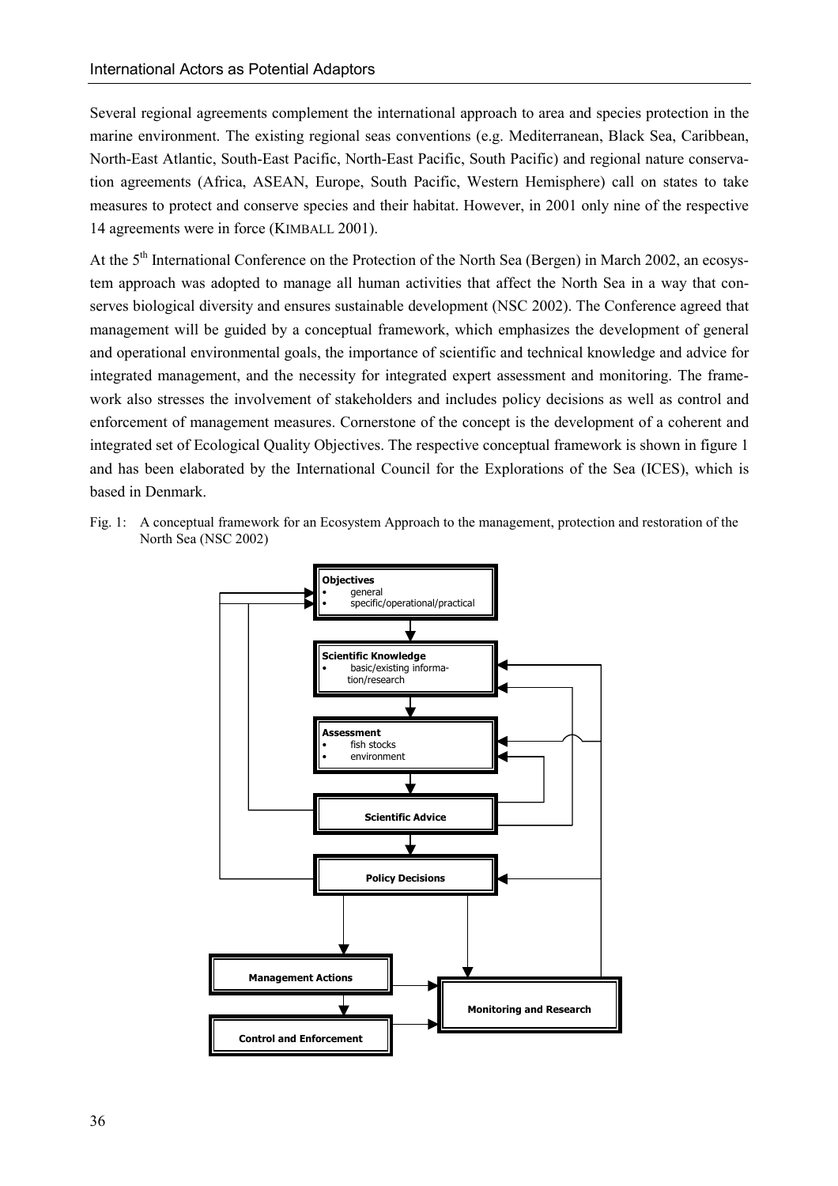Several regional agreements complement the international approach to area and species protection in the marine environment. The existing regional seas conventions (e.g. Mediterranean, Black Sea, Caribbean, North-East Atlantic, South-East Pacific, North-East Pacific, South Pacific) and regional nature conservation agreements (Africa, ASEAN, Europe, South Pacific, Western Hemisphere) call on states to take measures to protect and conserve species and their habitat. However, in 2001 only nine of the respective 14 agreements were in force (KIMBALL 2001).

At the 5th International Conference on the Protection of the North Sea (Bergen) in March 2002, an ecosystem approach was adopted to manage all human activities that affect the North Sea in a way that conserves biological diversity and ensures sustainable development (NSC 2002). The Conference agreed that management will be guided by a conceptual framework, which emphasizes the development of general and operational environmental goals, the importance of scientific and technical knowledge and advice for integrated management, and the necessity for integrated expert assessment and monitoring. The framework also stresses the involvement of stakeholders and includes policy decisions as well as control and enforcement of management measures. Cornerstone of the concept is the development of a coherent and integrated set of Ecological Quality Objectives. The respective conceptual framework is shown in figure 1 and has been elaborated by the International Council for the Explorations of the Sea (ICES), which is based in Denmark.

Fig. 1: A conceptual framework for an Ecosystem Approach to the management, protection and restoration of the North Sea (NSC 2002)

**Objectives**
- general
- specific/operational/practical

**Scientific Knowledge**
- basic/existing information/research

**Assessment**
- fish stocks
- environment

**Scientific Advice**

**Policy Decisions**

**Management Actions**

**Monitoring and Research**

**Control and Enforcement**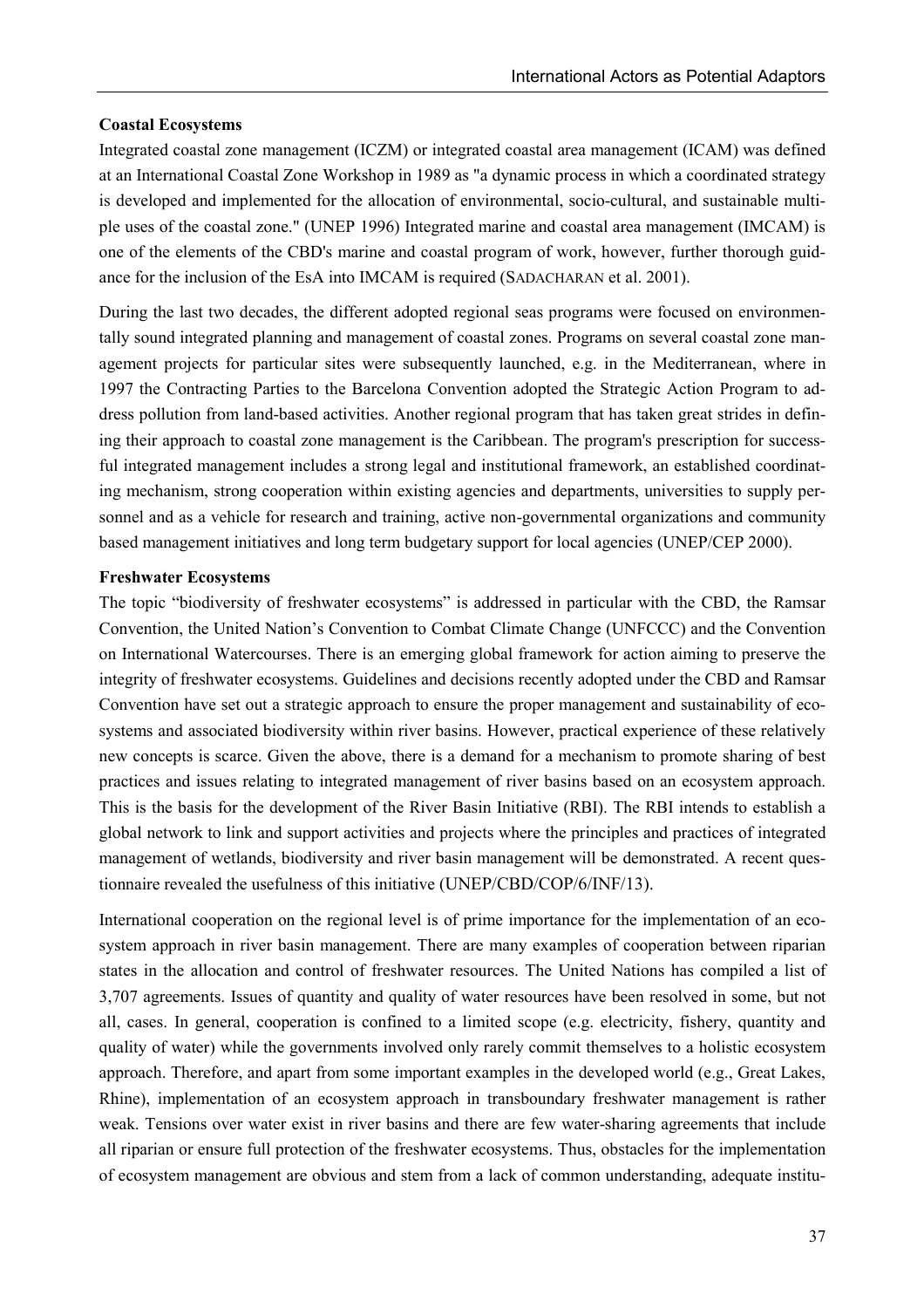**Coastal Ecosystems**

Integrated coastal zone management (ICZM) or integrated coastal area management (ICAM) was defined at an International Coastal Zone Workshop in 1989 as "a dynamic process in which a coordinated strategy is developed and implemented for the allocation of environmental, socio-cultural, and sustainable multiple uses of the coastal zone." (UNEP 1996) Integrated marine and coastal area management (IMCAM) is one of the elements of the CBD's marine and coastal program of work, however, further thorough guidance for the inclusion of the EsA into IMCAM is required (SADACHARAN et al. 2001).

During the last two decades, the different adopted regional seas programs were focused on environmentally sound integrated planning and management of coastal zones. Programs on several coastal zone management projects for particular sites were subsequently launched, e.g. in the Mediterranean, where in 1997 the Contracting Parties to the Barcelona Convention adopted the Strategic Action Program to address pollution from land-based activities. Another regional program that has taken great strides in defining their approach to coastal zone management is the Caribbean. The program's prescription for successful integrated management includes a strong legal and institutional framework, an established coordinating mechanism, strong cooperation within existing agencies and departments, universities to supply personnel and as a vehicle for research and training, active non-governmental organizations and community based management initiatives and long term budgetary support for local agencies (UNEP/CEP 2000).

**Freshwater Ecosystems**

The topic "biodiversity of freshwater ecosystems" is addressed in particular with the CBD, the Ramsar Convention, the United Nation's Convention to Combat Climate Change (UNFCCC) and the Convention on International Watercourses. There is an emerging global framework for action aiming to preserve the integrity of freshwater ecosystems. Guidelines and decisions recently adopted under the CBD and Ramsar Convention have set out a strategic approach to ensure the proper management and sustainability of ecosystems and associated biodiversity within river basins. However, practical experience of these relatively new concepts is scarce. Given the above, there is a demand for a mechanism to promote sharing of best practices and issues relating to integrated management of river basins based on an ecosystem approach. This is the basis for the development of the River Basin Initiative (RBI). The RBI intends to establish a global network to link and support activities and projects where the principles and practices of integrated management of wetlands, biodiversity and river basin management will be demonstrated. A recent questionnaire revealed the usefulness of this initiative (UNEP/CBD/COP/6/INF/13).

International cooperation on the regional level is of prime importance for the implementation of an ecosystem approach in river basin management. There are many examples of cooperation between riparian states in the allocation and control of freshwater resources. The United Nations has compiled a list of 3,707 agreements. Issues of quantity and quality of water resources have been resolved in some, but not all, cases. In general, cooperation is confined to a limited scope (e.g. electricity, fishery, quantity and quality of water) while the governments involved only rarely commit themselves to a holistic ecosystem approach. Therefore, and apart from some important examples in the developed world (e.g., Great Lakes, Rhine), implementation of an ecosystem approach in transboundary freshwater management is rather weak. Tensions over water exist in river basins and there are few water-sharing agreements that include all riparian or ensure full protection of the freshwater ecosystems. Thus, obstacles for the implementation of ecosystem management are obvious and stem from a lack of common understanding, adequate institu-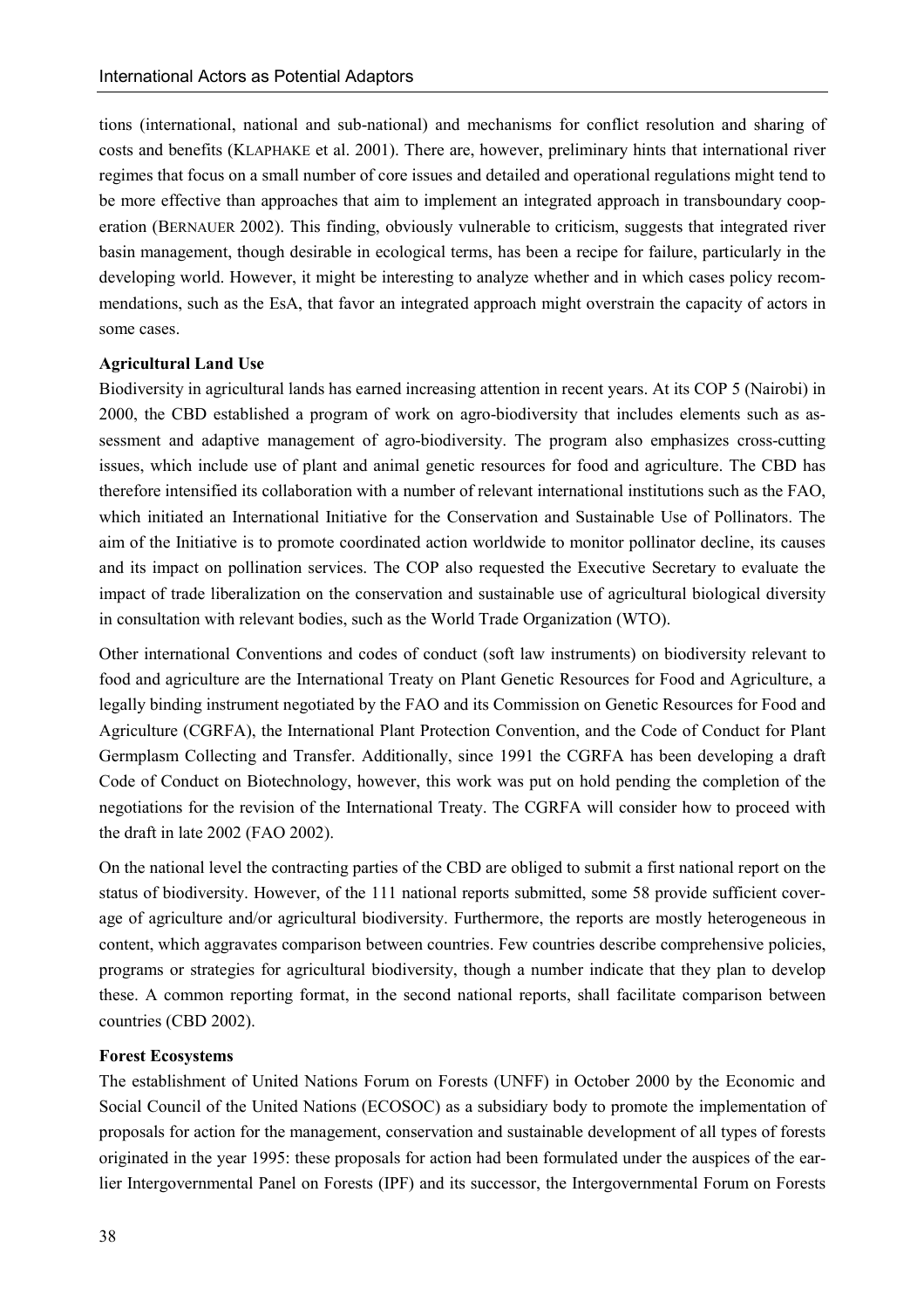tions (international, national and sub-national) and mechanisms for conflict resolution and sharing of costs and benefits (KLAPHAKE et al. 2001). There are, however, preliminary hints that international river regimes that focus on a small number of core issues and detailed and operational regulations might tend to be more effective than approaches that aim to implement an integrated approach in transboundary cooperation (BERNAUER 2002). This finding, obviously vulnerable to criticism, suggests that integrated river basin management, though desirable in ecological terms, has been a recipe for failure, particularly in the developing world. However, it might be interesting to analyze whether and in which cases policy recommendations, such as the EsA, that favor an integrated approach might overstrain the capacity of actors in some cases.

**Agricultural Land Use**

Biodiversity in agricultural lands has earned increasing attention in recent years. At its COP 5 (Nairobi) in 2000, the CBD established a program of work on agro-biodiversity that includes elements such as assessment and adaptive management of agro-biodiversity. The program also emphasizes cross-cutting issues, which include use of plant and animal genetic resources for food and agriculture. The CBD has therefore intensified its collaboration with a number of relevant international institutions such as the FAO, which initiated an International Initiative for the Conservation and Sustainable Use of Pollinators. The aim of the Initiative is to promote coordinated action worldwide to monitor pollinator decline, its causes and its impact on pollination services. The COP also requested the Executive Secretary to evaluate the impact of trade liberalization on the conservation and sustainable use of agricultural biological diversity in consultation with relevant bodies, such as the World Trade Organization (WTO).

Other international Conventions and codes of conduct (soft law instruments) on biodiversity relevant to food and agriculture are the International Treaty on Plant Genetic Resources for Food and Agriculture, a legally binding instrument negotiated by the FAO and its Commission on Genetic Resources for Food and Agriculture (CGRFA), the International Plant Protection Convention, and the Code of Conduct for Plant Germplasm Collecting and Transfer. Additionally, since 1991 the CGRFA has been developing a draft Code of Conduct on Biotechnology, however, this work was put on hold pending the completion of the negotiations for the revision of the International Treaty. The CGRFA will consider how to proceed with the draft in late 2002 (FAO 2002).

On the national level the contracting parties of the CBD are obliged to submit a first national report on the status of biodiversity. However, of the 111 national reports submitted, some 58 provide sufficient coverage of agriculture and/or agricultural biodiversity. Furthermore, the reports are mostly heterogeneous in content, which aggravates comparison between countries. Few countries describe comprehensive policies, programs or strategies for agricultural biodiversity, though a number indicate that they plan to develop these. A common reporting format, in the second national reports, shall facilitate comparison between countries (CBD 2002).

**Forest Ecosystems**

The establishment of United Nations Forum on Forests (UNFF) in October 2000 by the Economic and Social Council of the United Nations (ECOSOC) as a subsidiary body to promote the implementation of proposals for action for the management, conservation and sustainable development of all types of forests originated in the year 1995: these proposals for action had been formulated under the auspices of the earlier Intergovernmental Panel on Forests (IPF) and its successor, the Intergovernmental Forum on Forests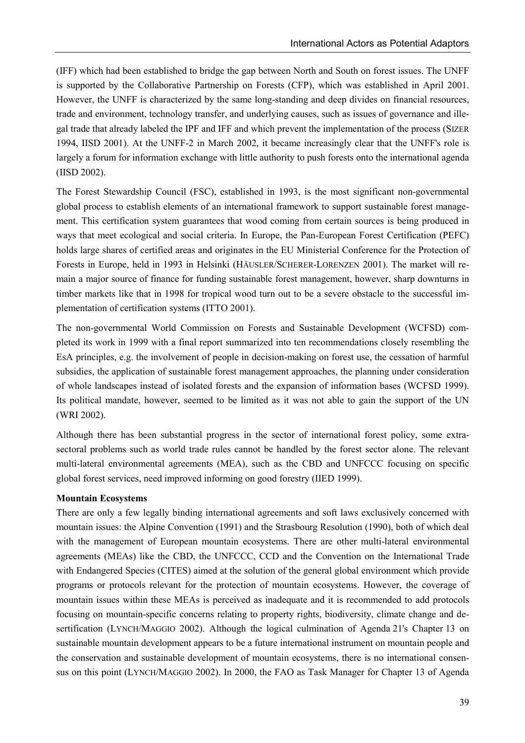(IFF) which had been established to bridge the gap between North and South on forest issues. The UNFF is supported by the Collaborative Partnership on Forests (CFP), which was established in April 2001. However, the UNFF is characterized by the same long-standing and deep divides on financial resources, trade and environment, technology transfer, and underlying causes, such as issues of governance and illegal trade that already labeled the IPF and IFF and which prevent the implementation of the process (SIZER 1994, IISD 2001). At the UNFF-2 in March 2002, it became increasingly clear that the UNFF's role is largely a forum for information exchange with little authority to push forests onto the international agenda (IISD 2002).

The Forest Stewardship Council (FSC), established in 1993, is the most significant non-governmental global process to establish elements of an international framework to support sustainable forest management. This certification system guarantees that wood coming from certain sources is being produced in ways that meet ecological and social criteria. In Europe, the Pan-European Forest Certification (PEFC) holds large shares of certified areas and originates in the EU Ministerial Conference for the Protection of Forests in Europe, held in 1993 in Helsinki (HÄUSLER/SCHERER-LORENZEN 2001). The market will remain a major source of finance for funding sustainable forest management, however, sharp downturns in timber markets like that in 1998 for tropical wood turn out to be a severe obstacle to the successful implementation of certification systems (ITTO 2001).

The non-governmental World Commission on Forests and Sustainable Development (WCFSD) completed its work in 1999 with a final report summarized into ten recommendations closely resembling the EsA principles, e.g. the involvement of people in decision-making on forest use, the cessation of harmful subsidies, the application of sustainable forest management approaches, the planning under consideration of whole landscapes instead of isolated forests and the expansion of information bases (WCFSD 1999). Its political mandate, however, seemed to be limited as it was not able to gain the support of the UN (WRI 2002).

Although there has been substantial progress in the sector of international forest policy, some extra-sectoral problems such as world trade rules cannot be handled by the forest sector alone. The relevant multi-lateral environmental agreements (MEA), such as the CBD and UNFCCC focusing on specific global forest services, need improved informing on good forestry (IIED 1999).

**Mountain Ecosystems**

There are only a few legally binding international agreements and soft laws exclusively concerned with mountain issues: the Alpine Convention (1991) and the Strasbourg Resolution (1990), both of which deal with the management of European mountain ecosystems. There are other multi-lateral environmental agreements (MEAs) like the CBD, the UNFCCC, CCD and the Convention on the International Trade with Endangered Species (CITES) aimed at the solution of the general global environment which provide programs or protocols relevant for the protection of mountain ecosystems. However, the coverage of mountain issues within these MEAs is perceived as inadequate and it is recommended to add protocols focusing on mountain-specific concerns relating to property rights, biodiversity, climate change and desertification (LYNCH/MAGGIO 2002). Although the logical culmination of Agenda 21's Chapter 13 on sustainable mountain development appears to be a future international instrument on mountain people and the conservation and sustainable development of mountain ecosystems, there is no international consensus on this point (LYNCH/MAGGIO 2002). In 2000, the FAO as Task Manager for Chapter 13 of Agenda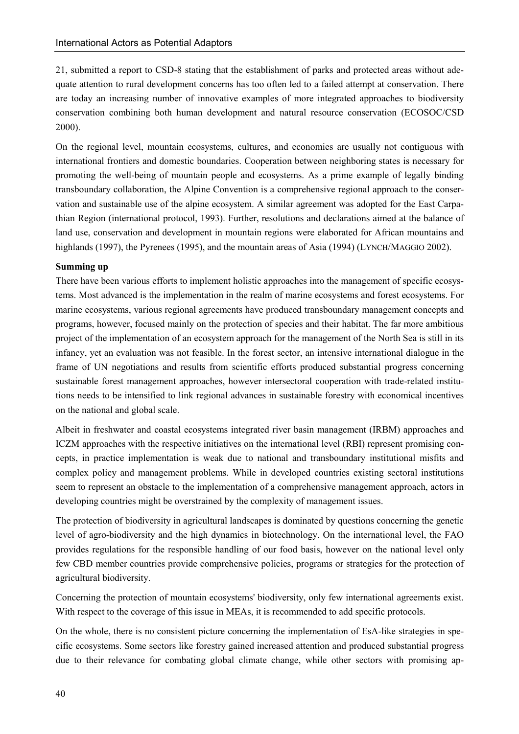21, submitted a report to CSD-8 stating that the establishment of parks and protected areas without adequate attention to rural development concerns has too often led to a failed attempt at conservation. There are today an increasing number of innovative examples of more integrated approaches to biodiversity conservation combining both human development and natural resource conservation (ECOSOC/CSD 2000).

On the regional level, mountain ecosystems, cultures, and economies are usually not contiguous with international frontiers and domestic boundaries. Cooperation between neighboring states is necessary for promoting the well-being of mountain people and ecosystems. As a prime example of legally binding transboundary collaboration, the Alpine Convention is a comprehensive regional approach to the conservation and sustainable use of the alpine ecosystem. A similar agreement was adopted for the East Carpathian Region (international protocol, 1993). Further, resolutions and declarations aimed at the balance of land use, conservation and development in mountain regions were elaborated for African mountains and highlands (1997), the Pyrenees (1995), and the mountain areas of Asia (1994) (LYNCH/MAGGIO 2002).

**Summing up**

There have been various efforts to implement holistic approaches into the management of specific ecosystems. Most advanced is the implementation in the realm of marine ecosystems and forest ecosystems. For marine ecosystems, various regional agreements have produced transboundary management concepts and programs, however, focused mainly on the protection of species and their habitat. The far more ambitious project of the implementation of an ecosystem approach for the management of the North Sea is still in its infancy, yet an evaluation was not feasible. In the forest sector, an intensive international dialogue in the frame of UN negotiations and results from scientific efforts produced substantial progress concerning sustainable forest management approaches, however intersectoral cooperation with trade-related institutions needs to be intensified to link regional advances in sustainable forestry with economical incentives on the national and global scale.

Albeit in freshwater and coastal ecosystems integrated river basin management (IRBM) approaches and ICZM approaches with the respective initiatives on the international level (RBI) represent promising concepts, in practice implementation is weak due to national and transboundary institutional misfits and complex policy and management problems. While in developed countries existing sectoral institutions seem to represent an obstacle to the implementation of a comprehensive management approach, actors in developing countries might be overstrained by the complexity of management issues.

The protection of biodiversity in agricultural landscapes is dominated by questions concerning the genetic level of agro-biodiversity and the high dynamics in biotechnology. On the international level, the FAO provides regulations for the responsible handling of our food basis, however on the national level only few CBD member countries provide comprehensive policies, programs or strategies for the protection of agricultural biodiversity.

Concerning the protection of mountain ecosystems' biodiversity, only few international agreements exist. With respect to the coverage of this issue in MEAs, it is recommended to add specific protocols.

On the whole, there is no consistent picture concerning the implementation of EsA-like strategies in specific ecosystems. Some sectors like forestry gained increased attention and produced substantial progress due to their relevance for combating global climate change, while other sectors with promising ap-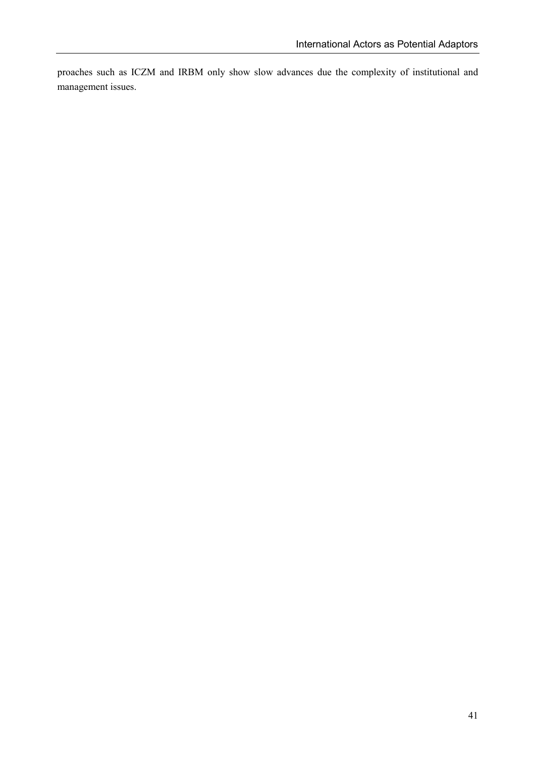proaches such as ICZM and IRBM only show slow advances due the complexity of institutional and management issues.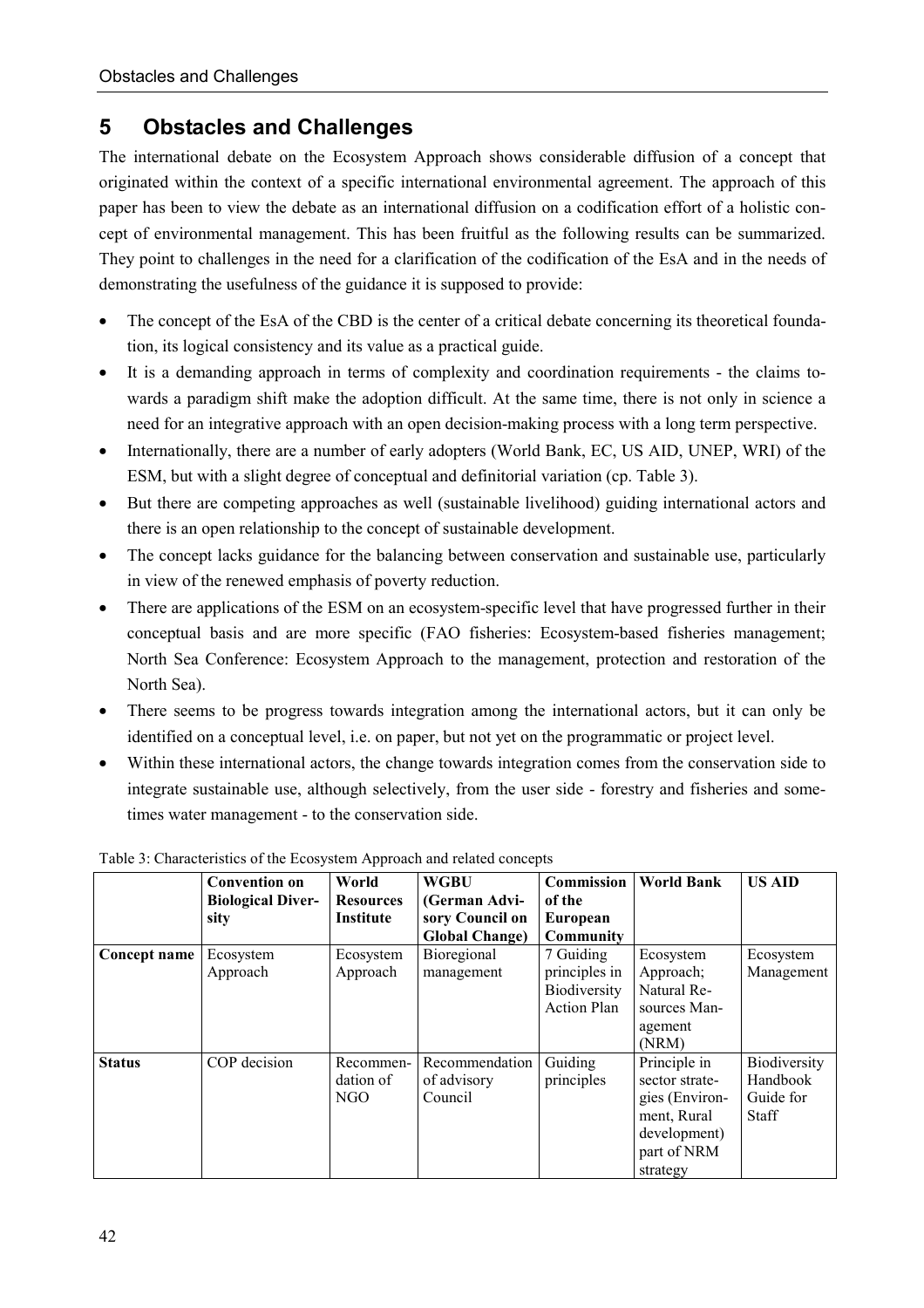## 5 Obstacles and Challenges

The international debate on the Ecosystem Approach shows considerable diffusion of a concept that originated within the context of a specific international environmental agreement. The approach of this paper has been to view the debate as an international diffusion on a codification effort of a holistic concept of environmental management. This has been fruitful as the following results can be summarized. They point to challenges in the need for a clarification of the codification of the EsA and in the needs of demonstrating the usefulness of the guidance it is supposed to provide:

- The concept of the EsA of the CBD is the center of a critical debate concerning its theoretical foundation, its logical consistency and its value as a practical guide.
- It is a demanding approach in terms of complexity and coordination requirements - the claims towards a paradigm shift make the adoption difficult. At the same time, there is not only in science a need for an integrative approach with an open decision-making process with a long term perspective.
- Internationally, there are a number of early adopters (World Bank, EC, US AID, UNEP, WRI) of the ESM, but with a slight degree of conceptual and definitorial variation (cp. Table 3).
- But there are competing approaches as well (sustainable livelihood) guiding international actors and there is an open relationship to the concept of sustainable development.
- The concept lacks guidance for the balancing between conservation and sustainable use, particularly in view of the renewed emphasis of poverty reduction.
- There are applications of the ESM on an ecosystem-specific level that have progressed further in their conceptual basis and are more specific (FAO fisheries: Ecosystem-based fisheries management; North Sea Conference: Ecosystem Approach to the management, protection and restoration of the North Sea).
- There seems to be progress towards integration among the international actors, but it can only be identified on a conceptual level, i.e. on paper, but not yet on the programmatic or project level.
- Within these international actors, the change towards integration comes from the conservation side to integrate sustainable use, although selectively, from the user side - forestry and fisheries and sometimes water management - to the conservation side.

Table 3: Characteristics of the Ecosystem Approach and related concepts

| | **Convention on Biological Diversity** | **World Resources Institute** | **WGBU (German Advisory Council on Global Change)** | **Commission of the European Community** | **World Bank** | **US AID** |
|---|---|---|---|---|---|---|
| **Concept name** | Ecosystem Approach | Ecosystem Approach | Bioregional management | 7 Guiding principles in Biodiversity Action Plan | Ecosystem Approach; Natural Resources Management (NRM) | Ecosystem Management |
| **Status** | COP decision | Recommendation of NGO | Recommendation of advisory Council | Guiding principles | Principle in sector strategies (Environment, Rural development) part of NRM strategy | Biodiversity Handbook Guide for Staff |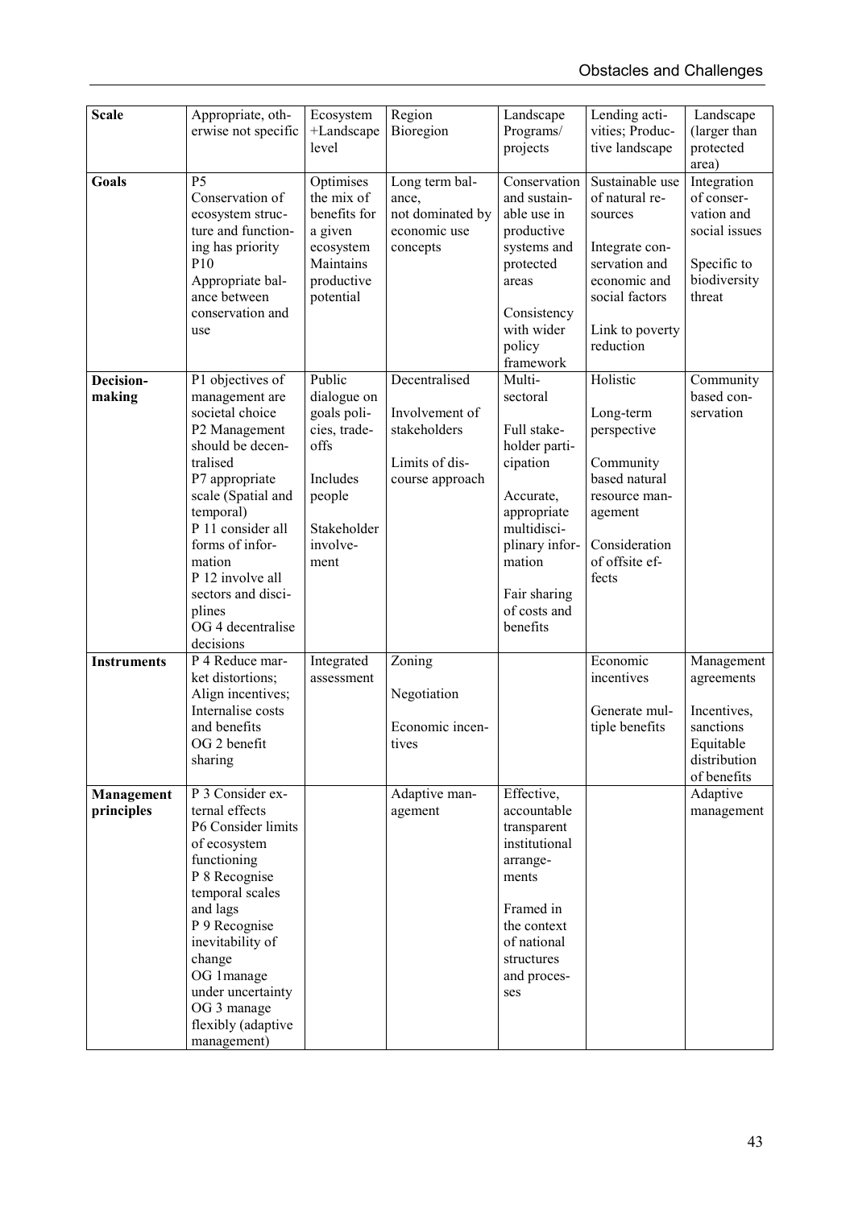| Scale | Appropriate, otherwise not specific | Ecosystem +Landscape level | Region Bioregion | Landscape Programs/ projects | Lending activities; Productive landscape | Landscape (larger than protected area) |
|---|---|---|---|---|---|---|
| **Goals** | P5 Conservation of ecosystem structure and functioning has priority<br>P10 Appropriate balance between conservation and use | Optimises the mix of benefits for a given ecosystem<br>Maintains productive potential | Long term balance, not dominated by economic use concepts | Conservation and sustainable use in productive systems and protected areas<br><br>Consistency with wider policy framework | Sustainable use of natural resources<br><br>Integrate conservation and economic and social factors<br><br>Link to poverty reduction | Integration of conservation and social issues<br><br>Specific to biodiversity threat |
| **Decision-making** | P1 objectives of management are societal choice<br>P2 Management should be decentralised<br>P7 appropriate scale (Spatial and temporal)<br>P 11 consider all forms of information<br>P 12 involve all sectors and disciplines<br>OG 4 decentralise decisions | Public dialogue on goals policies, trade-offs<br><br>Includes people<br><br>Stakeholder involvement | Decentralised<br><br>Involvement of stakeholders<br><br>Limits of discourse approach | Multi-sectoral<br><br>Full stakeholder participation<br><br>Accurate, appropriate multidisciplinary information<br><br>Fair sharing of costs and benefits | Holistic<br><br>Long-term perspective<br><br>Community based natural resource management<br><br>Consideration of offsite effects | Community based conservation |
| **Instruments** | P 4 Reduce market distortions; Align incentives; Internalise costs and benefits<br>OG 2 benefit sharing | Integrated assessment | Zoning<br><br>Negotiation<br><br>Economic incentives | | Economic incentives<br><br>Generate multiple benefits | Management agreements<br><br>Incentives, sanctions<br>Equitable distribution of benefits |
| **Management principles** | P 3 Consider external effects<br>P6 Consider limits of ecosystem functioning<br>P 8 Recognise temporal scales and lags<br>P 9 Recognise inevitability of change<br>OG 1manage under uncertainty<br>OG 3 manage flexibly (adaptive management) | | Adaptive management | Effective, accountable transparent institutional arrangements<br><br>Framed in the context of national structures and processes | | Adaptive management |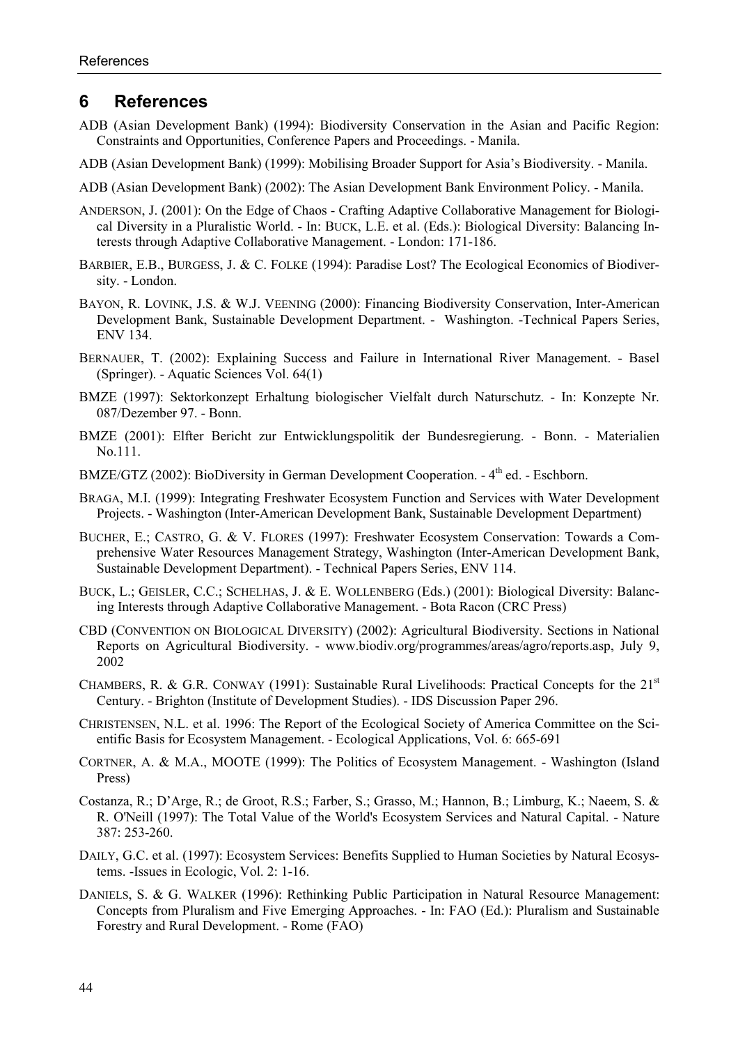# 6 References

ADB (Asian Development Bank) (1994): Biodiversity Conservation in the Asian and Pacific Region: Constraints and Opportunities, Conference Papers and Proceedings. - Manila.

ADB (Asian Development Bank) (1999): Mobilising Broader Support for Asia's Biodiversity. - Manila.

ADB (Asian Development Bank) (2002): The Asian Development Bank Environment Policy. - Manila.

ANDERSON, J. (2001): On the Edge of Chaos - Crafting Adaptive Collaborative Management for Biological Diversity in a Pluralistic World. - In: BUCK, L.E. et al. (Eds.): Biological Diversity: Balancing Interests through Adaptive Collaborative Management. - London: 171-186.

BARBIER, E.B., BURGESS, J. & C. FOLKE (1994): Paradise Lost? The Ecological Economics of Biodiversity. - London.

BAYON, R. LOVINK, J.S. & W.J. VEENING (2000): Financing Biodiversity Conservation, Inter-American Development Bank, Sustainable Development Department. - Washington. -Technical Papers Series, ENV 134.

BERNAUER, T. (2002): Explaining Success and Failure in International River Management. - Basel (Springer). - Aquatic Sciences Vol. 64(1)

BMZE (1997): Sektorkonzept Erhaltung biologischer Vielfalt durch Naturschutz. - In: Konzepte Nr. 087/Dezember 97. - Bonn.

BMZE (2001): Elfter Bericht zur Entwicklungspolitik der Bundesregierung. - Bonn. - Materialien No.111.

BMZE/GTZ (2002): BioDiversity in German Development Cooperation. - 4th ed. - Eschborn.

BRAGA, M.I. (1999): Integrating Freshwater Ecosystem Function and Services with Water Development Projects. - Washington (Inter-American Development Bank, Sustainable Development Department)

BUCHER, E.; CASTRO, G. & V. FLORES (1997): Freshwater Ecosystem Conservation: Towards a Comprehensive Water Resources Management Strategy, Washington (Inter-American Development Bank, Sustainable Development Department). - Technical Papers Series, ENV 114.

BUCK, L.; GEISLER, C.C.; SCHELHAS, J. & E. WOLLENBERG (Eds.) (2001): Biological Diversity: Balancing Interests through Adaptive Collaborative Management. - Bota Racon (CRC Press)

CBD (CONVENTION ON BIOLOGICAL DIVERSITY) (2002): Agricultural Biodiversity. Sections in National Reports on Agricultural Biodiversity. - www.biodiv.org/programmes/areas/agro/reports.asp, July 9, 2002

CHAMBERS, R. & G.R. CONWAY (1991): Sustainable Rural Livelihoods: Practical Concepts for the 21st Century. - Brighton (Institute of Development Studies). - IDS Discussion Paper 296.

CHRISTENSEN, N.L. et al. 1996: The Report of the Ecological Society of America Committee on the Scientific Basis for Ecosystem Management. - Ecological Applications, Vol. 6: 665-691

CORTNER, A. & M.A., MOOTE (1999): The Politics of Ecosystem Management. - Washington (Island Press)

Costanza, R.; D'Arge, R.; de Groot, R.S.; Farber, S.; Grasso, M.; Hannon, B.; Limburg, K.; Naeem, S. & R. O'Neill (1997): The Total Value of the World's Ecosystem Services and Natural Capital. - Nature 387: 253-260.

DAILY, G.C. et al. (1997): Ecosystem Services: Benefits Supplied to Human Societies by Natural Ecosystems. -Issues in Ecologic, Vol. 2: 1-16.

DANIELS, S. & G. WALKER (1996): Rethinking Public Participation in Natural Resource Management: Concepts from Pluralism and Five Emerging Approaches. - In: FAO (Ed.): Pluralism and Sustainable Forestry and Rural Development. - Rome (FAO)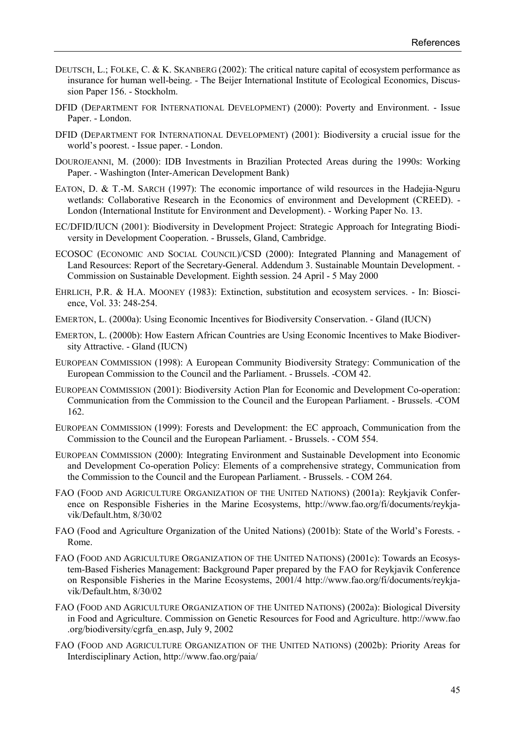DEUTSCH, L.; FOLKE, C. & K. SKANBERG (2002): The critical nature capital of ecosystem performance as insurance for human well-being. - The Beijer International Institute of Ecological Economics, Discussion Paper 156. - Stockholm.

DFID (DEPARTMENT FOR INTERNATIONAL DEVELOPMENT) (2000): Poverty and Environment. - Issue Paper. - London.

DFID (DEPARTMENT FOR INTERNATIONAL DEVELOPMENT) (2001): Biodiversity a crucial issue for the world's poorest. - Issue paper. - London.

DOUROJEANNI, M. (2000): IDB Investments in Brazilian Protected Areas during the 1990s: Working Paper. - Washington (Inter-American Development Bank)

EATON, D. & T.-M. SARCH (1997): The economic importance of wild resources in the Hadejia-Nguru wetlands: Collaborative Research in the Economics of environment and Development (CREED). - London (International Institute for Environment and Development). - Working Paper No. 13.

EC/DFID/IUCN (2001): Biodiversity in Development Project: Strategic Approach for Integrating Biodiversity in Development Cooperation. - Brussels, Gland, Cambridge.

ECOSOC (ECONOMIC AND SOCIAL COUNCIL)/CSD (2000): Integrated Planning and Management of Land Resources: Report of the Secretary-General. Addendum 3. Sustainable Mountain Development. - Commission on Sustainable Development. Eighth session. 24 April - 5 May 2000

EHRLICH, P.R. & H.A. MOONEY (1983): Extinction, substitution and ecosystem services. - In: Bioscience, Vol. 33: 248-254.

EMERTON, L. (2000a): Using Economic Incentives for Biodiversity Conservation. - Gland (IUCN)

EMERTON, L. (2000b): How Eastern African Countries are Using Economic Incentives to Make Biodiversity Attractive. - Gland (IUCN)

EUROPEAN COMMISSION (1998): A European Community Biodiversity Strategy: Communication of the European Commission to the Council and the Parliament. - Brussels. -COM 42.

EUROPEAN COMMISSION (2001): Biodiversity Action Plan for Economic and Development Co-operation: Communication from the Commission to the Council and the European Parliament. - Brussels. -COM 162.

EUROPEAN COMMISSION (1999): Forests and Development: the EC approach, Communication from the Commission to the Council and the European Parliament. - Brussels. - COM 554.

EUROPEAN COMMISSION (2000): Integrating Environment and Sustainable Development into Economic and Development Co-operation Policy: Elements of a comprehensive strategy, Communication from the Commission to the Council and the European Parliament. - Brussels. - COM 264.

FAO (FOOD AND AGRICULTURE ORGANIZATION OF THE UNITED NATIONS) (2001a): Reykjavik Conference on Responsible Fisheries in the Marine Ecosystems, http://www.fao.org/fi/documents/reykjavik/Default.htm, 8/30/02

FAO (Food and Agriculture Organization of the United Nations) (2001b): State of the World's Forests. - Rome.

FAO (FOOD AND AGRICULTURE ORGANIZATION OF THE UNITED NATIONS) (2001c): Towards an Ecosystem-Based Fisheries Management: Background Paper prepared by the FAO for Reykjavik Conference on Responsible Fisheries in the Marine Ecosystems, 2001/4 http://www.fao.org/fi/documents/reykjavik/Default.htm, 8/30/02

FAO (FOOD AND AGRICULTURE ORGANIZATION OF THE UNITED NATIONS) (2002a): Biological Diversity in Food and Agriculture. Commission on Genetic Resources for Food and Agriculture. http://www.fao.org/biodiversity/cgrfa_en.asp, July 9, 2002

FAO (FOOD AND AGRICULTURE ORGANIZATION OF THE UNITED NATIONS) (2002b): Priority Areas for Interdisciplinary Action, http://www.fao.org/paia/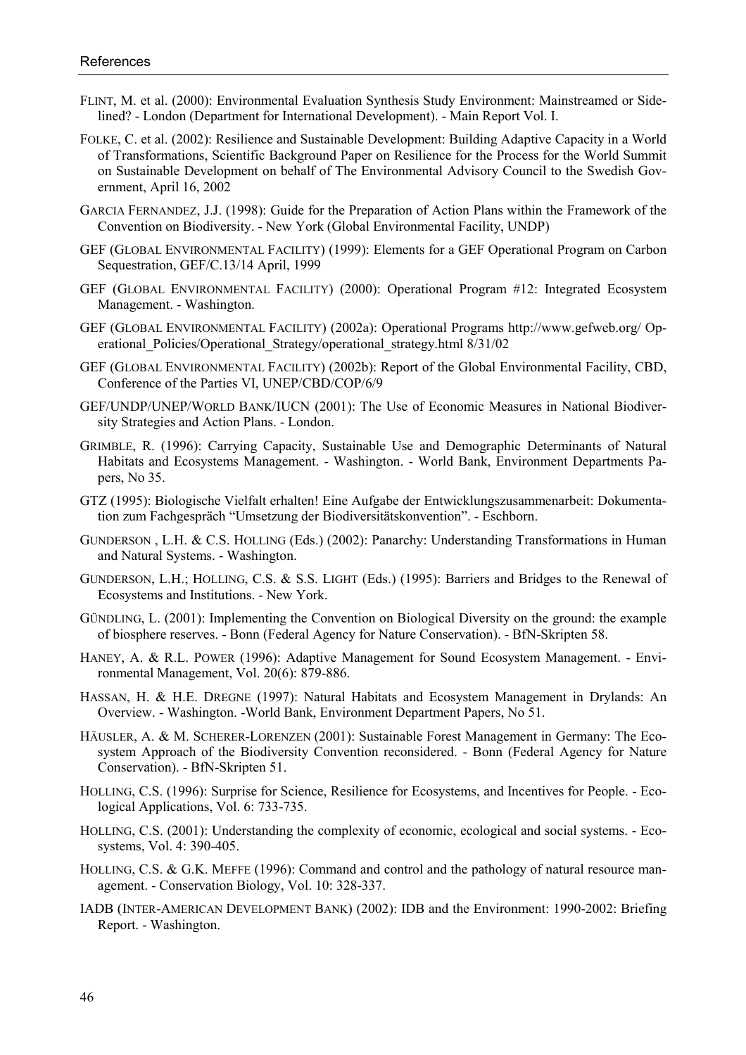FLINT, M. et al. (2000): Environmental Evaluation Synthesis Study Environment: Mainstreamed or Sidelined? - London (Department for International Development). - Main Report Vol. I.

FOLKE, C. et al. (2002): Resilience and Sustainable Development: Building Adaptive Capacity in a World of Transformations, Scientific Background Paper on Resilience for the Process for the World Summit on Sustainable Development on behalf of The Environmental Advisory Council to the Swedish Government, April 16, 2002

GARCIA FERNANDEZ, J.J. (1998): Guide for the Preparation of Action Plans within the Framework of the Convention on Biodiversity. - New York (Global Environmental Facility, UNDP)

GEF (GLOBAL ENVIRONMENTAL FACILITY) (1999): Elements for a GEF Operational Program on Carbon Sequestration, GEF/C.13/14 April, 1999

GEF (GLOBAL ENVIRONMENTAL FACILITY) (2000): Operational Program #12: Integrated Ecosystem Management. - Washington.

GEF (GLOBAL ENVIRONMENTAL FACILITY) (2002a): Operational Programs http://www.gefweb.org/ Operational_Policies/Operational_Strategy/operational_strategy.html 8/31/02

GEF (GLOBAL ENVIRONMENTAL FACILITY) (2002b): Report of the Global Environmental Facility, CBD, Conference of the Parties VI, UNEP/CBD/COP/6/9

GEF/UNDP/UNEP/WORLD BANK/IUCN (2001): The Use of Economic Measures in National Biodiversity Strategies and Action Plans. - London.

GRIMBLE, R. (1996): Carrying Capacity, Sustainable Use and Demographic Determinants of Natural Habitats and Ecosystems Management. - Washington. - World Bank, Environment Departments Papers, No 35.

GTZ (1995): Biologische Vielfalt erhalten! Eine Aufgabe der Entwicklungszusammenarbeit: Dokumentation zum Fachgespräch "Umsetzung der Biodiversitätskonvention". - Eschborn.

GUNDERSON , L.H. & C.S. HOLLING (Eds.) (2002): Panarchy: Understanding Transformations in Human and Natural Systems. - Washington.

GUNDERSON, L.H.; HOLLING, C.S. & S.S. LIGHT (Eds.) (1995): Barriers and Bridges to the Renewal of Ecosystems and Institutions. - New York.

GÜNDLING, L. (2001): Implementing the Convention on Biological Diversity on the ground: the example of biosphere reserves. - Bonn (Federal Agency for Nature Conservation). - BfN-Skripten 58.

HANEY, A. & R.L. POWER (1996): Adaptive Management for Sound Ecosystem Management. - Environmental Management, Vol. 20(6): 879-886.

HASSAN, H. & H.E. DREGNE (1997): Natural Habitats and Ecosystem Management in Drylands: An Overview. - Washington. -World Bank, Environment Department Papers, No 51.

HÄUSLER, A. & M. SCHERER-LORENZEN (2001): Sustainable Forest Management in Germany: The Ecosystem Approach of the Biodiversity Convention reconsidered. - Bonn (Federal Agency for Nature Conservation). - BfN-Skripten 51.

HOLLING, C.S. (1996): Surprise for Science, Resilience for Ecosystems, and Incentives for People. - Ecological Applications, Vol. 6: 733-735.

HOLLING, C.S. (2001): Understanding the complexity of economic, ecological and social systems. - Ecosystems, Vol. 4: 390-405.

HOLLING, C.S. & G.K. MEFFE (1996): Command and control and the pathology of natural resource management. - Conservation Biology, Vol. 10: 328-337.

IADB (INTER-AMERICAN DEVELOPMENT BANK) (2002): IDB and the Environment: 1990-2002: Briefing Report. - Washington.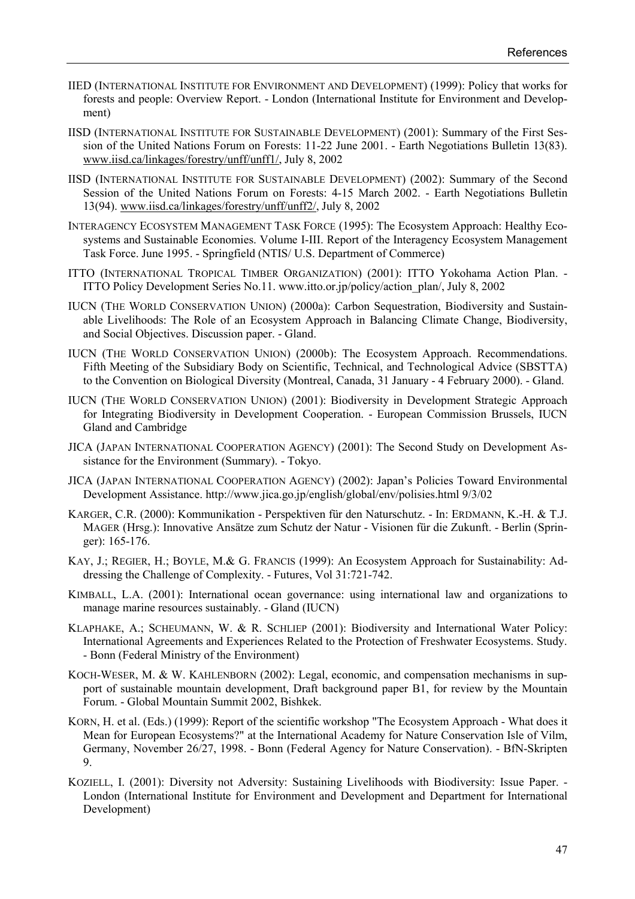IIED (INTERNATIONAL INSTITUTE FOR ENVIRONMENT AND DEVELOPMENT) (1999): Policy that works for forests and people: Overview Report. - London (International Institute for Environment and Development)

IISD (INTERNATIONAL INSTITUTE FOR SUSTAINABLE DEVELOPMENT) (2001): Summary of the First Session of the United Nations Forum on Forests: 11-22 June 2001. - Earth Negotiations Bulletin 13(83). www.iisd.ca/linkages/forestry/unff/unff1/, July 8, 2002

IISD (INTERNATIONAL INSTITUTE FOR SUSTAINABLE DEVELOPMENT) (2002): Summary of the Second Session of the United Nations Forum on Forests: 4-15 March 2002. - Earth Negotiations Bulletin 13(94). www.iisd.ca/linkages/forestry/unff/unff2/, July 8, 2002

INTERAGENCY ECOSYSTEM MANAGEMENT TASK FORCE (1995): The Ecosystem Approach: Healthy Ecosystems and Sustainable Economies. Volume I-III. Report of the Interagency Ecosystem Management Task Force. June 1995. - Springfield (NTIS/ U.S. Department of Commerce)

ITTO (INTERNATIONAL TROPICAL TIMBER ORGANIZATION) (2001): ITTO Yokohama Action Plan. - ITTO Policy Development Series No.11. www.itto.or.jp/policy/action_plan/, July 8, 2002

IUCN (THE WORLD CONSERVATION UNION) (2000a): Carbon Sequestration, Biodiversity and Sustainable Livelihoods: The Role of an Ecosystem Approach in Balancing Climate Change, Biodiversity, and Social Objectives. Discussion paper. - Gland.

IUCN (THE WORLD CONSERVATION UNION) (2000b): The Ecosystem Approach. Recommendations. Fifth Meeting of the Subsidiary Body on Scientific, Technical, and Technological Advice (SBSTTA) to the Convention on Biological Diversity (Montreal, Canada, 31 January - 4 February 2000). - Gland.

IUCN (THE WORLD CONSERVATION UNION) (2001): Biodiversity in Development Strategic Approach for Integrating Biodiversity in Development Cooperation. - European Commission Brussels, IUCN Gland and Cambridge

JICA (JAPAN INTERNATIONAL COOPERATION AGENCY) (2001): The Second Study on Development Assistance for the Environment (Summary). - Tokyo.

JICA (JAPAN INTERNATIONAL COOPERATION AGENCY) (2002): Japan's Policies Toward Environmental Development Assistance. http://www.jica.go.jp/english/global/env/polisies.html 9/3/02

KARGER, C.R. (2000): Kommunikation - Perspektiven für den Naturschutz. - In: ERDMANN, K.-H. & T.J. MAGER (Hrsg.): Innovative Ansätze zum Schutz der Natur - Visionen für die Zukunft. - Berlin (Springer): 165-176.

KAY, J.; REGIER, H.; BOYLE, M.& G. FRANCIS (1999): An Ecosystem Approach for Sustainability: Addressing the Challenge of Complexity. - Futures, Vol 31:721-742.

KIMBALL, L.A. (2001): International ocean governance: using international law and organizations to manage marine resources sustainably. - Gland (IUCN)

KLAPHAKE, A.; SCHEUMANN, W. & R. SCHLIEP (2001): Biodiversity and International Water Policy: International Agreements and Experiences Related to the Protection of Freshwater Ecosystems. Study. - Bonn (Federal Ministry of the Environment)

KOCH-WESER, M. & W. KAHLENBORN (2002): Legal, economic, and compensation mechanisms in support of sustainable mountain development, Draft background paper B1, for review by the Mountain Forum. - Global Mountain Summit 2002, Bishkek.

KORN, H. et al. (Eds.) (1999): Report of the scientific workshop "The Ecosystem Approach - What does it Mean for European Ecosystems?" at the International Academy for Nature Conservation Isle of Vilm, Germany, November 26/27, 1998. - Bonn (Federal Agency for Nature Conservation). - BfN-Skripten 9.

KOZIELL, I. (2001): Diversity not Adversity: Sustaining Livelihoods with Biodiversity: Issue Paper. - London (International Institute for Environment and Development and Department for International Development)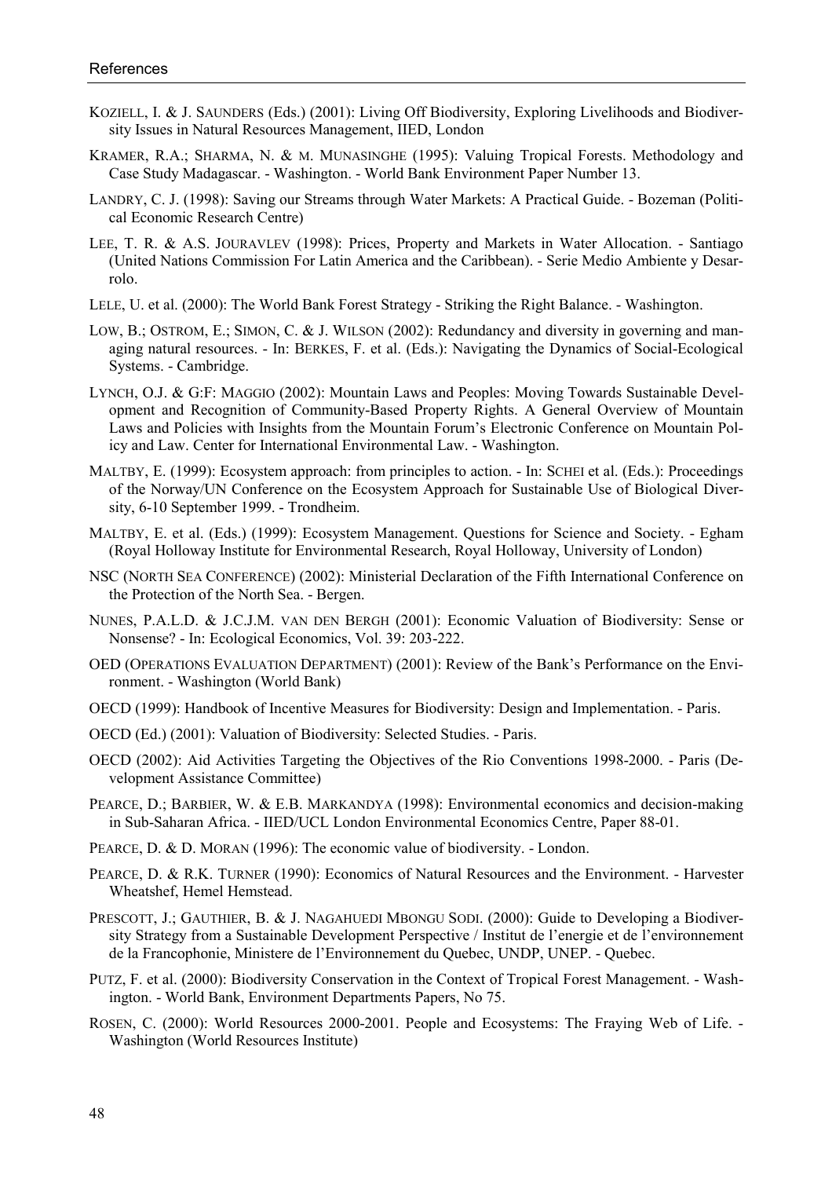KOZIELL, I. & J. SAUNDERS (Eds.) (2001): Living Off Biodiversity, Exploring Livelihoods and Biodiversity Issues in Natural Resources Management, IIED, London

KRAMER, R.A.; SHARMA, N. & M. MUNASINGHE (1995): Valuing Tropical Forests. Methodology and Case Study Madagascar. - Washington. - World Bank Environment Paper Number 13.

LANDRY, C. J. (1998): Saving our Streams through Water Markets: A Practical Guide. - Bozeman (Political Economic Research Centre)

LEE, T. R. & A.S. JOURAVLEV (1998): Prices, Property and Markets in Water Allocation. - Santiago (United Nations Commission For Latin America and the Caribbean). - Serie Medio Ambiente y Desarrolo.

LELE, U. et al. (2000): The World Bank Forest Strategy - Striking the Right Balance. - Washington.

LOW, B.; OSTROM, E.; SIMON, C. & J. WILSON (2002): Redundancy and diversity in governing and managing natural resources. - In: BERKES, F. et al. (Eds.): Navigating the Dynamics of Social-Ecological Systems. - Cambridge.

LYNCH, O.J. & G:F: MAGGIO (2002): Mountain Laws and Peoples: Moving Towards Sustainable Development and Recognition of Community-Based Property Rights. A General Overview of Mountain Laws and Policies with Insights from the Mountain Forum's Electronic Conference on Mountain Policy and Law. Center for International Environmental Law. - Washington.

MALTBY, E. (1999): Ecosystem approach: from principles to action. - In: SCHEI et al. (Eds.): Proceedings of the Norway/UN Conference on the Ecosystem Approach for Sustainable Use of Biological Diversity, 6-10 September 1999. - Trondheim.

MALTBY, E. et al. (Eds.) (1999): Ecosystem Management. Questions for Science and Society. - Egham (Royal Holloway Institute for Environmental Research, Royal Holloway, University of London)

NSC (NORTH SEA CONFERENCE) (2002): Ministerial Declaration of the Fifth International Conference on the Protection of the North Sea. - Bergen.

NUNES, P.A.L.D. & J.C.J.M. VAN DEN BERGH (2001): Economic Valuation of Biodiversity: Sense or Nonsense? - In: Ecological Economics, Vol. 39: 203-222.

OED (OPERATIONS EVALUATION DEPARTMENT) (2001): Review of the Bank's Performance on the Environment. - Washington (World Bank)

OECD (1999): Handbook of Incentive Measures for Biodiversity: Design and Implementation. - Paris.

OECD (Ed.) (2001): Valuation of Biodiversity: Selected Studies. - Paris.

OECD (2002): Aid Activities Targeting the Objectives of the Rio Conventions 1998-2000. - Paris (Development Assistance Committee)

PEARCE, D.; BARBIER, W. & E.B. MARKANDYA (1998): Environmental economics and decision-making in Sub-Saharan Africa. - IIED/UCL London Environmental Economics Centre, Paper 88-01.

PEARCE, D. & D. MORAN (1996): The economic value of biodiversity. - London.

PEARCE, D. & R.K. TURNER (1990): Economics of Natural Resources and the Environment. - Harvester Wheatshef, Hemel Hemstead.

PRESCOTT, J.; GAUTHIER, B. & J. NAGAHUEDI MBONGU SODI. (2000): Guide to Developing a Biodiversity Strategy from a Sustainable Development Perspective / Institut de l'energie et de l'environnement de la Francophonie, Ministere de l'Environnement du Quebec, UNDP, UNEP. - Quebec.

PUTZ, F. et al. (2000): Biodiversity Conservation in the Context of Tropical Forest Management. - Washington. - World Bank, Environment Departments Papers, No 75.

ROSEN, C. (2000): World Resources 2000-2001. People and Ecosystems: The Fraying Web of Life. - Washington (World Resources Institute)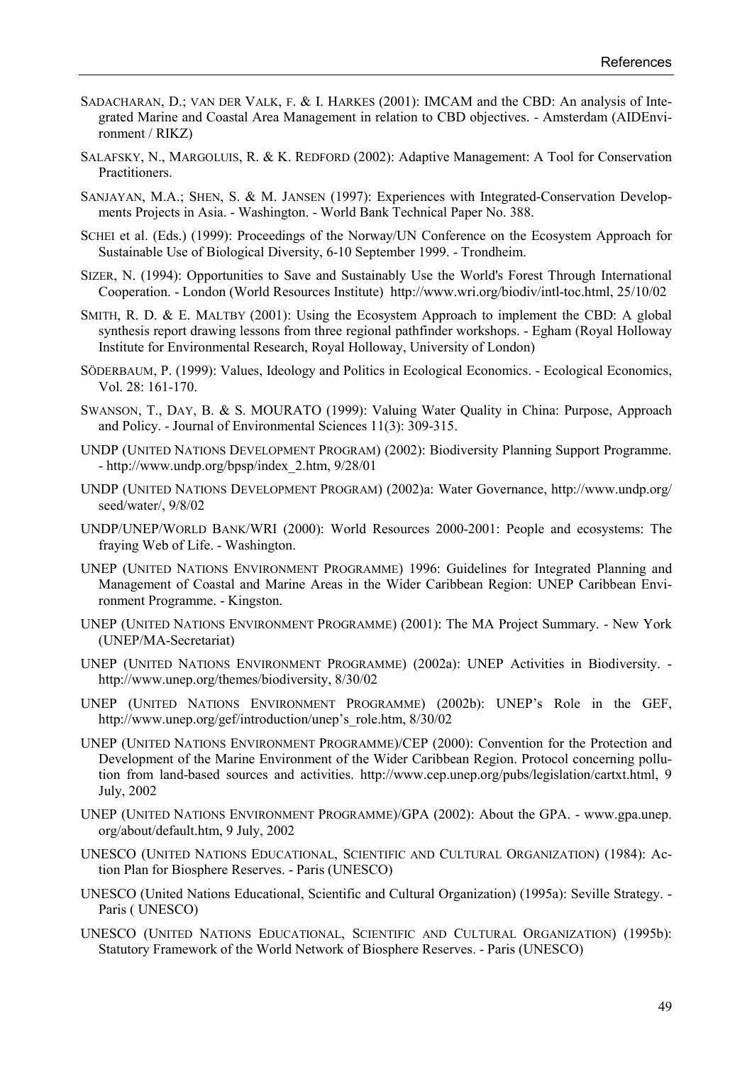SADACHARAN, D.; VAN DER VALK, F. & I. HARKES (2001): IMCAM and the CBD: An analysis of Integrated Marine and Coastal Area Management in relation to CBD objectives. - Amsterdam (AIDEnvironment / RIKZ)

SALAFSKY, N., MARGOLUIS, R. & K. REDFORD (2002): Adaptive Management: A Tool for Conservation Practitioners.

SANJAYAN, M.A.; SHEN, S. & M. JANSEN (1997): Experiences with Integrated-Conservation Developments Projects in Asia. - Washington. - World Bank Technical Paper No. 388.

SCHEI et al. (Eds.) (1999): Proceedings of the Norway/UN Conference on the Ecosystem Approach for Sustainable Use of Biological Diversity, 6-10 September 1999. - Trondheim.

SIZER, N. (1994): Opportunities to Save and Sustainably Use the World's Forest Through International Cooperation. - London (World Resources Institute) http://www.wri.org/biodiv/intl-toc.html, 25/10/02

SMITH, R. D. & E. MALTBY (2001): Using the Ecosystem Approach to implement the CBD: A global synthesis report drawing lessons from three regional pathfinder workshops. - Egham (Royal Holloway Institute for Environmental Research, Royal Holloway, University of London)

SÖDERBAUM, P. (1999): Values, Ideology and Politics in Ecological Economics. - Ecological Economics, Vol. 28: 161-170.

SWANSON, T., DAY, B. & S. MOURATO (1999): Valuing Water Quality in China: Purpose, Approach and Policy. - Journal of Environmental Sciences 11(3): 309-315.

UNDP (UNITED NATIONS DEVELOPMENT PROGRAM) (2002): Biodiversity Planning Support Programme. - http://www.undp.org/bpsp/index_2.htm, 9/28/01

UNDP (UNITED NATIONS DEVELOPMENT PROGRAM) (2002)a: Water Governance, http://www.undp.org/seed/water/, 9/8/02

UNDP/UNEP/WORLD BANK/WRI (2000): World Resources 2000-2001: People and ecosystems: The fraying Web of Life. - Washington.

UNEP (UNITED NATIONS ENVIRONMENT PROGRAMME) 1996: Guidelines for Integrated Planning and Management of Coastal and Marine Areas in the Wider Caribbean Region: UNEP Caribbean Environment Programme. - Kingston.

UNEP (UNITED NATIONS ENVIRONMENT PROGRAMME) (2001): The MA Project Summary. - New York (UNEP/MA-Secretariat)

UNEP (UNITED NATIONS ENVIRONMENT PROGRAMME) (2002a): UNEP Activities in Biodiversity. - http://www.unep.org/themes/biodiversity, 8/30/02

UNEP (UNITED NATIONS ENVIRONMENT PROGRAMME) (2002b): UNEP's Role in the GEF, http://www.unep.org/gef/introduction/unep's_role.htm, 8/30/02

UNEP (UNITED NATIONS ENVIRONMENT PROGRAMME)/CEP (2000): Convention for the Protection and Development of the Marine Environment of the Wider Caribbean Region. Protocol concerning pollution from land-based sources and activities. http://www.cep.unep.org/pubs/legislation/cartxt.html, 9 July, 2002

UNEP (UNITED NATIONS ENVIRONMENT PROGRAMME)/GPA (2002): About the GPA. - www.gpa.unep.org/about/default.htm, 9 July, 2002

UNESCO (UNITED NATIONS EDUCATIONAL, SCIENTIFIC AND CULTURAL ORGANIZATION) (1984): Action Plan for Biosphere Reserves. - Paris (UNESCO)

UNESCO (United Nations Educational, Scientific and Cultural Organization) (1995a): Seville Strategy. - Paris ( UNESCO)

UNESCO (UNITED NATIONS EDUCATIONAL, SCIENTIFIC AND CULTURAL ORGANIZATION) (1995b): Statutory Framework of the World Network of Biosphere Reserves. - Paris (UNESCO)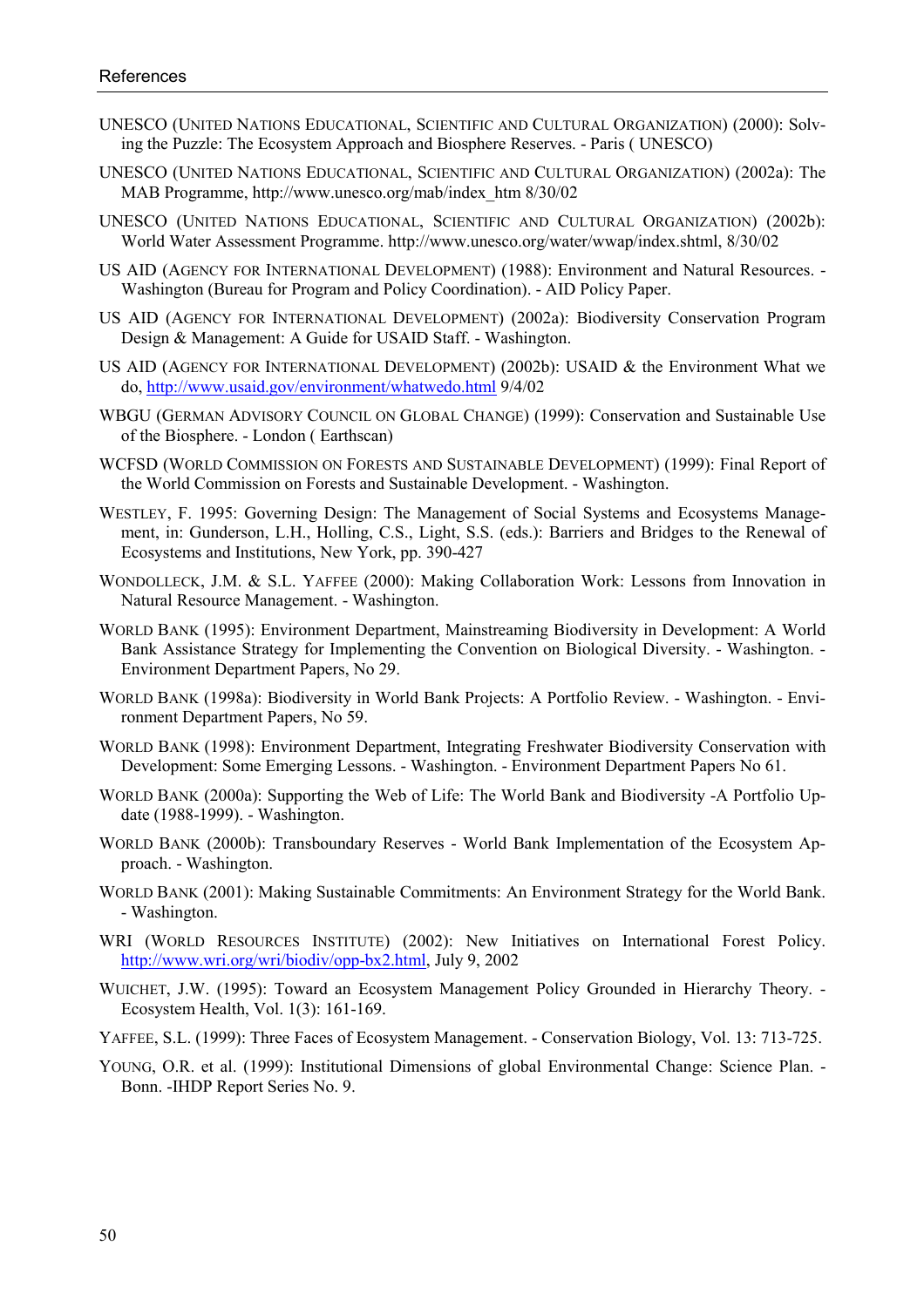UNESCO (United Nations Educational, Scientific and Cultural Organization) (2000): Solving the Puzzle: The Ecosystem Approach and Biosphere Reserves. - Paris ( UNESCO)

UNESCO (United Nations Educational, Scientific and Cultural Organization) (2002a): The MAB Programme, http://www.unesco.org/mab/index_htm 8/30/02

UNESCO (United Nations Educational, Scientific and Cultural Organization) (2002b): World Water Assessment Programme. http://www.unesco.org/water/wwap/index.shtml, 8/30/02

US AID (Agency for International Development) (1988): Environment and Natural Resources. - Washington (Bureau for Program and Policy Coordination). - AID Policy Paper.

US AID (Agency for International Development) (2002a): Biodiversity Conservation Program Design & Management: A Guide for USAID Staff. - Washington.

US AID (Agency for International Development) (2002b): USAID & the Environment What we do, http://www.usaid.gov/environment/whatwedo.html 9/4/02

WBGU (German Advisory Council on Global Change) (1999): Conservation and Sustainable Use of the Biosphere. - London ( Earthscan)

WCFSD (World Commission on Forests and Sustainable Development) (1999): Final Report of the World Commission on Forests and Sustainable Development. - Washington.

Westley, F. 1995: Governing Design: The Management of Social Systems and Ecosystems Management, in: Gunderson, L.H., Holling, C.S., Light, S.S. (eds.): Barriers and Bridges to the Renewal of Ecosystems and Institutions, New York, pp. 390-427

Wondolleck, J.M. & S.L. Yaffee (2000): Making Collaboration Work: Lessons from Innovation in Natural Resource Management. - Washington.

World Bank (1995): Environment Department, Mainstreaming Biodiversity in Development: A World Bank Assistance Strategy for Implementing the Convention on Biological Diversity. - Washington. - Environment Department Papers, No 29.

World Bank (1998a): Biodiversity in World Bank Projects: A Portfolio Review. - Washington. - Environment Department Papers, No 59.

World Bank (1998): Environment Department, Integrating Freshwater Biodiversity Conservation with Development: Some Emerging Lessons. - Washington. - Environment Department Papers No 61.

World Bank (2000a): Supporting the Web of Life: The World Bank and Biodiversity -A Portfolio Update (1988-1999). - Washington.

World Bank (2000b): Transboundary Reserves - World Bank Implementation of the Ecosystem Approach. - Washington.

World Bank (2001): Making Sustainable Commitments: An Environment Strategy for the World Bank. - Washington.

WRI (World Resources Institute) (2002): New Initiatives on International Forest Policy. http://www.wri.org/wri/biodiv/opp-bx2.html, July 9, 2002

Wuichet, J.W. (1995): Toward an Ecosystem Management Policy Grounded in Hierarchy Theory. - Ecosystem Health, Vol. 1(3): 161-169.

Yaffee, S.L. (1999): Three Faces of Ecosystem Management. - Conservation Biology, Vol. 13: 713-725.

Young, O.R. et al. (1999): Institutional Dimensions of global Environmental Change: Science Plan. - Bonn. -IHDP Report Series No. 9.